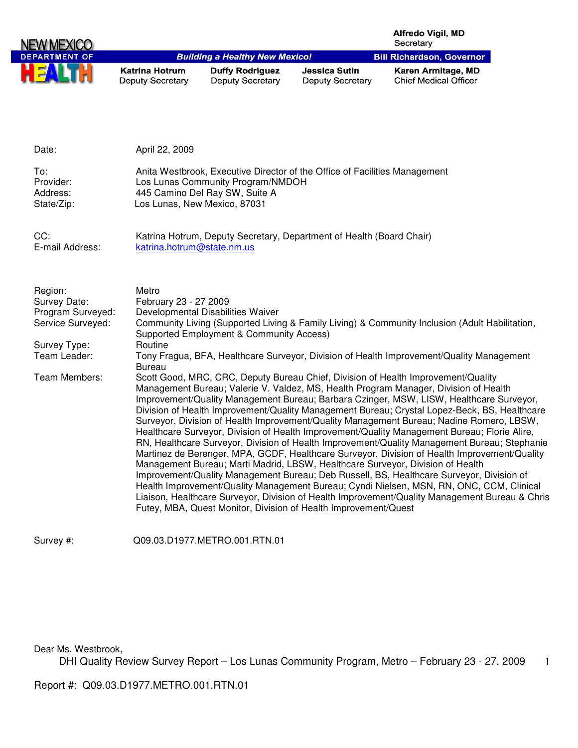**NEW MEXICO DEPARTMENT OF HEALTH**

*Building a Healthy New Mexico!*

**Alfredo Vigil, MD**
Secretary

**Bill Richardson, Governor**

| **Katrina Hotrum** | **Duffy Rodriguez** | **Jessica Sutin** | **Karen Armitage, MD** |
|---|---|---|---|
| Deputy Secretary | Deputy Secretary | Deputy Secretary | Chief Medical Officer |

Date: April 22, 2009

To: Anita Westbrook, Executive Director of the Office of Facilities Management
Provider: Los Lunas Community Program/NMDOH
Address: 445 Camino Del Ray SW, Suite A
State/Zip: Los Lunas, New Mexico, 87031

CC: Katrina Hotrum, Deputy Secretary, Department of Health (Board Chair)
E-mail Address: katrina.hotrum@state.nm.us

Region: Metro
Survey Date: February 23 - 27 2009
Program Surveyed: Developmental Disabilities Waiver
Service Surveyed: Community Living (Supported Living & Family Living) & Community Inclusion (Adult Habilitation, Supported Employment & Community Access)

Survey Type: Routine
Team Leader: Tony Fragua, BFA, Healthcare Surveyor, Division of Health Improvement/Quality Management Bureau

Team Members: Scott Good, MRC, CRC, Deputy Bureau Chief, Division of Health Improvement/Quality Management Bureau; Valerie V. Valdez, MS, Health Program Manager, Division of Health Improvement/Quality Management Bureau; Barbara Czinger, MSW, LISW, Healthcare Surveyor, Division of Health Improvement/Quality Management Bureau; Crystal Lopez-Beck, BS, Healthcare Surveyor, Division of Health Improvement/Quality Management Bureau; Nadine Romero, LBSW, Healthcare Surveyor, Division of Health Improvement/Quality Management Bureau; Florie Alire, RN, Healthcare Surveyor, Division of Health Improvement/Quality Management Bureau; Stephanie Martinez de Berenger, MPA, GCDF, Healthcare Surveyor, Division of Health Improvement/Quality Management Bureau; Marti Madrid, LBSW, Healthcare Surveyor, Division of Health Improvement/Quality Management Bureau; Deb Russell, BS, Healthcare Surveyor, Division of Health Improvement/Quality Management Bureau; Cyndi Nielsen, MSN, RN, ONC, CCM, Clinical Liaison, Healthcare Surveyor, Division of Health Improvement/Quality Management Bureau & Chris Futey, MBA, Quest Monitor, Division of Health Improvement/Quest

Survey #: Q09.03.D1977.METRO.001.RTN.01

Dear Ms. Westbrook,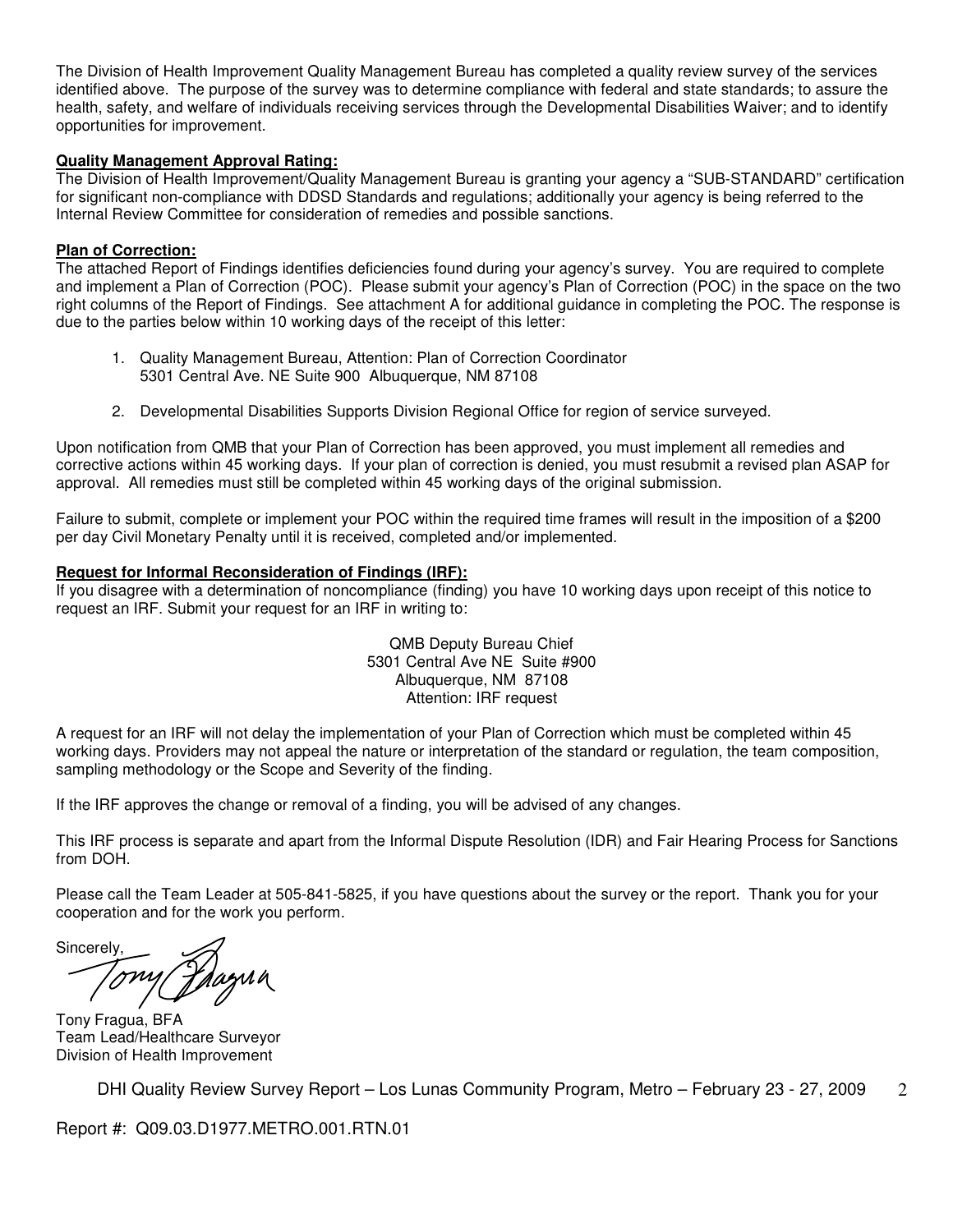The Division of Health Improvement Quality Management Bureau has completed a quality review survey of the services identified above. The purpose of the survey was to determine compliance with federal and state standards; to assure the health, safety, and welfare of individuals receiving services through the Developmental Disabilities Waiver; and to identify opportunities for improvement.

**Quality Management Approval Rating:**

The Division of Health Improvement/Quality Management Bureau is granting your agency a "SUB-STANDARD" certification for significant non-compliance with DDSD Standards and regulations; additionally your agency is being referred to the Internal Review Committee for consideration of remedies and possible sanctions.

**Plan of Correction:**

The attached Report of Findings identifies deficiencies found during your agency's survey. You are required to complete and implement a Plan of Correction (POC). Please submit your agency's Plan of Correction (POC) in the space on the two right columns of the Report of Findings. See attachment A for additional guidance in completing the POC. The response is due to the parties below within 10 working days of the receipt of this letter:

1. Quality Management Bureau, Attention: Plan of Correction Coordinator
   5301 Central Ave. NE Suite 900 Albuquerque, NM 87108

2. Developmental Disabilities Supports Division Regional Office for region of service surveyed.

Upon notification from QMB that your Plan of Correction has been approved, you must implement all remedies and corrective actions within 45 working days. If your plan of correction is denied, you must resubmit a revised plan ASAP for approval. All remedies must still be completed within 45 working days of the original submission.

Failure to submit, complete or implement your POC within the required time frames will result in the imposition of a $200 per day Civil Monetary Penalty until it is received, completed and/or implemented.

**Request for Informal Reconsideration of Findings (IRF):**

If you disagree with a determination of noncompliance (finding) you have 10 working days upon receipt of this notice to request an IRF. Submit your request for an IRF in writing to:

QMB Deputy Bureau Chief
5301 Central Ave NE Suite #900
Albuquerque, NM 87108
Attention: IRF request

A request for an IRF will not delay the implementation of your Plan of Correction which must be completed within 45 working days. Providers may not appeal the nature or interpretation of the standard or regulation, the team composition, sampling methodology or the Scope and Severity of the finding.

If the IRF approves the change or removal of a finding, you will be advised of any changes.

This IRF process is separate and apart from the Informal Dispute Resolution (IDR) and Fair Hearing Process for Sanctions from DOH.

Please call the Team Leader at 505-841-5825, if you have questions about the survey or the report. Thank you for your cooperation and for the work you perform.

Sincerely,

Tony Fragua, BFA
Team Lead/Healthcare Surveyor
Division of Health Improvement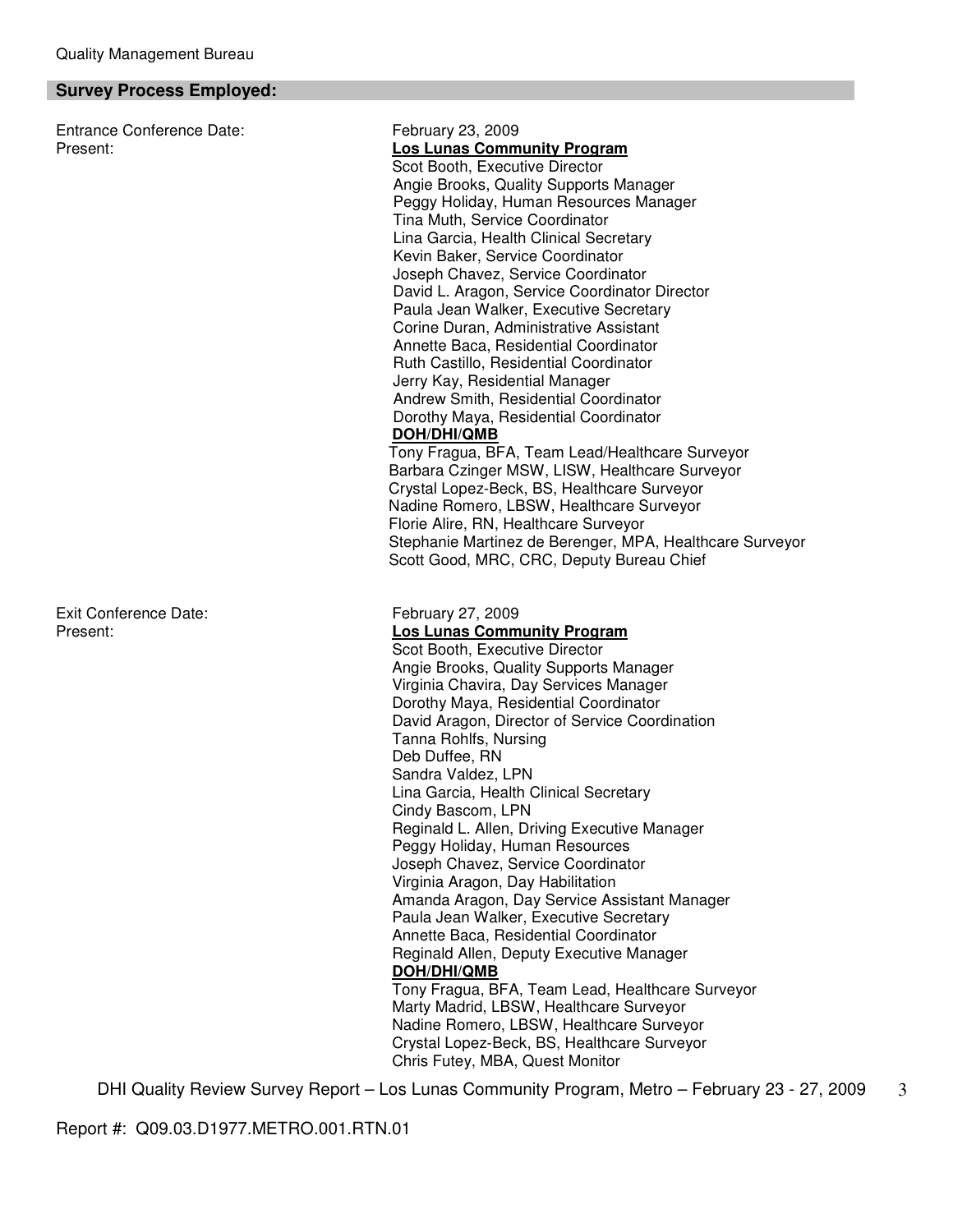## Survey Process Employed:

Entrance Conference Date: February 23, 2009

Present:

**Los Lunas Community Program**

Scot Booth, Executive Director
Angie Brooks, Quality Supports Manager
Peggy Holiday, Human Resources Manager
Tina Muth, Service Coordinator
Lina Garcia, Health Clinical Secretary
Kevin Baker, Service Coordinator
Joseph Chavez, Service Coordinator
David L. Aragon, Service Coordinator Director
Paula Jean Walker, Executive Secretary
Corine Duran, Administrative Assistant
Annette Baca, Residential Coordinator
Ruth Castillo, Residential Coordinator
Jerry Kay, Residential Manager
Andrew Smith, Residential Coordinator
Dorothy Maya, Residential Coordinator

**DOH/DHI/QMB**

Tony Fragua, BFA, Team Lead/Healthcare Surveyor
Barbara Czinger MSW, LISW, Healthcare Surveyor
Crystal Lopez-Beck, BS, Healthcare Surveyor
Nadine Romero, LBSW, Healthcare Surveyor
Florie Alire, RN, Healthcare Surveyor
Stephanie Martinez de Berenger, MPA, Healthcare Surveyor
Scott Good, MRC, CRC, Deputy Bureau Chief

Exit Conference Date: February 27, 2009

Present:

**Los Lunas Community Program**

Scot Booth, Executive Director
Angie Brooks, Quality Supports Manager
Virginia Chavira, Day Services Manager
Dorothy Maya, Residential Coordinator
David Aragon, Director of Service Coordination
Tanna Rohlfs, Nursing
Deb Duffee, RN
Sandra Valdez, LPN
Lina Garcia, Health Clinical Secretary
Cindy Bascom, LPN
Reginald L. Allen, Driving Executive Manager
Peggy Holiday, Human Resources
Joseph Chavez, Service Coordinator
Virginia Aragon, Day Habilitation
Amanda Aragon, Day Service Assistant Manager
Paula Jean Walker, Executive Secretary
Annette Baca, Residential Coordinator
Reginald Allen, Deputy Executive Manager

**DOH/DHI/QMB**

Tony Fragua, BFA, Team Lead, Healthcare Surveyor
Marty Madrid, LBSW, Healthcare Surveyor
Nadine Romero, LBSW, Healthcare Surveyor
Crystal Lopez-Beck, BS, Healthcare Surveyor
Chris Futey, MBA, Quest Monitor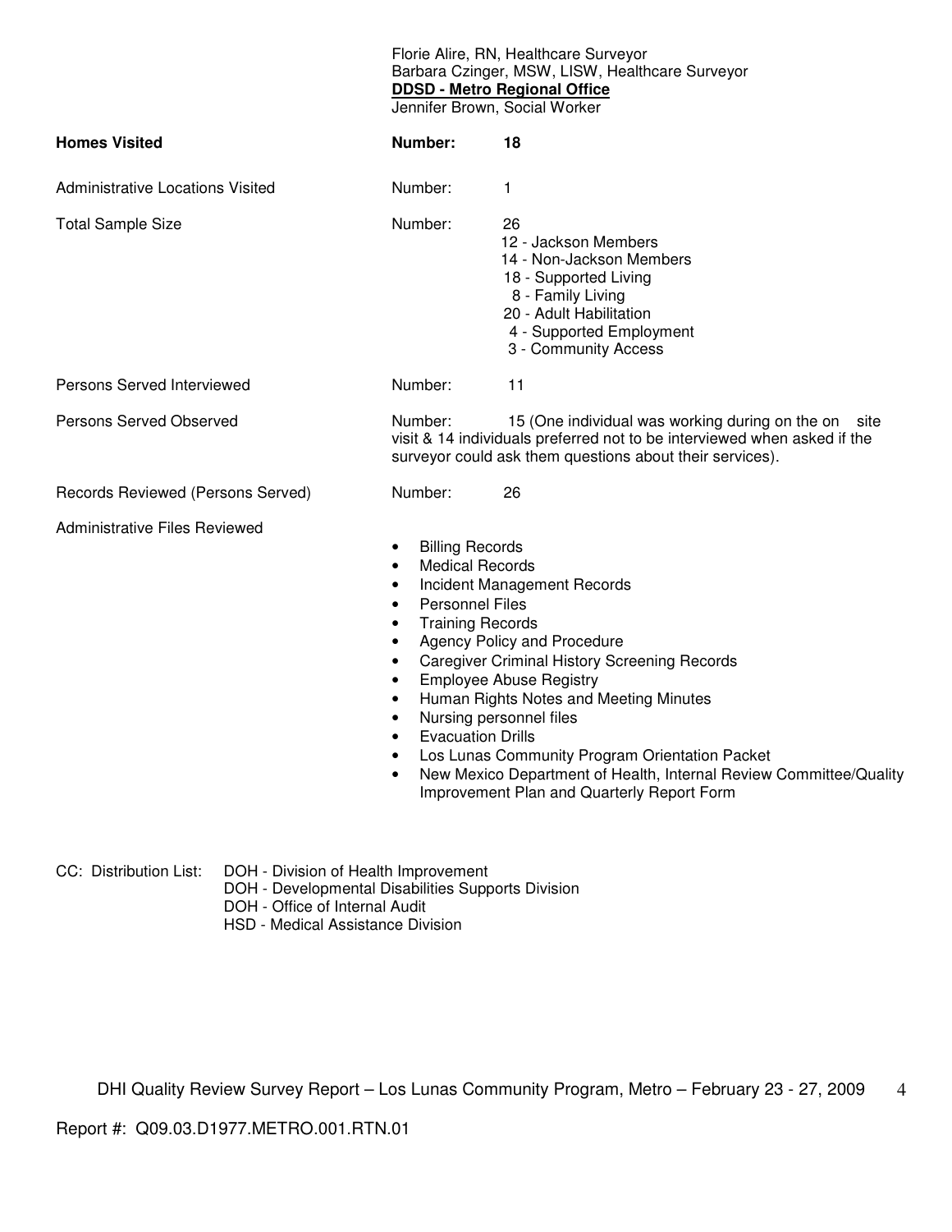Florie Alire, RN, Healthcare Surveyor
Barbara Czinger, MSW, LISW, Healthcare Surveyor
**DDSD - Metro Regional Office**
Jennifer Brown, Social Worker

| | | |
|---|---|---|
| **Homes Visited** | **Number:** | **18** |
| Administrative Locations Visited | Number: | 1 |
| Total Sample Size | Number: | 26<br>12 - Jackson Members<br>14 - Non-Jackson Members<br>18 - Supported Living<br>8 - Family Living<br>20 - Adult Habilitation<br>4 - Supported Employment<br>3 - Community Access |
| Persons Served Interviewed | Number: | 11 |
| Persons Served Observed | Number: | 15 (One individual was working during on the on site visit & 14 individuals preferred not to be interviewed when asked if the surveyor could ask them questions about their services). |
| Records Reviewed (Persons Served) | Number: | 26 |

Administrative Files Reviewed

- Billing Records
- Medical Records
- Incident Management Records
- Personnel Files
- Training Records
- Agency Policy and Procedure
- Caregiver Criminal History Screening Records
- Employee Abuse Registry
- Human Rights Notes and Meeting Minutes
- Nursing personnel files
- Evacuation Drills
- Los Lunas Community Program Orientation Packet
- New Mexico Department of Health, Internal Review Committee/Quality Improvement Plan and Quarterly Report Form

CC: Distribution List:
DOH - Division of Health Improvement
DOH - Developmental Disabilities Supports Division
DOH - Office of Internal Audit
HSD - Medical Assistance Division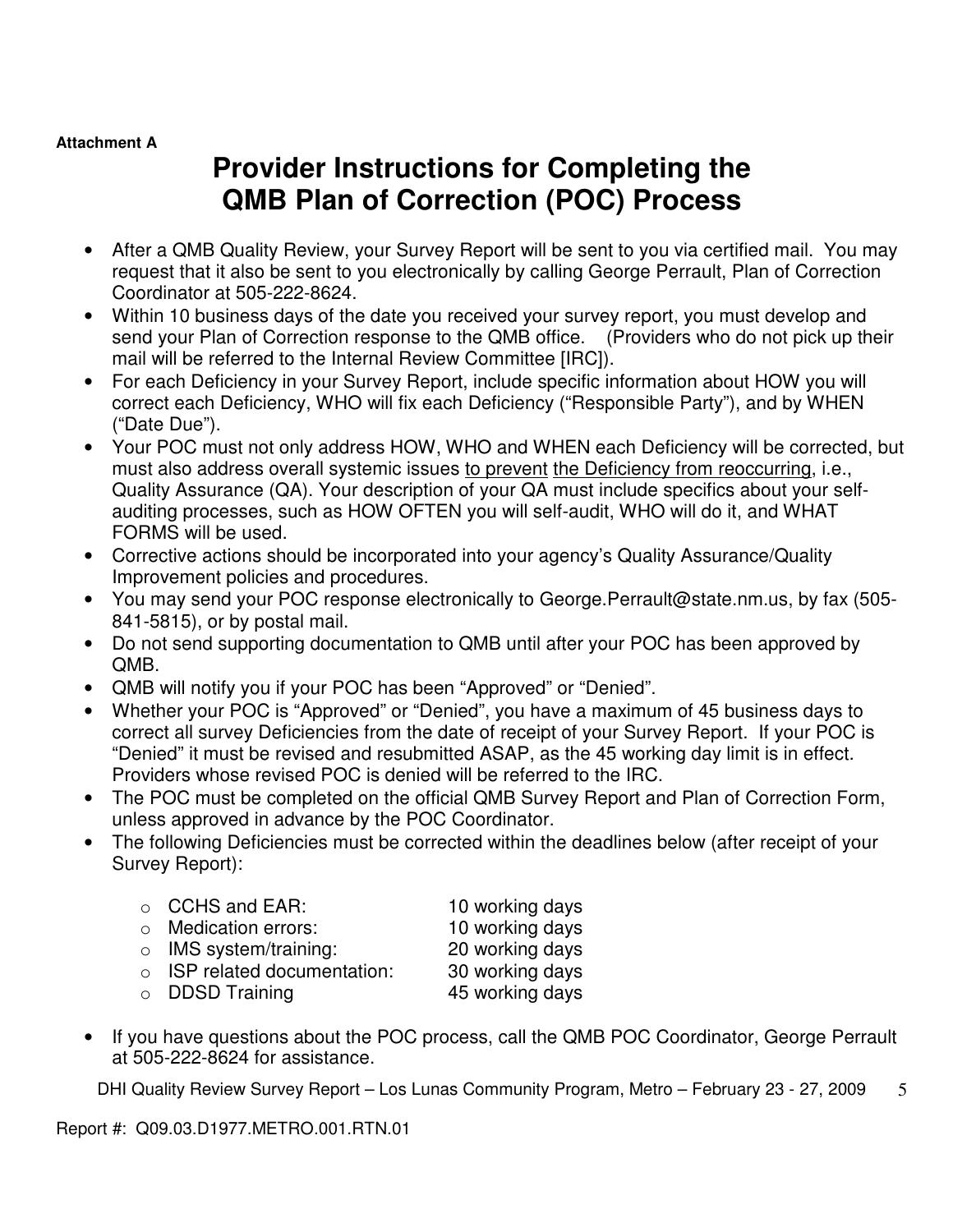**Attachment A**

# Provider Instructions for Completing the QMB Plan of Correction (POC) Process

- After a QMB Quality Review, your Survey Report will be sent to you via certified mail. You may request that it also be sent to you electronically by calling George Perrault, Plan of Correction Coordinator at 505-222-8624.
- Within 10 business days of the date you received your survey report, you must develop and send your Plan of Correction response to the QMB office. (Providers who do not pick up their mail will be referred to the Internal Review Committee [IRC]).
- For each Deficiency in your Survey Report, include specific information about HOW you will correct each Deficiency, WHO will fix each Deficiency ("Responsible Party"), and by WHEN ("Date Due").
- Your POC must not only address HOW, WHO and WHEN each Deficiency will be corrected, but must also address overall systemic issues <u>to prevent</u> <u>the Deficiency from reoccurring</u>, i.e., Quality Assurance (QA). Your description of your QA must include specifics about your self-auditing processes, such as HOW OFTEN you will self-audit, WHO will do it, and WHAT FORMS will be used.
- Corrective actions should be incorporated into your agency's Quality Assurance/Quality Improvement policies and procedures.
- You may send your POC response electronically to George.Perrault@state.nm.us, by fax (505-841-5815), or by postal mail.
- Do not send supporting documentation to QMB until after your POC has been approved by QMB.
- QMB will notify you if your POC has been "Approved" or "Denied".
- Whether your POC is "Approved" or "Denied", you have a maximum of 45 business days to correct all survey Deficiencies from the date of receipt of your Survey Report. If your POC is "Denied" it must be revised and resubmitted ASAP, as the 45 working day limit is in effect. Providers whose revised POC is denied will be referred to the IRC.
- The POC must be completed on the official QMB Survey Report and Plan of Correction Form, unless approved in advance by the POC Coordinator.
- The following Deficiencies must be corrected within the deadlines below (after receipt of your Survey Report):
  - CCHS and EAR: 10 working days
  - Medication errors: 10 working days
  - IMS system/training: 20 working days
  - ISP related documentation: 30 working days
  - DDSD Training 45 working days
- If you have questions about the POC process, call the QMB POC Coordinator, George Perrault at 505-222-8624 for assistance.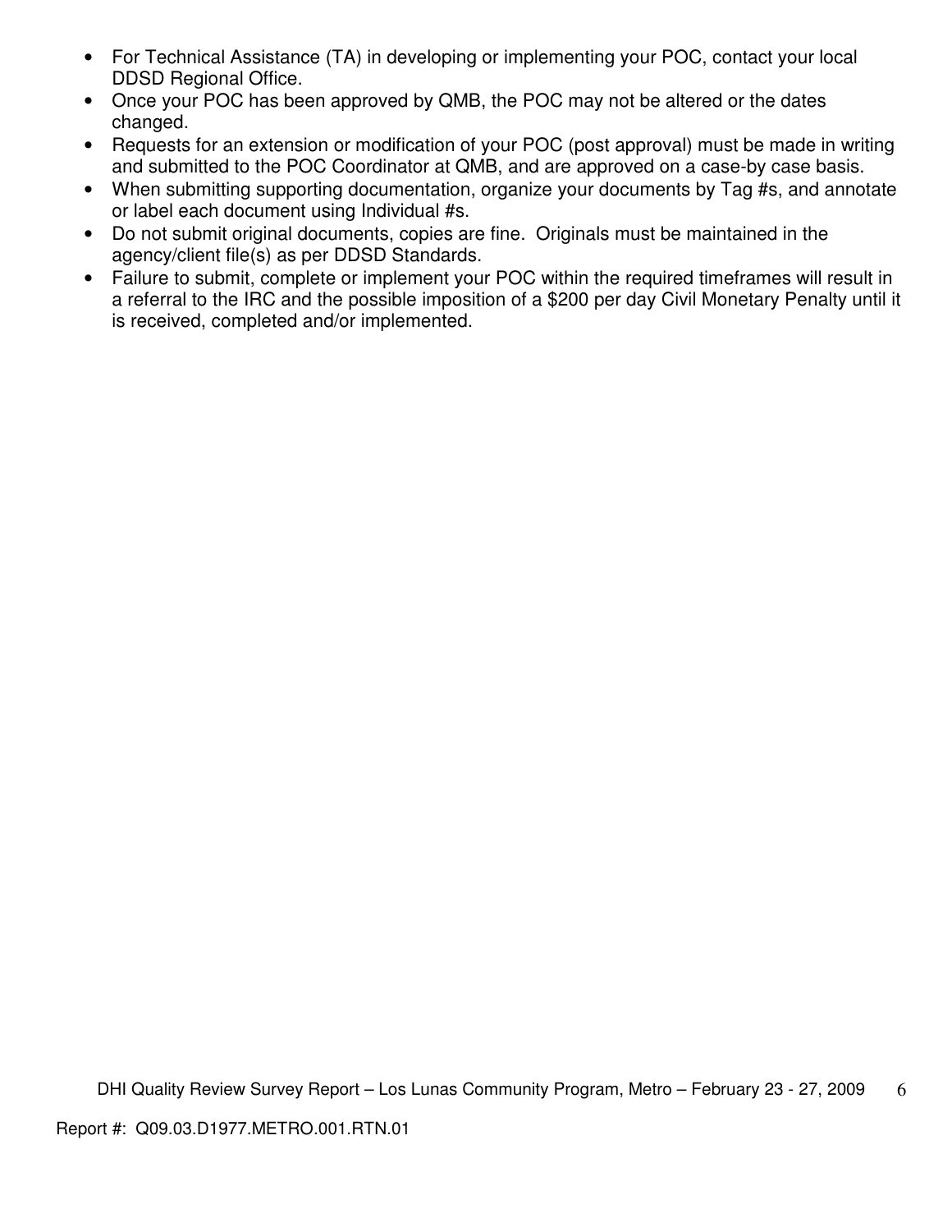- For Technical Assistance (TA) in developing or implementing your POC, contact your local DDSD Regional Office.
- Once your POC has been approved by QMB, the POC may not be altered or the dates changed.
- Requests for an extension or modification of your POC (post approval) must be made in writing and submitted to the POC Coordinator at QMB, and are approved on a case-by case basis.
- When submitting supporting documentation, organize your documents by Tag #s, and annotate or label each document using Individual #s.
- Do not submit original documents, copies are fine. Originals must be maintained in the agency/client file(s) as per DDSD Standards.
- Failure to submit, complete or implement your POC within the required timeframes will result in a referral to the IRC and the possible imposition of a $200 per day Civil Monetary Penalty until it is received, completed and/or implemented.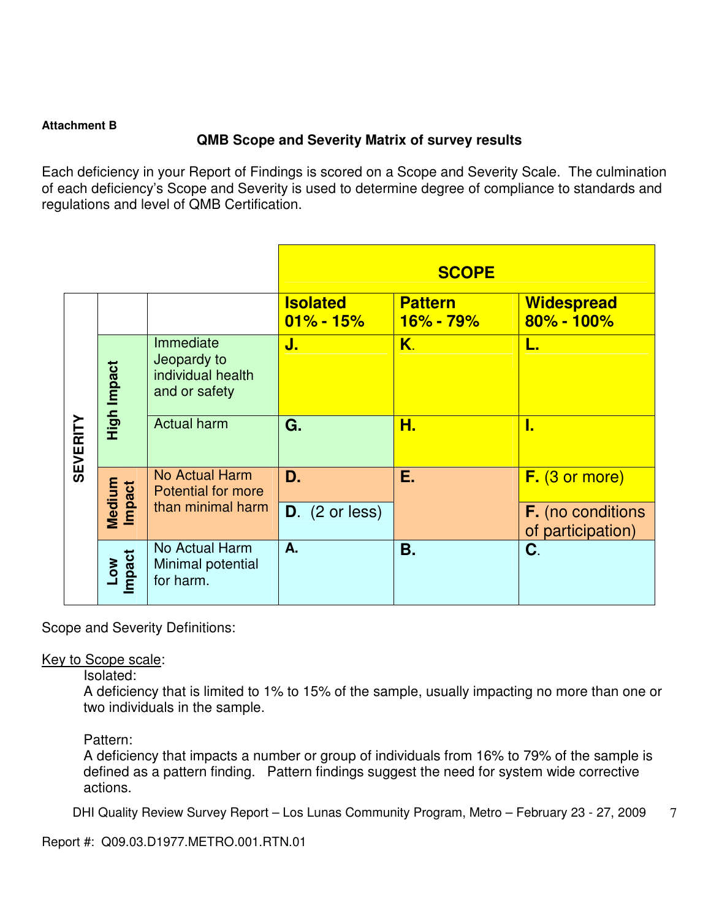**Attachment B**

**QMB Scope and Severity Matrix of survey results**

Each deficiency in your Report of Findings is scored on a Scope and Severity Scale. The culmination of each deficiency's Scope and Severity is used to determine degree of compliance to standards and regulations and level of QMB Certification.

| | | | SCOPE | | |
|---|---|---|---|---|---|
| | | | **Isolated 01% - 15%** | **Pattern 16% - 79%** | **Widespread 80% - 100%** |
| **SEVERITY** | **High Impact** | Immediate Jeopardy to individual health and or safety | **J.** | **K.** | **L.** |
| | | Actual harm | **G.** | **H.** | **I.** |
| | **Medium Impact** | No Actual Harm Potential for more than minimal harm | **D.** | **E.** | **F.** (3 or more) |
| | | | **D.** (2 or less) | | **F.** (no conditions of participation) |
| | **Low Impact** | No Actual Harm Minimal potential for harm. | **A.** | **B.** | **C.** |

Scope and Severity Definitions:

Key to Scope scale:

Isolated:
A deficiency that is limited to 1% to 15% of the sample, usually impacting no more than one or two individuals in the sample.

Pattern:
A deficiency that impacts a number or group of individuals from 16% to 79% of the sample is defined as a pattern finding. Pattern findings suggest the need for system wide corrective actions.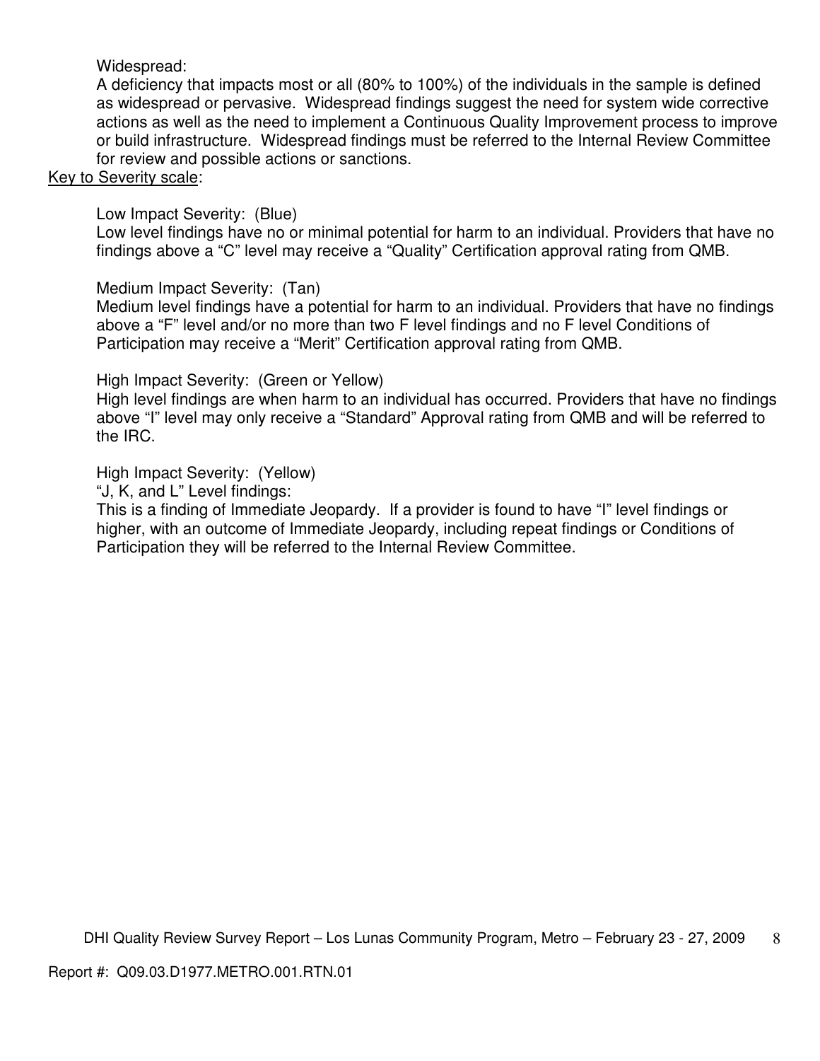Widespread:

A deficiency that impacts most or all (80% to 100%) of the individuals in the sample is defined as widespread or pervasive. Widespread findings suggest the need for system wide corrective actions as well as the need to implement a Continuous Quality Improvement process to improve or build infrastructure. Widespread findings must be referred to the Internal Review Committee for review and possible actions or sanctions.

<u>Key to Severity scale</u>:

Low Impact Severity: (Blue)

Low level findings have no or minimal potential for harm to an individual. Providers that have no findings above a "C" level may receive a "Quality" Certification approval rating from QMB.

Medium Impact Severity: (Tan)

Medium level findings have a potential for harm to an individual. Providers that have no findings above a "F" level and/or no more than two F level findings and no F level Conditions of Participation may receive a "Merit" Certification approval rating from QMB.

High Impact Severity: (Green or Yellow)

High level findings are when harm to an individual has occurred. Providers that have no findings above "I" level may only receive a "Standard" Approval rating from QMB and will be referred to the IRC.

High Impact Severity: (Yellow)

"J, K, and L" Level findings:

This is a finding of Immediate Jeopardy. If a provider is found to have "I" level findings or higher, with an outcome of Immediate Jeopardy, including repeat findings or Conditions of Participation they will be referred to the Internal Review Committee.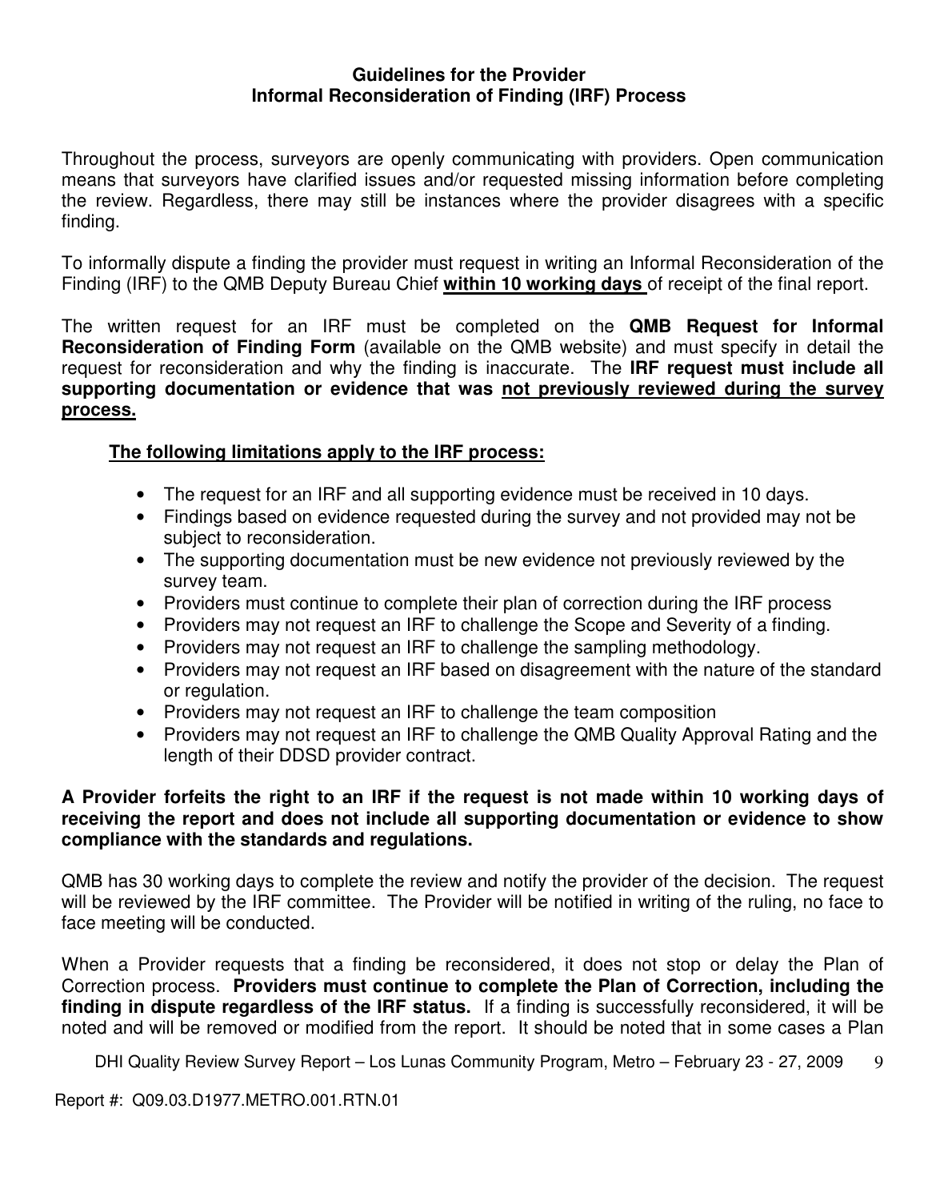## Guidelines for the Provider
## Informal Reconsideration of Finding (IRF) Process

Throughout the process, surveyors are openly communicating with providers. Open communication means that surveyors have clarified issues and/or requested missing information before completing the review. Regardless, there may still be instances where the provider disagrees with a specific finding.

To informally dispute a finding the provider must request in writing an Informal Reconsideration of the Finding (IRF) to the QMB Deputy Bureau Chief **within 10 working days** of receipt of the final report.

The written request for an IRF must be completed on the **QMB Request for Informal Reconsideration of Finding Form** (available on the QMB website) and must specify in detail the request for reconsideration and why the finding is inaccurate. The **IRF request must include all supporting documentation or evidence that was not previously reviewed during the survey process.**

**The following limitations apply to the IRF process:**

- The request for an IRF and all supporting evidence must be received in 10 days.
- Findings based on evidence requested during the survey and not provided may not be subject to reconsideration.
- The supporting documentation must be new evidence not previously reviewed by the survey team.
- Providers must continue to complete their plan of correction during the IRF process
- Providers may not request an IRF to challenge the Scope and Severity of a finding.
- Providers may not request an IRF to challenge the sampling methodology.
- Providers may not request an IRF based on disagreement with the nature of the standard or regulation.
- Providers may not request an IRF to challenge the team composition
- Providers may not request an IRF to challenge the QMB Quality Approval Rating and the length of their DDSD provider contract.

**A Provider forfeits the right to an IRF if the request is not made within 10 working days of receiving the report and does not include all supporting documentation or evidence to show compliance with the standards and regulations.**

QMB has 30 working days to complete the review and notify the provider of the decision. The request will be reviewed by the IRF committee. The Provider will be notified in writing of the ruling, no face to face meeting will be conducted.

When a Provider requests that a finding be reconsidered, it does not stop or delay the Plan of Correction process. **Providers must continue to complete the Plan of Correction, including the finding in dispute regardless of the IRF status.** If a finding is successfully reconsidered, it will be noted and will be removed or modified from the report. It should be noted that in some cases a Plan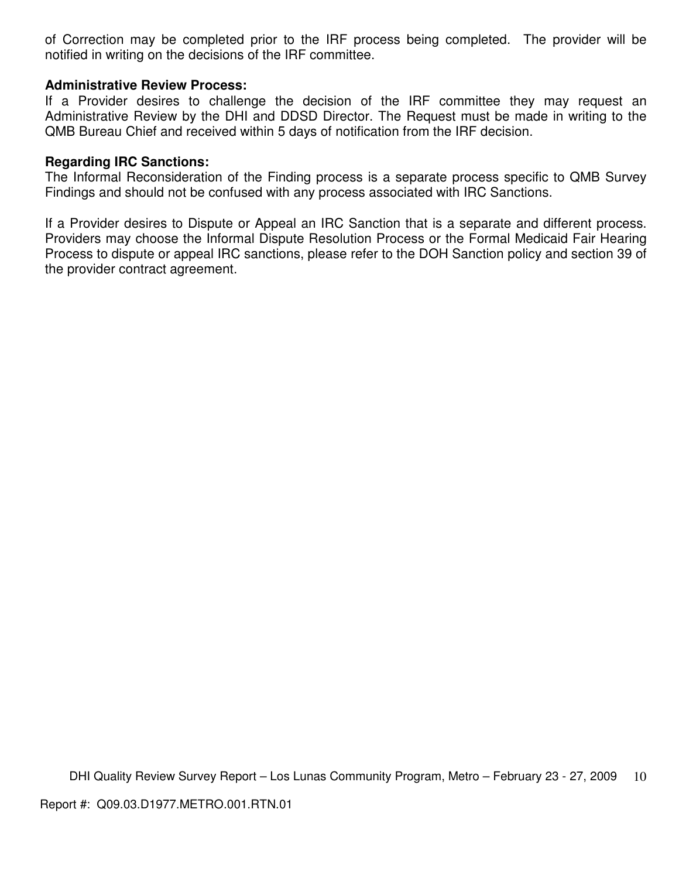of Correction may be completed prior to the IRF process being completed. The provider will be notified in writing on the decisions of the IRF committee.

**Administrative Review Process:**
If a Provider desires to challenge the decision of the IRF committee they may request an Administrative Review by the DHI and DDSD Director. The Request must be made in writing to the QMB Bureau Chief and received within 5 days of notification from the IRF decision.

**Regarding IRC Sanctions:**
The Informal Reconsideration of the Finding process is a separate process specific to QMB Survey Findings and should not be confused with any process associated with IRC Sanctions.

If a Provider desires to Dispute or Appeal an IRC Sanction that is a separate and different process. Providers may choose the Informal Dispute Resolution Process or the Formal Medicaid Fair Hearing Process to dispute or appeal IRC sanctions, please refer to the DOH Sanction policy and section 39 of the provider contract agreement.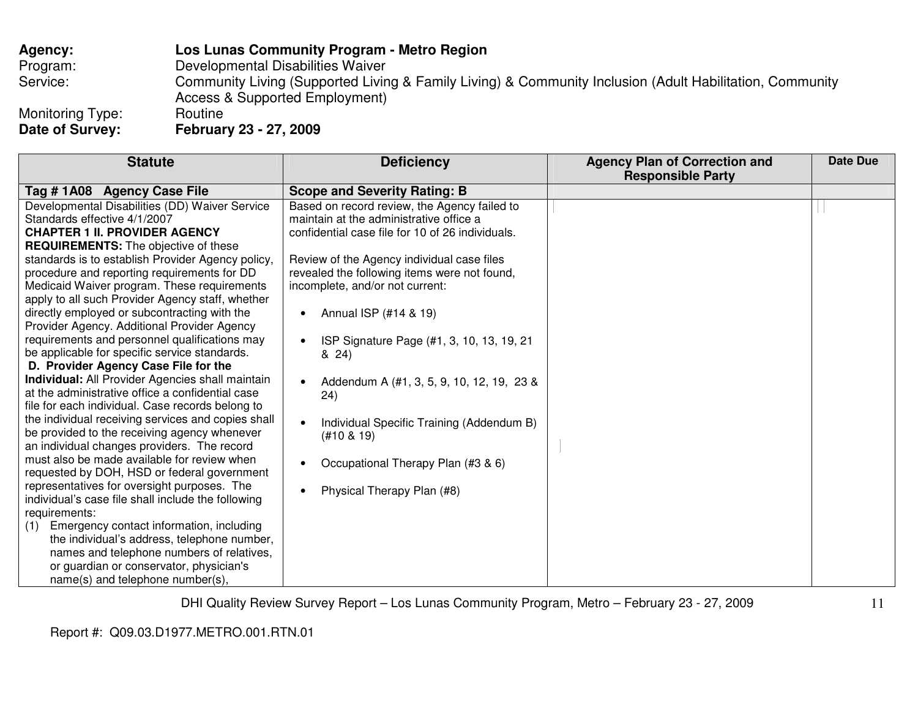**Agency:** **Los Lunas Community Program - Metro Region**
Program: Developmental Disabilities Waiver
Service: Community Living (Supported Living & Family Living) & Community Inclusion (Adult Habilitation, Community Access & Supported Employment)
Monitoring Type: Routine
**Date of Survey:** **February 23 - 27, 2009**

| Statute | Deficiency | Agency Plan of Correction and Responsible Party | Date Due |
|---|---|---|---|
| **Tag # 1A08 Agency Case File** | **Scope and Severity Rating: B** | | |
| Developmental Disabilities (DD) Waiver Service Standards effective 4/1/2007<br>**CHAPTER 1 II. PROVIDER AGENCY REQUIREMENTS:** The objective of these standards is to establish Provider Agency policy, procedure and reporting requirements for DD Medicaid Waiver program. These requirements apply to all such Provider Agency staff, whether directly employed or subcontracting with the Provider Agency. Additional Provider Agency requirements and personnel qualifications may be applicable for specific service standards.<br>**D. Provider Agency Case File for the Individual:** All Provider Agencies shall maintain at the administrative office a confidential case file for each individual. Case records belong to the individual receiving services and copies shall be provided to the receiving agency whenever an individual changes providers. The record must also be made available for review when requested by DOH, HSD or federal government representatives for oversight purposes. The individual's case file shall include the following requirements:<br>(1) Emergency contact information, including the individual's address, telephone number, names and telephone numbers of relatives, or guardian or conservator, physician's name(s) and telephone number(s), | Based on record review, the Agency failed to maintain at the administrative office a confidential case file for 10 of 26 individuals.<br><br>Review of the Agency individual case files revealed the following items were not found, incomplete, and/or not current:<br><br>• Annual ISP (#14 & 19)<br><br>• ISP Signature Page (#1, 3, 10, 13, 19, 21 & 24)<br><br>• Addendum A (#1, 3, 5, 9, 10, 12, 19, 23 & 24)<br><br>• Individual Specific Training (Addendum B) (#10 & 19)<br><br>• Occupational Therapy Plan (#3 & 6)<br><br>• Physical Therapy Plan (#8) | | |

DHI Quality Review Survey Report – Los Lunas Community Program, Metro – February 23 - 27, 2009

Report #: Q09.03.D1977.METRO.001.RTN.01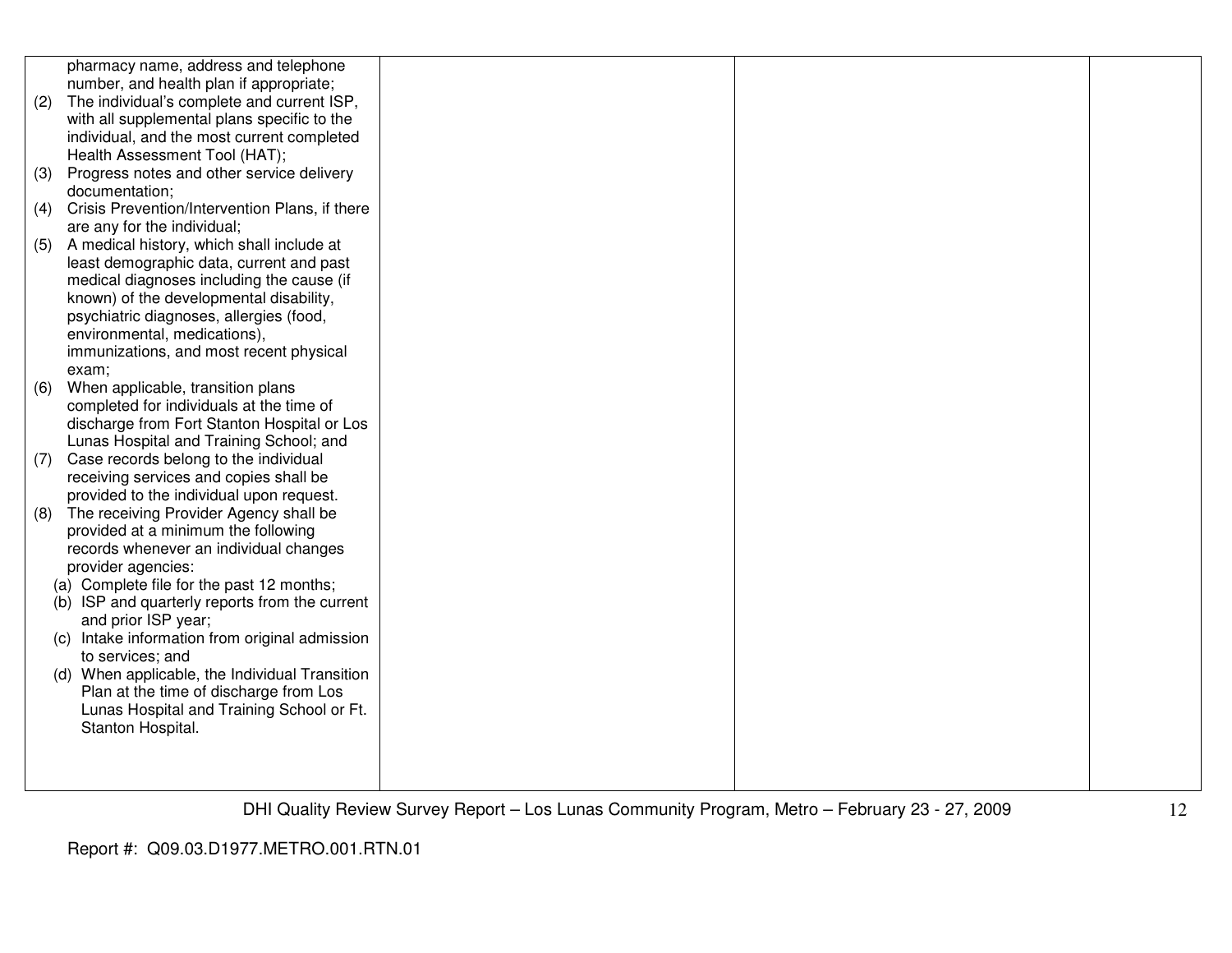| | | | |
|---|---|---|---|
| pharmacy name, address and telephone number, and health plan if appropriate;<br>(2) The individual's complete and current ISP, with all supplemental plans specific to the individual, and the most current completed Health Assessment Tool (HAT);<br>(3) Progress notes and other service delivery documentation;<br>(4) Crisis Prevention/Intervention Plans, if there are any for the individual;<br>(5) A medical history, which shall include at least demographic data, current and past medical diagnoses including the cause (if known) of the developmental disability, psychiatric diagnoses, allergies (food, environmental, medications), immunizations, and most recent physical exam;<br>(6) When applicable, transition plans completed for individuals at the time of discharge from Fort Stanton Hospital or Los Lunas Hospital and Training School; and<br>(7) Case records belong to the individual receiving services and copies shall be provided to the individual upon request.<br>(8) The receiving Provider Agency shall be provided at a minimum the following records whenever an individual changes provider agencies:<br>(a) Complete file for the past 12 months;<br>(b) ISP and quarterly reports from the current and prior ISP year;<br>(c) Intake information from original admission to services; and<br>(d) When applicable, the Individual Transition Plan at the time of discharge from Los Lunas Hospital and Training School or Ft. Stanton Hospital. | | | |

DHI Quality Review Survey Report – Los Lunas Community Program, Metro – February 23 - 27, 2009

Report #: Q09.03.D1977.METRO.001.RTN.01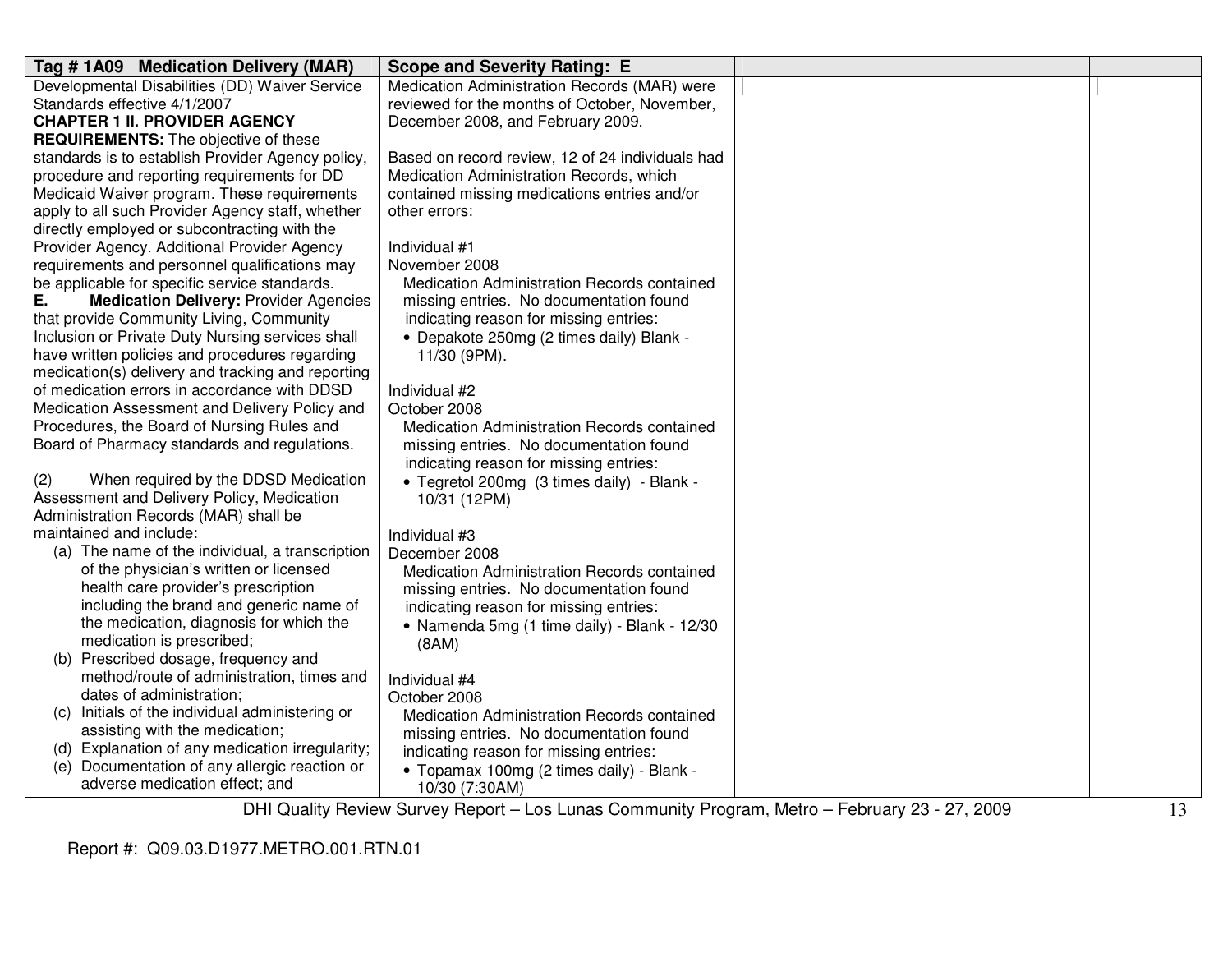| Tag # 1A09 Medication Delivery (MAR) | Scope and Severity Rating: E | | |
|---|---|---|---|
| Developmental Disabilities (DD) Waiver Service Standards effective 4/1/2007<br>**CHAPTER 1 II. PROVIDER AGENCY REQUIREMENTS:** The objective of these standards is to establish Provider Agency policy, procedure and reporting requirements for DD Medicaid Waiver program. These requirements apply to all such Provider Agency staff, whether directly employed or subcontracting with the Provider Agency. Additional Provider Agency requirements and personnel qualifications may be applicable for specific service standards.<br>**E. Medication Delivery:** Provider Agencies that provide Community Living, Community Inclusion or Private Duty Nursing services shall have written policies and procedures regarding medication(s) delivery and tracking and reporting of medication errors in accordance with DDSD Medication Assessment and Delivery Policy and Procedures, the Board of Nursing Rules and Board of Pharmacy standards and regulations.<br><br>(2) When required by the DDSD Medication Assessment and Delivery Policy, Medication Administration Records (MAR) shall be maintained and include:<br>(a) The name of the individual, a transcription of the physician's written or licensed health care provider's prescription including the brand and generic name of the medication, diagnosis for which the medication is prescribed;<br>(b) Prescribed dosage, frequency and method/route of administration, times and dates of administration;<br>(c) Initials of the individual administering or assisting with the medication;<br>(d) Explanation of any medication irregularity;<br>(e) Documentation of any allergic reaction or adverse medication effect; and | Medication Administration Records (MAR) were reviewed for the months of October, November, December 2008, and February 2009.<br><br>Based on record review, 12 of 24 individuals had Medication Administration Records, which contained missing medications entries and/or other errors:<br><br>Individual #1<br>November 2008<br>Medication Administration Records contained missing entries. No documentation found indicating reason for missing entries:<br>• Depakote 250mg (2 times daily) Blank - 11/30 (9PM).<br><br>Individual #2<br>October 2008<br>Medication Administration Records contained missing entries. No documentation found indicating reason for missing entries:<br>• Tegretol 200mg (3 times daily) - Blank - 10/31 (12PM)<br><br>Individual #3<br>December 2008<br>Medication Administration Records contained missing entries. No documentation found indicating reason for missing entries:<br>• Namenda 5mg (1 time daily) - Blank - 12/30 (8AM)<br><br>Individual #4<br>October 2008<br>Medication Administration Records contained missing entries. No documentation found indicating reason for missing entries:<br>• Topamax 100mg (2 times daily) - Blank - 10/30 (7:30AM) | | |

Report #: Q09.03.D1977.METRO.001.RTN.01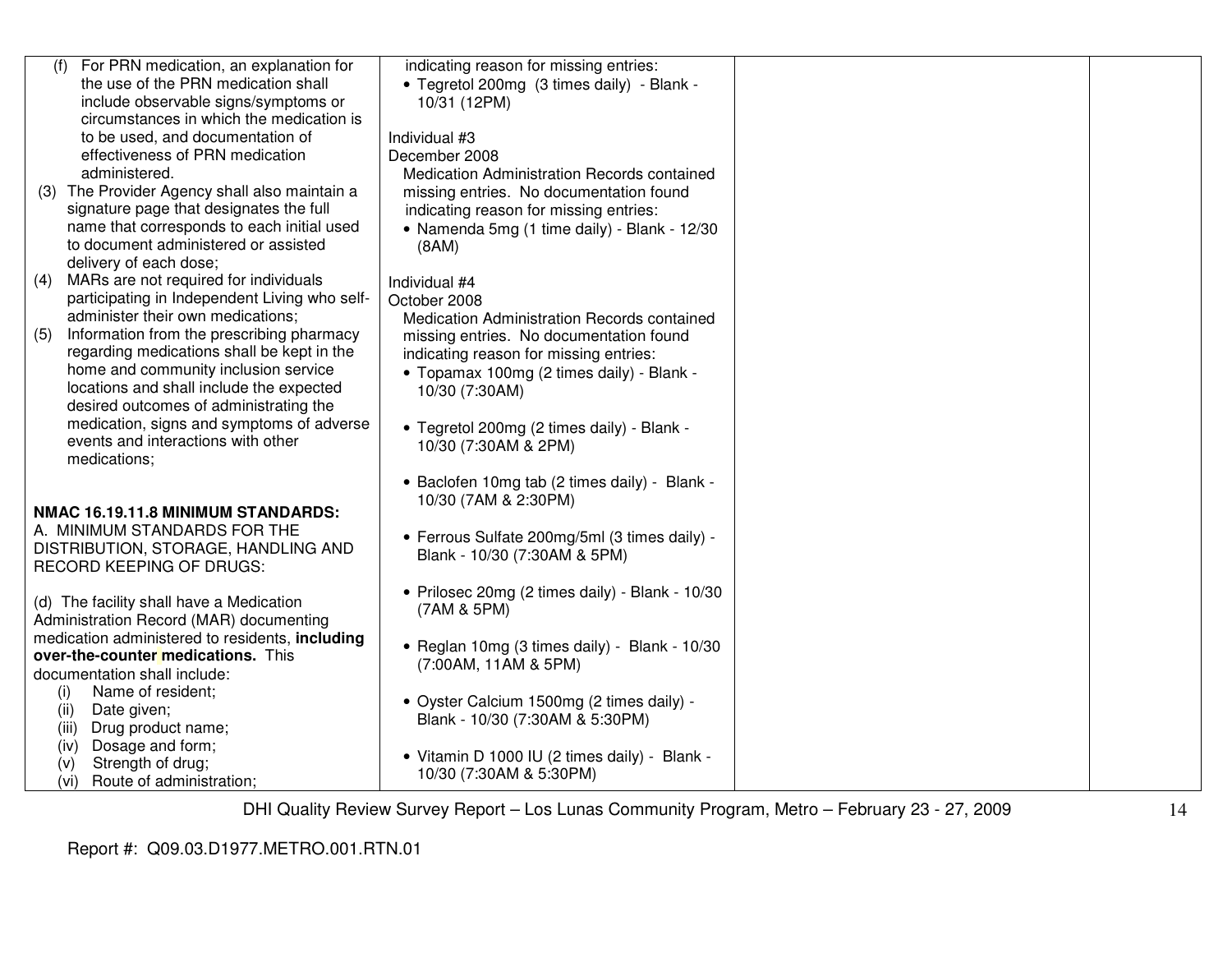| | | | |
|---|---|---|---|
| (f) For PRN medication, an explanation for the use of the PRN medication shall include observable signs/symptoms or circumstances in which the medication is to be used, and documentation of effectiveness of PRN medication administered.<br>(3) The Provider Agency shall also maintain a signature page that designates the full name that corresponds to each initial used to document administered or assisted delivery of each dose;<br>(4) MARs are not required for individuals participating in Independent Living who self-administer their own medications;<br>(5) Information from the prescribing pharmacy regarding medications shall be kept in the home and community inclusion service locations and shall include the expected desired outcomes of administrating the medication, signs and symptoms of adverse events and interactions with other medications;<br><br>**NMAC 16.19.11.8 MINIMUM STANDARDS:**<br>A. MINIMUM STANDARDS FOR THE DISTRIBUTION, STORAGE, HANDLING AND RECORD KEEPING OF DRUGS:<br><br>(d) The facility shall have a Medication Administration Record (MAR) documenting medication administered to residents, **including over-the-counter medications.** This documentation shall include:<br>(i) Name of resident;<br>(ii) Date given;<br>(iii) Drug product name;<br>(iv) Dosage and form;<br>(v) Strength of drug;<br>(vi) Route of administration; | indicating reason for missing entries:<br>• Tegretol 200mg (3 times daily) - Blank - 10/31 (12PM)<br><br>Individual #3<br>December 2008<br>Medication Administration Records contained missing entries. No documentation found indicating reason for missing entries:<br>• Namenda 5mg (1 time daily) - Blank - 12/30 (8AM)<br><br>Individual #4<br>October 2008<br>Medication Administration Records contained missing entries. No documentation found indicating reason for missing entries:<br>• Topamax 100mg (2 times daily) - Blank - 10/30 (7:30AM)<br><br>• Tegretol 200mg (2 times daily) - Blank - 10/30 (7:30AM & 2PM)<br><br>• Baclofen 10mg tab (2 times daily) - Blank - 10/30 (7AM & 2:30PM)<br><br>• Ferrous Sulfate 200mg/5ml (3 times daily) - Blank - 10/30 (7:30AM & 5PM)<br><br>• Prilosec 20mg (2 times daily) - Blank - 10/30 (7AM & 5PM)<br><br>• Reglan 10mg (3 times daily) - Blank - 10/30 (7:00AM, 11AM & 5PM)<br><br>• Oyster Calcium 1500mg (2 times daily) - Blank - 10/30 (7:30AM & 5:30PM)<br><br>• Vitamin D 1000 IU (2 times daily) - Blank - 10/30 (7:30AM & 5:30PM) | | |

DHI Quality Review Survey Report – Los Lunas Community Program, Metro – February 23 - 27, 2009

Report #: Q09.03.D1977.METRO.001.RTN.01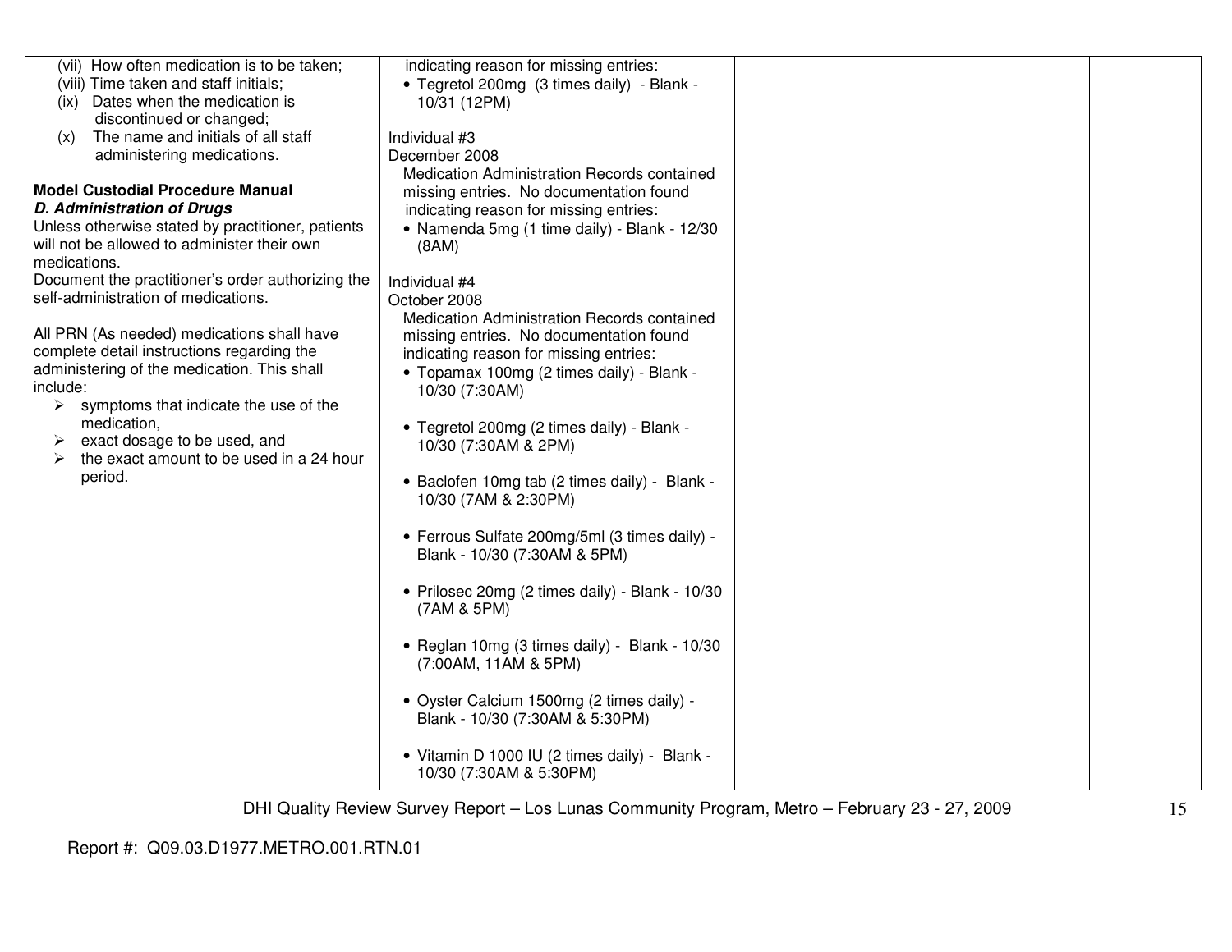| | | | |
|---|---|---|---|
| (vii) How often medication is to be taken;<br>(viii) Time taken and staff initials;<br>(ix) Dates when the medication is discontinued or changed;<br>(x) The name and initials of all staff administering medications.<br><br>**Model Custodial Procedure Manual**<br>***D. Administration of Drugs***<br>Unless otherwise stated by practitioner, patients will not be allowed to administer their own medications.<br>Document the practitioner's order authorizing the self-administration of medications.<br><br>All PRN (As needed) medications shall have complete detail instructions regarding the administering of the medication. This shall include:<br>➢ symptoms that indicate the use of the medication,<br>➢ exact dosage to be used, and<br>➢ the exact amount to be used in a 24 hour period. | indicating reason for missing entries:<br>• Tegretol 200mg (3 times daily) - Blank - 10/31 (12PM)<br><br>Individual #3<br>December 2008<br>Medication Administration Records contained missing entries. No documentation found indicating reason for missing entries:<br>• Namenda 5mg (1 time daily) - Blank - 12/30 (8AM)<br><br>Individual #4<br>October 2008<br>Medication Administration Records contained missing entries. No documentation found indicating reason for missing entries:<br>• Topamax 100mg (2 times daily) - Blank - 10/30 (7:30AM)<br><br>• Tegretol 200mg (2 times daily) - Blank - 10/30 (7:30AM & 2PM)<br><br>• Baclofen 10mg tab (2 times daily) - Blank - 10/30 (7AM & 2:30PM)<br><br>• Ferrous Sulfate 200mg/5ml (3 times daily) - Blank - 10/30 (7:30AM & 5PM)<br><br>• Prilosec 20mg (2 times daily) - Blank - 10/30 (7AM & 5PM)<br><br>• Reglan 10mg (3 times daily) - Blank - 10/30 (7:00AM, 11AM & 5PM)<br><br>• Oyster Calcium 1500mg (2 times daily) - Blank - 10/30 (7:30AM & 5:30PM)<br><br>• Vitamin D 1000 IU (2 times daily) - Blank - 10/30 (7:30AM & 5:30PM) | | |

DHI Quality Review Survey Report – Los Lunas Community Program, Metro – February 23 - 27, 2009

Report #: Q09.03.D1977.METRO.001.RTN.01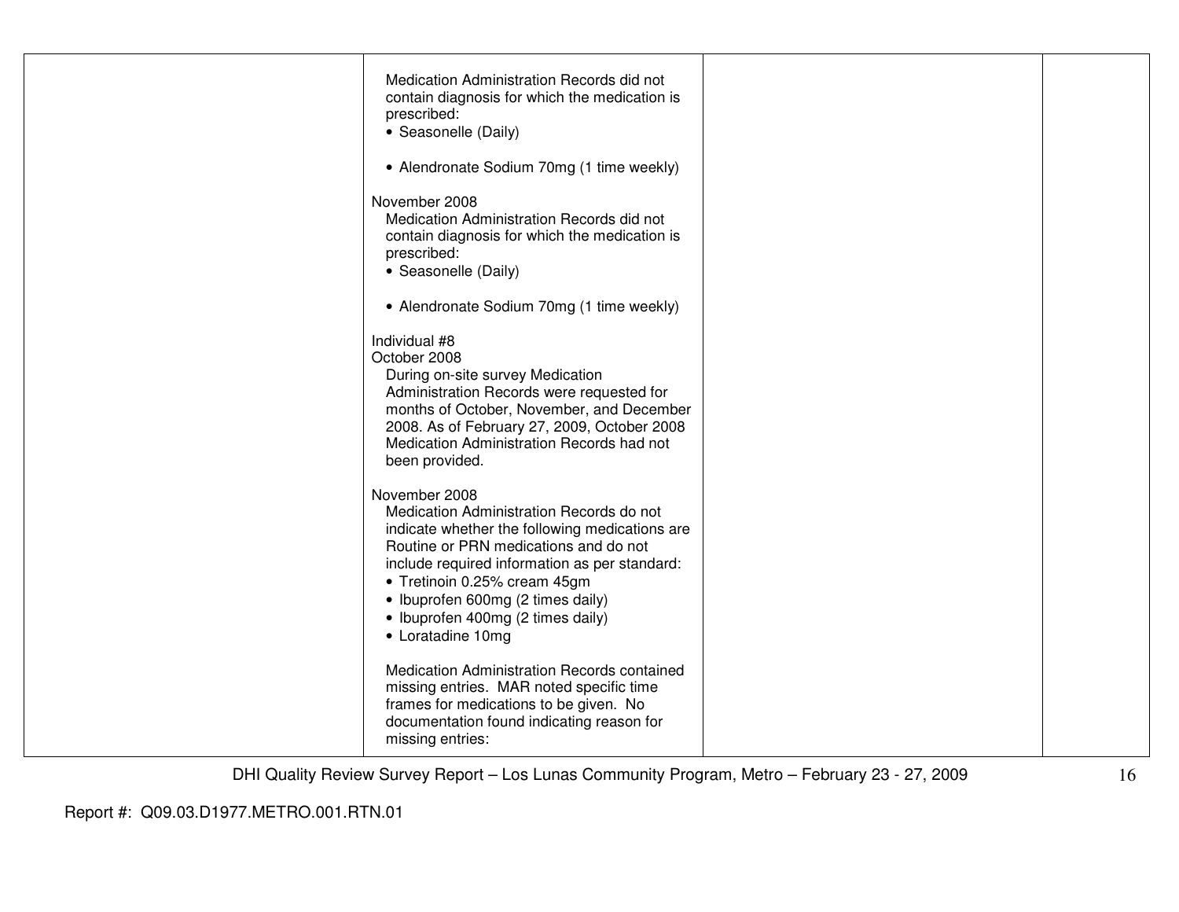| | | | |
|---|---|---|---|
| | Medication Administration Records did not contain diagnosis for which the medication is prescribed:<br>• Seasonelle (Daily)<br><br>• Alendronate Sodium 70mg (1 time weekly)<br><br>November 2008<br>Medication Administration Records did not contain diagnosis for which the medication is prescribed:<br>• Seasonelle (Daily)<br><br>• Alendronate Sodium 70mg (1 time weekly)<br><br>Individual #8<br>October 2008<br>During on-site survey Medication Administration Records were requested for months of October, November, and December 2008. As of February 27, 2009, October 2008 Medication Administration Records had not been provided.<br><br>November 2008<br>Medication Administration Records do not indicate whether the following medications are Routine or PRN medications and do not include required information as per standard:<br>• Tretinoin 0.25% cream 45gm<br>• Ibuprofen 600mg (2 times daily)<br>• Ibuprofen 400mg (2 times daily)<br>• Loratadine 10mg<br><br>Medication Administration Records contained missing entries. MAR noted specific time frames for medications to be given. No documentation found indicating reason for missing entries: | | |

Report #: Q09.03.D1977.METRO.001.RTN.01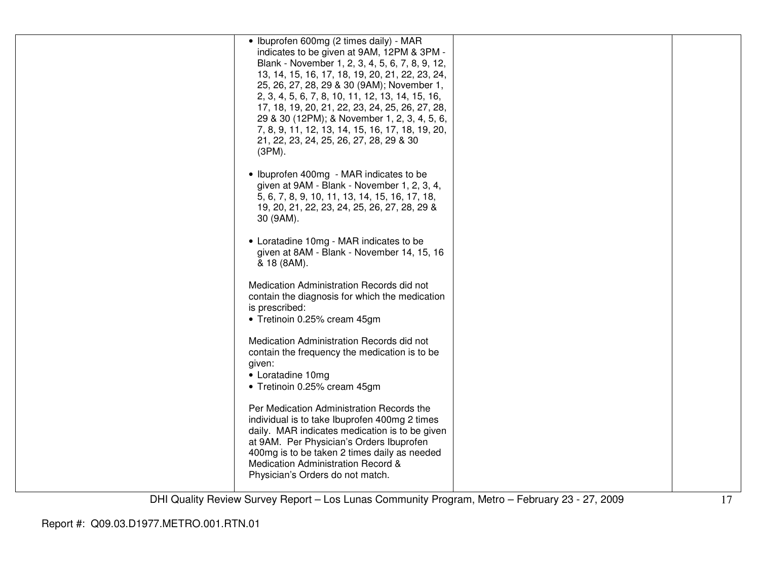| | | | |
|---|---|---|---|
| | • Ibuprofen 600mg (2 times daily) - MAR indicates to be given at 9AM, 12PM & 3PM - Blank - November 1, 2, 3, 4, 5, 6, 7, 8, 9, 12, 13, 14, 15, 16, 17, 18, 19, 20, 21, 22, 23, 24, 25, 26, 27, 28, 29 & 30 (9AM); November 1, 2, 3, 4, 5, 6, 7, 8, 10, 11, 12, 13, 14, 15, 16, 17, 18, 19, 20, 21, 22, 23, 24, 25, 26, 27, 28, 29 & 30 (12PM); & November 1, 2, 3, 4, 5, 6, 7, 8, 9, 11, 12, 13, 14, 15, 16, 17, 18, 19, 20, 21, 22, 23, 24, 25, 26, 27, 28, 29 & 30 (3PM).<br><br>• Ibuprofen 400mg - MAR indicates to be given at 9AM - Blank - November 1, 2, 3, 4, 5, 6, 7, 8, 9, 10, 11, 13, 14, 15, 16, 17, 18, 19, 20, 21, 22, 23, 24, 25, 26, 27, 28, 29 & 30 (9AM).<br><br>• Loratadine 10mg - MAR indicates to be given at 8AM - Blank - November 14, 15, 16 & 18 (8AM).<br><br>Medication Administration Records did not contain the diagnosis for which the medication is prescribed:<br>• Tretinoin 0.25% cream 45gm<br><br>Medication Administration Records did not contain the frequency the medication is to be given:<br>• Loratadine 10mg<br>• Tretinoin 0.25% cream 45gm<br><br>Per Medication Administration Records the individual is to take Ibuprofen 400mg 2 times daily. MAR indicates medication is to be given at 9AM. Per Physician's Orders Ibuprofen 400mg is to be taken 2 times daily as needed Medication Administration Record & Physician's Orders do not match. | | |

DHI Quality Review Survey Report – Los Lunas Community Program, Metro – February 23 - 27, 2009

Report #: Q09.03.D1977.METRO.001.RTN.01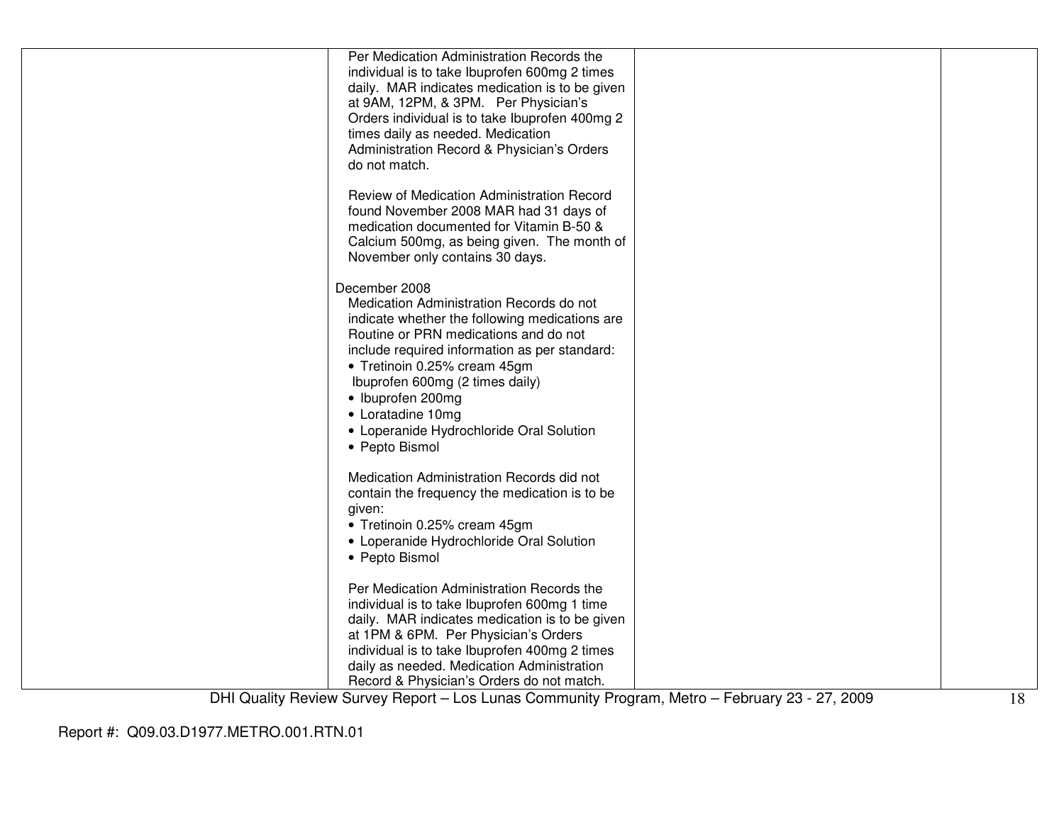| | | | |
|---|---|---|---|
| | Per Medication Administration Records the individual is to take Ibuprofen 600mg 2 times daily. MAR indicates medication is to be given at 9AM, 12PM, & 3PM. Per Physician's Orders individual is to take Ibuprofen 400mg 2 times daily as needed. Medication Administration Record & Physician's Orders do not match.<br><br>Review of Medication Administration Record found November 2008 MAR had 31 days of medication documented for Vitamin B-50 & Calcium 500mg, as being given. The month of November only contains 30 days.<br><br>December 2008<br>Medication Administration Records do not indicate whether the following medications are Routine or PRN medications and do not include required information as per standard:<br>• Tretinoin 0.25% cream 45gm<br>Ibuprofen 600mg (2 times daily)<br>• Ibuprofen 200mg<br>• Loratadine 10mg<br>• Loperanide Hydrochloride Oral Solution<br>• Pepto Bismol<br><br>Medication Administration Records did not contain the frequency the medication is to be given:<br>• Tretinoin 0.25% cream 45gm<br>• Loperanide Hydrochloride Oral Solution<br>• Pepto Bismol<br><br>Per Medication Administration Records the individual is to take Ibuprofen 600mg 1 time daily. MAR indicates medication is to be given at 1PM & 6PM. Per Physician's Orders individual is to take Ibuprofen 400mg 2 times daily as needed. Medication Administration Record & Physician's Orders do not match. | | |

Report #: Q09.03.D1977.METRO.001.RTN.01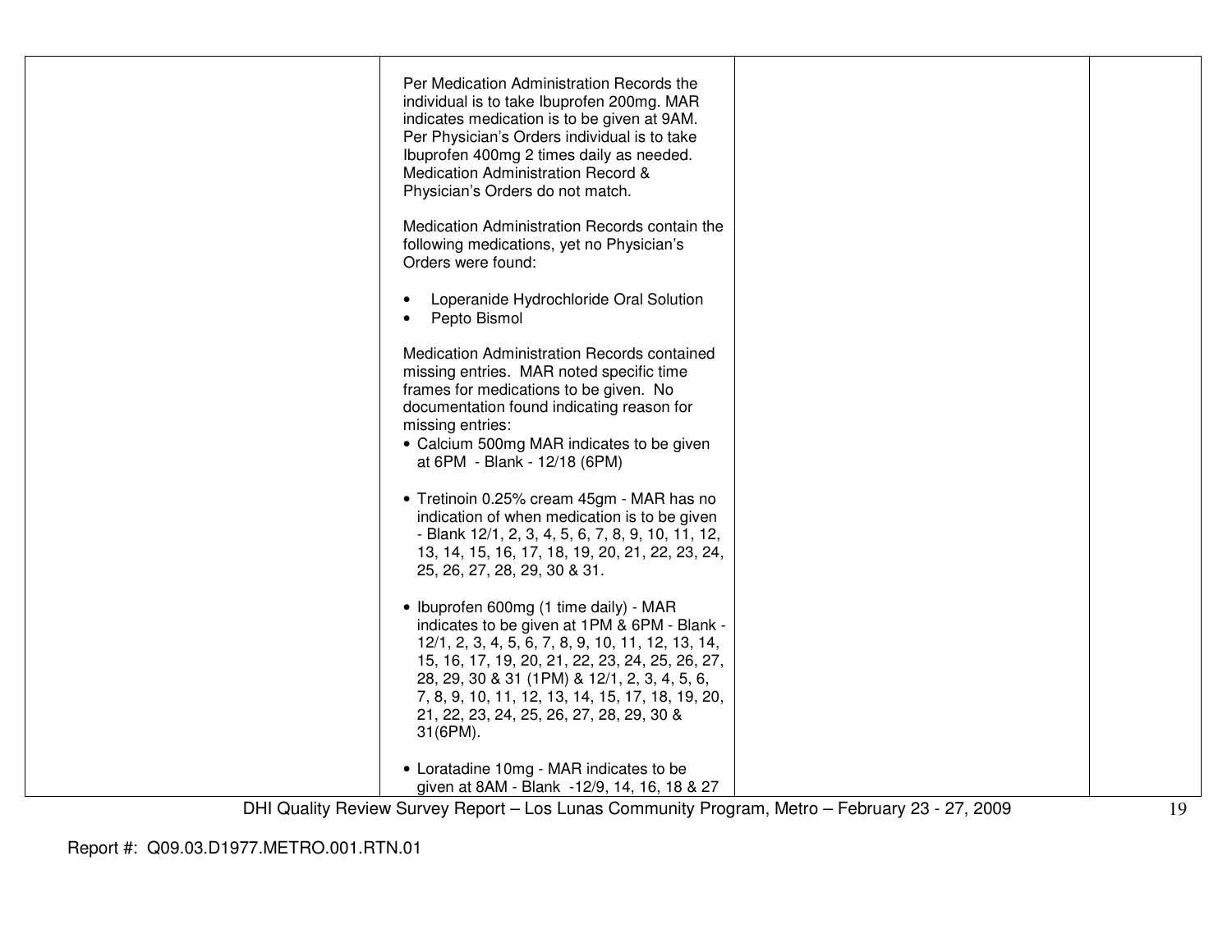| | | | |
|---|---|---|---|
| | Per Medication Administration Records the individual is to take Ibuprofen 200mg. MAR indicates medication is to be given at 9AM. Per Physician's Orders individual is to take Ibuprofen 400mg 2 times daily as needed. Medication Administration Record & Physician's Orders do not match.<br><br>Medication Administration Records contain the following medications, yet no Physician's Orders were found:<br><br>• Loperanide Hydrochloride Oral Solution<br>• Pepto Bismol<br><br>Medication Administration Records contained missing entries. MAR noted specific time frames for medications to be given. No documentation found indicating reason for missing entries:<br>• Calcium 500mg MAR indicates to be given at 6PM - Blank - 12/18 (6PM)<br><br>• Tretinoin 0.25% cream 45gm - MAR has no indication of when medication is to be given - Blank 12/1, 2, 3, 4, 5, 6, 7, 8, 9, 10, 11, 12, 13, 14, 15, 16, 17, 18, 19, 20, 21, 22, 23, 24, 25, 26, 27, 28, 29, 30 & 31.<br><br>• Ibuprofen 600mg (1 time daily) - MAR indicates to be given at 1PM & 6PM - Blank - 12/1, 2, 3, 4, 5, 6, 7, 8, 9, 10, 11, 12, 13, 14, 15, 16, 17, 19, 20, 21, 22, 23, 24, 25, 26, 27, 28, 29, 30 & 31 (1PM) & 12/1, 2, 3, 4, 5, 6, 7, 8, 9, 10, 11, 12, 13, 14, 15, 17, 18, 19, 20, 21, 22, 23, 24, 25, 26, 27, 28, 29, 30 & 31(6PM).<br><br>• Loratadine 10mg - MAR indicates to be given at 8AM - Blank -12/9, 14, 16, 18 & 27 | | |

Report #: Q09.03.D1977.METRO.001.RTN.01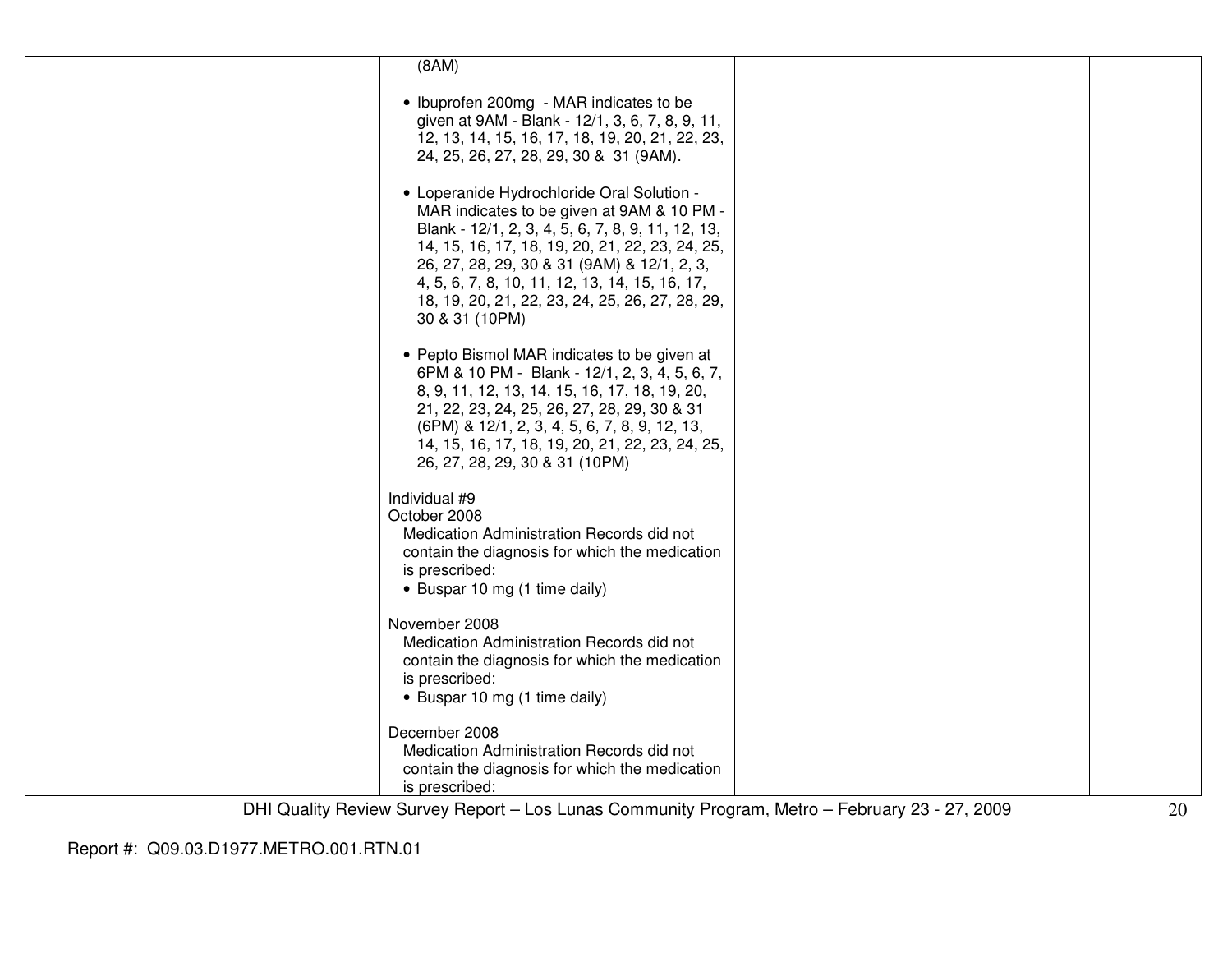| | | | |
|---|---|---|---|
| | (8AM)<br><br>• Ibuprofen 200mg - MAR indicates to be given at 9AM - Blank - 12/1, 3, 6, 7, 8, 9, 11, 12, 13, 14, 15, 16, 17, 18, 19, 20, 21, 22, 23, 24, 25, 26, 27, 28, 29, 30 & 31 (9AM).<br><br>• Loperanide Hydrochloride Oral Solution - MAR indicates to be given at 9AM & 10 PM - Blank - 12/1, 2, 3, 4, 5, 6, 7, 8, 9, 11, 12, 13, 14, 15, 16, 17, 18, 19, 20, 21, 22, 23, 24, 25, 26, 27, 28, 29, 30 & 31 (9AM) & 12/1, 2, 3, 4, 5, 6, 7, 8, 10, 11, 12, 13, 14, 15, 16, 17, 18, 19, 20, 21, 22, 23, 24, 25, 26, 27, 28, 29, 30 & 31 (10PM)<br><br>• Pepto Bismol MAR indicates to be given at 6PM & 10 PM - Blank - 12/1, 2, 3, 4, 5, 6, 7, 8, 9, 11, 12, 13, 14, 15, 16, 17, 18, 19, 20, 21, 22, 23, 24, 25, 26, 27, 28, 29, 30 & 31 (6PM) & 12/1, 2, 3, 4, 5, 6, 7, 8, 9, 12, 13, 14, 15, 16, 17, 18, 19, 20, 21, 22, 23, 24, 25, 26, 27, 28, 29, 30 & 31 (10PM)<br><br>Individual #9<br>October 2008<br>Medication Administration Records did not contain the diagnosis for which the medication is prescribed:<br>• Buspar 10 mg (1 time daily)<br><br>November 2008<br>Medication Administration Records did not contain the diagnosis for which the medication is prescribed:<br>• Buspar 10 mg (1 time daily)<br><br>December 2008<br>Medication Administration Records did not contain the diagnosis for which the medication is prescribed: | | |

DHI Quality Review Survey Report – Los Lunas Community Program, Metro – February 23 - 27, 2009

Report #: Q09.03.D1977.METRO.001.RTN.01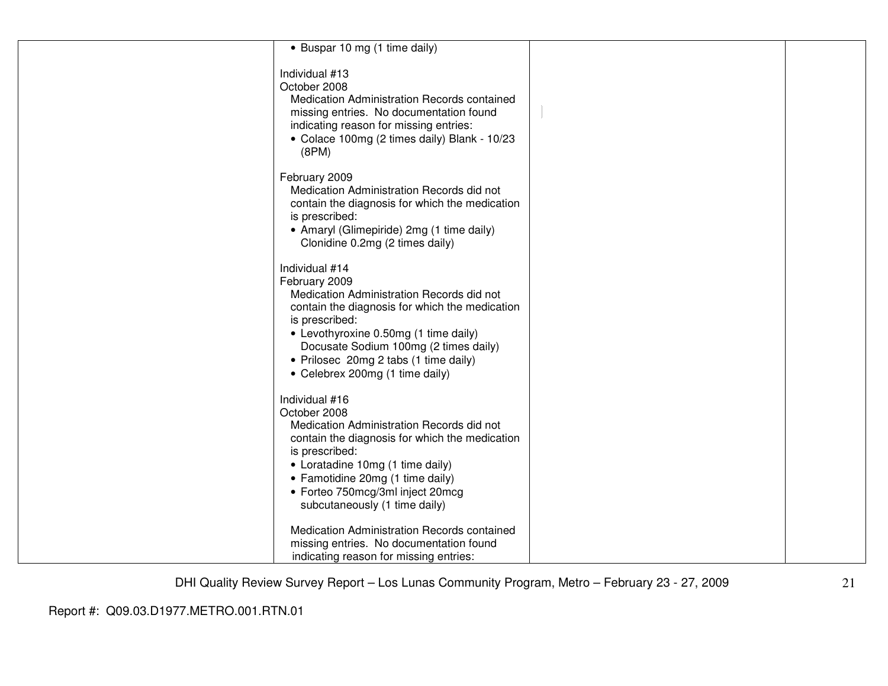| | | | |
|---|---|---|---|
| | • Buspar 10 mg (1 time daily)<br><br>Individual #13<br>October 2008<br>Medication Administration Records contained missing entries. No documentation found indicating reason for missing entries:<br>• Colace 100mg (2 times daily) Blank - 10/23 (8PM)<br><br>February 2009<br>Medication Administration Records did not contain the diagnosis for which the medication is prescribed:<br>• Amaryl (Glimepiride) 2mg (1 time daily) Clonidine 0.2mg (2 times daily)<br><br>Individual #14<br>February 2009<br>Medication Administration Records did not contain the diagnosis for which the medication is prescribed:<br>• Levothyroxine 0.50mg (1 time daily) Docusate Sodium 100mg (2 times daily)<br>• Prilosec 20mg 2 tabs (1 time daily)<br>• Celebrex 200mg (1 time daily)<br><br>Individual #16<br>October 2008<br>Medication Administration Records did not contain the diagnosis for which the medication is prescribed:<br>• Loratadine 10mg (1 time daily)<br>• Famotidine 20mg (1 time daily)<br>• Forteo 750mcg/3ml inject 20mcg subcutaneously (1 time daily)<br><br>Medication Administration Records contained missing entries. No documentation found indicating reason for missing entries: | | |

Report #: Q09.03.D1977.METRO.001.RTN.01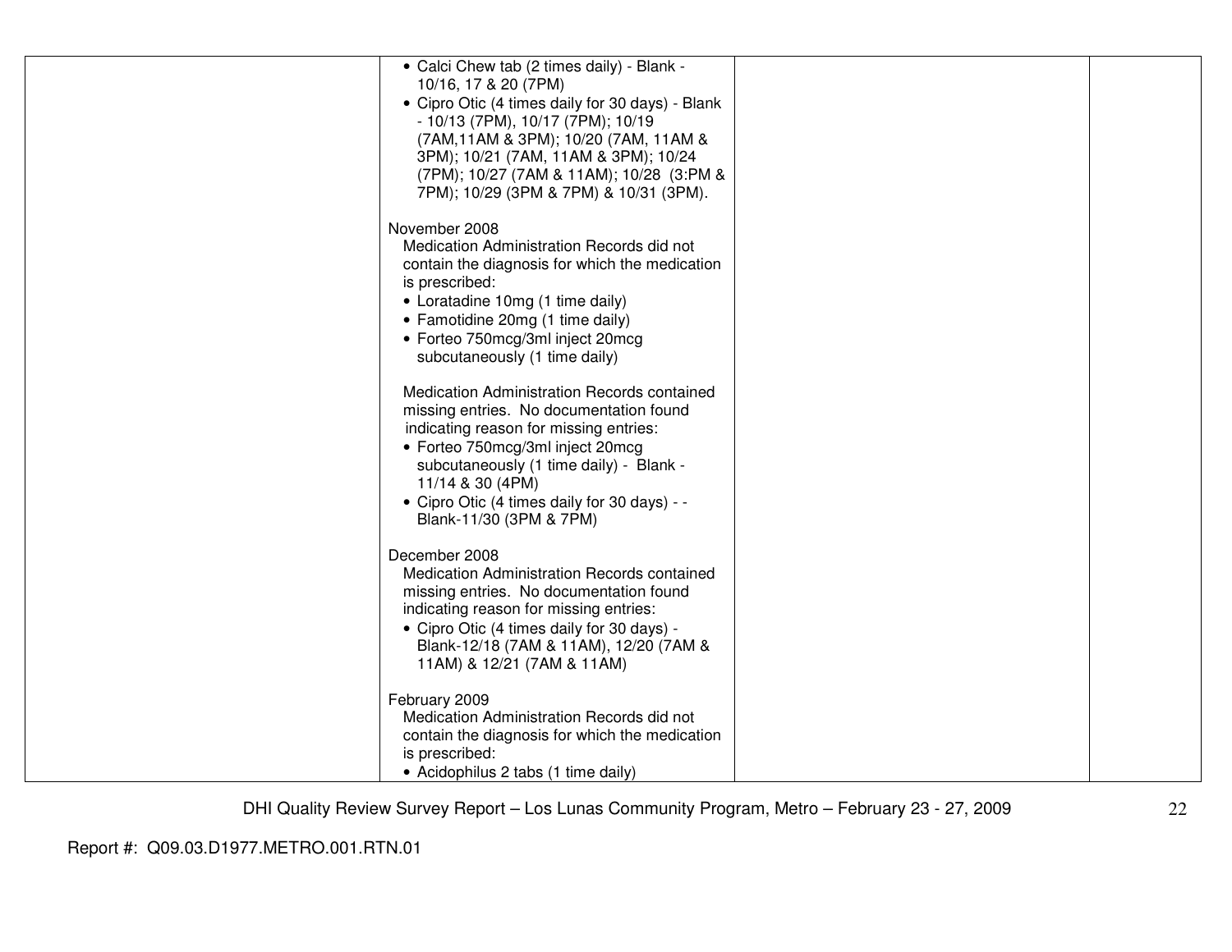| | | | |
|---|---|---|---|
| | • Calci Chew tab (2 times daily) - Blank - 10/16, 17 & 20 (7PM)<br>• Cipro Otic (4 times daily for 30 days) - Blank - 10/13 (7PM), 10/17 (7PM); 10/19 (7AM,11AM & 3PM); 10/20 (7AM, 11AM & 3PM); 10/21 (7AM, 11AM & 3PM); 10/24 (7PM); 10/27 (7AM & 11AM); 10/28 (3:PM & 7PM); 10/29 (3PM & 7PM) & 10/31 (3PM).<br><br>November 2008<br>Medication Administration Records did not contain the diagnosis for which the medication is prescribed:<br>• Loratadine 10mg (1 time daily)<br>• Famotidine 20mg (1 time daily)<br>• Forteo 750mcg/3ml inject 20mcg subcutaneously (1 time daily)<br><br>Medication Administration Records contained missing entries. No documentation found indicating reason for missing entries:<br>• Forteo 750mcg/3ml inject 20mcg subcutaneously (1 time daily) - Blank - 11/14 & 30 (4PM)<br>• Cipro Otic (4 times daily for 30 days) - - Blank-11/30 (3PM & 7PM)<br><br>December 2008<br>Medication Administration Records contained missing entries. No documentation found indicating reason for missing entries:<br>• Cipro Otic (4 times daily for 30 days) - Blank-12/18 (7AM & 11AM), 12/20 (7AM & 11AM) & 12/21 (7AM & 11AM)<br><br>February 2009<br>Medication Administration Records did not contain the diagnosis for which the medication is prescribed:<br>• Acidophilus 2 tabs (1 time daily) | | |

Report #: Q09.03.D1977.METRO.001.RTN.01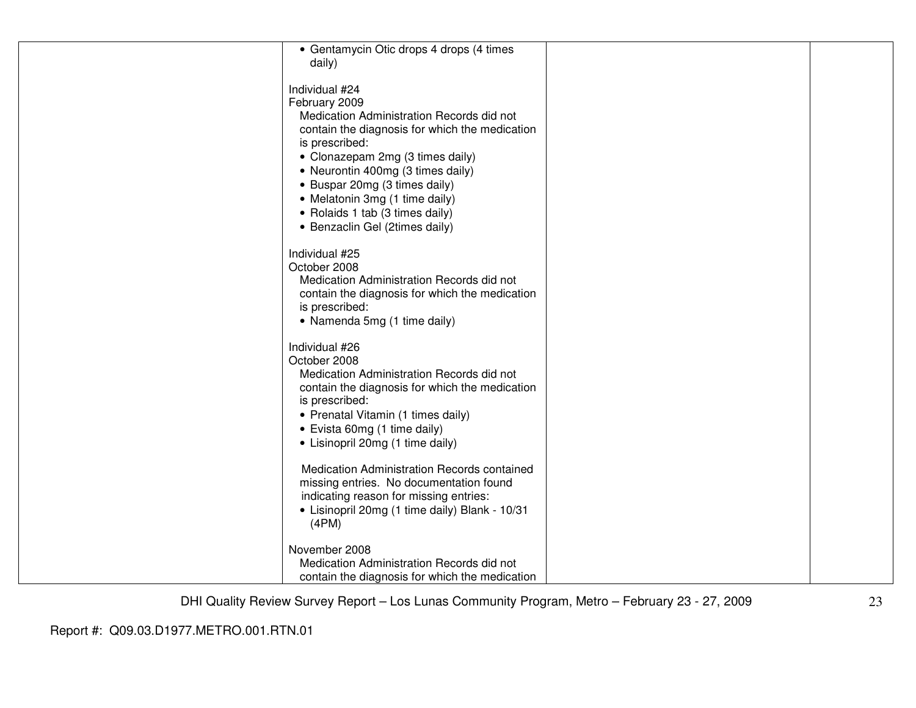| | | | |
|---|---|---|---|
| | • Gentamycin Otic drops 4 drops (4 times daily)<br><br>Individual #24<br>February 2009<br>Medication Administration Records did not contain the diagnosis for which the medication is prescribed:<br>• Clonazepam 2mg (3 times daily)<br>• Neurontin 400mg (3 times daily)<br>• Buspar 20mg (3 times daily)<br>• Melatonin 3mg (1 time daily)<br>• Rolaids 1 tab (3 times daily)<br>• Benzaclin Gel (2times daily)<br><br>Individual #25<br>October 2008<br>Medication Administration Records did not contain the diagnosis for which the medication is prescribed:<br>• Namenda 5mg (1 time daily)<br><br>Individual #26<br>October 2008<br>Medication Administration Records did not contain the diagnosis for which the medication is prescribed:<br>• Prenatal Vitamin (1 times daily)<br>• Evista 60mg (1 time daily)<br>• Lisinopril 20mg (1 time daily)<br><br>Medication Administration Records contained missing entries. No documentation found indicating reason for missing entries:<br>• Lisinopril 20mg (1 time daily) Blank - 10/31 (4PM)<br><br>November 2008<br>Medication Administration Records did not contain the diagnosis for which the medication | | |

Report #: Q09.03.D1977.METRO.001.RTN.01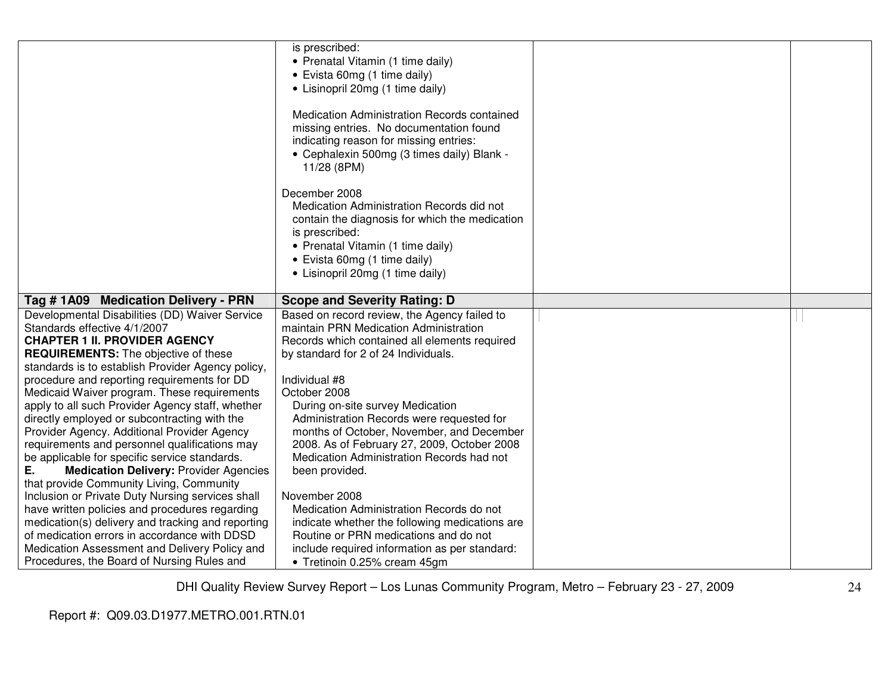| | | | |
|---|---|---|---|
| | is prescribed:<br>• Prenatal Vitamin (1 time daily)<br>• Evista 60mg (1 time daily)<br>• Lisinopril 20mg (1 time daily)<br><br>Medication Administration Records contained missing entries. No documentation found indicating reason for missing entries:<br>• Cephalexin 500mg (3 times daily) Blank - 11/28 (8PM)<br><br>December 2008<br>Medication Administration Records did not contain the diagnosis for which the medication is prescribed:<br>• Prenatal Vitamin (1 time daily)<br>• Evista 60mg (1 time daily)<br>• Lisinopril 20mg (1 time daily) | | |
| **Tag # 1A09 Medication Delivery - PRN** | **Scope and Severity Rating: D** | | |
| Developmental Disabilities (DD) Waiver Service Standards effective 4/1/2007<br>**CHAPTER 1 II. PROVIDER AGENCY REQUIREMENTS:** The objective of these standards is to establish Provider Agency policy, procedure and reporting requirements for DD Medicaid Waiver program. These requirements apply to all such Provider Agency staff, whether directly employed or subcontracting with the Provider Agency. Additional Provider Agency requirements and personnel qualifications may be applicable for specific service standards.<br>**E. Medication Delivery:** Provider Agencies that provide Community Living, Community Inclusion or Private Duty Nursing services shall have written policies and procedures regarding medication(s) delivery and tracking and reporting of medication errors in accordance with DDSD Medication Assessment and Delivery Policy and Procedures, the Board of Nursing Rules and | Based on record review, the Agency failed to maintain PRN Medication Administration Records which contained all elements required by standard for 2 of 24 Individuals.<br><br>Individual #8<br>October 2008<br>During on-site survey Medication Administration Records were requested for months of October, November, and December 2008. As of February 27, 2009, October 2008 Medication Administration Records had not been provided.<br><br>November 2008<br>Medication Administration Records do not indicate whether the following medications are Routine or PRN medications and do not include required information as per standard:<br>• Tretinoin 0.25% cream 45gm | | |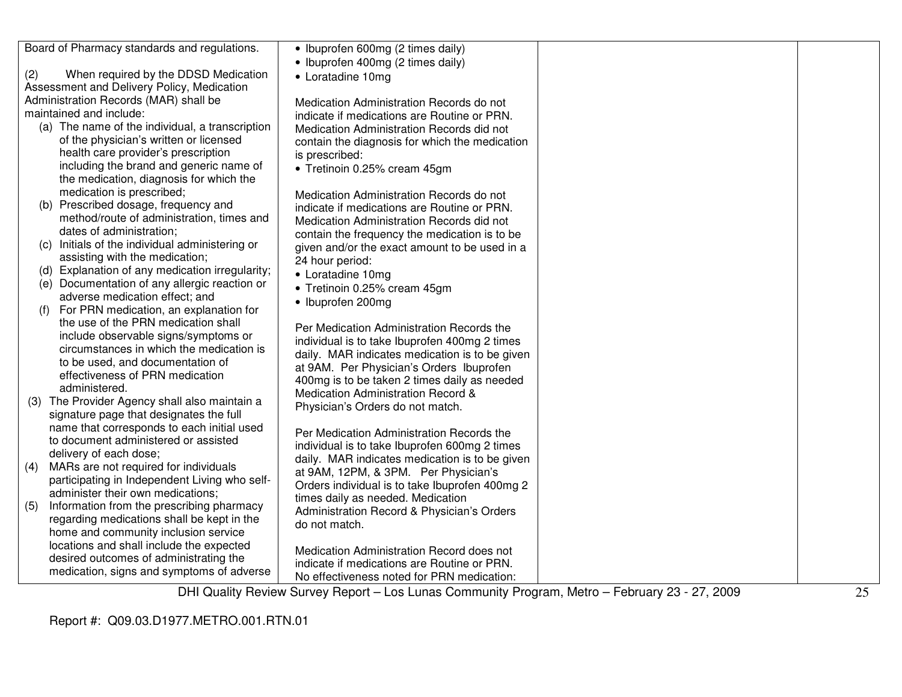| | | | |
|---|---|---|---|
| Board of Pharmacy standards and regulations.<br><br>(2) When required by the DDSD Medication Assessment and Delivery Policy, Medication Administration Records (MAR) shall be maintained and include:<br>(a) The name of the individual, a transcription of the physician's written or licensed health care provider's prescription including the brand and generic name of the medication, diagnosis for which the medication is prescribed;<br>(b) Prescribed dosage, frequency and method/route of administration, times and dates of administration;<br>(c) Initials of the individual administering or assisting with the medication;<br>(d) Explanation of any medication irregularity;<br>(e) Documentation of any allergic reaction or adverse medication effect; and<br>(f) For PRN medication, an explanation for the use of the PRN medication shall include observable signs/symptoms or circumstances in which the medication is to be used, and documentation of effectiveness of PRN medication administered.<br>(3) The Provider Agency shall also maintain a signature page that designates the full name that corresponds to each initial used to document administered or assisted delivery of each dose;<br>(4) MARs are not required for individuals participating in Independent Living who self-administer their own medications;<br>(5) Information from the prescribing pharmacy regarding medications shall be kept in the home and community inclusion service locations and shall include the expected desired outcomes of administrating the medication, signs and symptoms of adverse | • Ibuprofen 600mg (2 times daily)<br>• Ibuprofen 400mg (2 times daily)<br>• Loratadine 10mg<br><br>Medication Administration Records do not indicate if medications are Routine or PRN. Medication Administration Records did not contain the diagnosis for which the medication is prescribed:<br>• Tretinoin 0.25% cream 45gm<br><br>Medication Administration Records do not indicate if medications are Routine or PRN. Medication Administration Records did not contain the frequency the medication is to be given and/or the exact amount to be used in a 24 hour period:<br>• Loratadine 10mg<br>• Tretinoin 0.25% cream 45gm<br>• Ibuprofen 200mg<br><br>Per Medication Administration Records the individual is to take Ibuprofen 400mg 2 times daily. MAR indicates medication is to be given at 9AM. Per Physician's Orders Ibuprofen 400mg is to be taken 2 times daily as needed Medication Administration Record & Physician's Orders do not match.<br><br>Per Medication Administration Records the individual is to take Ibuprofen 600mg 2 times daily. MAR indicates medication is to be given at 9AM, 12PM, & 3PM. Per Physician's Orders individual is to take Ibuprofen 400mg 2 times daily as needed. Medication Administration Record & Physician's Orders do not match.<br><br>Medication Administration Record does not indicate if medications are Routine or PRN. No effectiveness noted for PRN medication: | | |

DHI Quality Review Survey Report – Los Lunas Community Program, Metro – February 23 - 27, 2009

Report #: Q09.03.D1977.METRO.001.RTN.01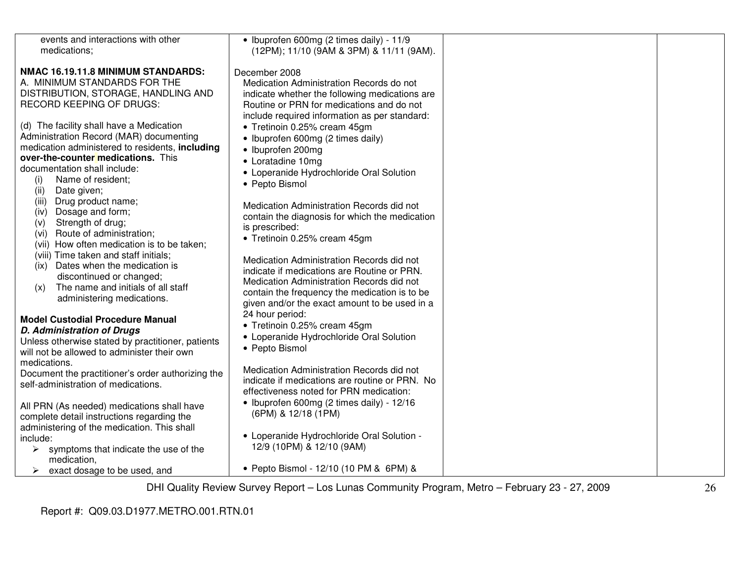| | | | |
|---|---|---|---|
| events and interactions with other medications;<br><br>**NMAC 16.19.11.8 MINIMUM STANDARDS:**<br>A. MINIMUM STANDARDS FOR THE DISTRIBUTION, STORAGE, HANDLING AND RECORD KEEPING OF DRUGS:<br><br>(d) The facility shall have a Medication Administration Record (MAR) documenting medication administered to residents, **including over-the-counter medications.** This documentation shall include:<br>(i) Name of resident;<br>(ii) Date given;<br>(iii) Drug product name;<br>(iv) Dosage and form;<br>(v) Strength of drug;<br>(vi) Route of administration;<br>(vii) How often medication is to be taken;<br>(viii) Time taken and staff initials;<br>(ix) Dates when the medication is discontinued or changed;<br>(x) The name and initials of all staff administering medications.<br><br>**Model Custodial Procedure Manual**<br>***D. Administration of Drugs***<br>Unless otherwise stated by practitioner, patients will not be allowed to administer their own medications.<br>Document the practitioner's order authorizing the self-administration of medications.<br><br>All PRN (As needed) medications shall have complete detail instructions regarding the administering of the medication. This shall include:<br>➢ symptoms that indicate the use of the medication,<br>➢ exact dosage to be used, and | • Ibuprofen 600mg (2 times daily) - 11/9 (12PM); 11/10 (9AM & 3PM) & 11/11 (9AM).<br><br>December 2008<br>Medication Administration Records do not indicate whether the following medications are Routine or PRN for medications and do not include required information as per standard:<br>• Tretinoin 0.25% cream 45gm<br>• Ibuprofen 600mg (2 times daily)<br>• Ibuprofen 200mg<br>• Loratadine 10mg<br>• Loperanide Hydrochloride Oral Solution<br>• Pepto Bismol<br><br>Medication Administration Records did not contain the diagnosis for which the medication is prescribed:<br>• Tretinoin 0.25% cream 45gm<br><br>Medication Administration Records did not indicate if medications are Routine or PRN. Medication Administration Records did not contain the frequency the medication is to be given and/or the exact amount to be used in a 24 hour period:<br>• Tretinoin 0.25% cream 45gm<br>• Loperanide Hydrochloride Oral Solution<br>• Pepto Bismol<br><br>Medication Administration Records did not indicate if medications are routine or PRN. No effectiveness noted for PRN medication:<br>• Ibuprofen 600mg (2 times daily) - 12/16 (6PM) & 12/18 (1PM)<br><br>• Loperanide Hydrochloride Oral Solution - 12/9 (10PM) & 12/10 (9AM)<br><br>• Pepto Bismol - 12/10 (10 PM & 6PM) & | | |

Report #: Q09.03.D1977.METRO.001.RTN.01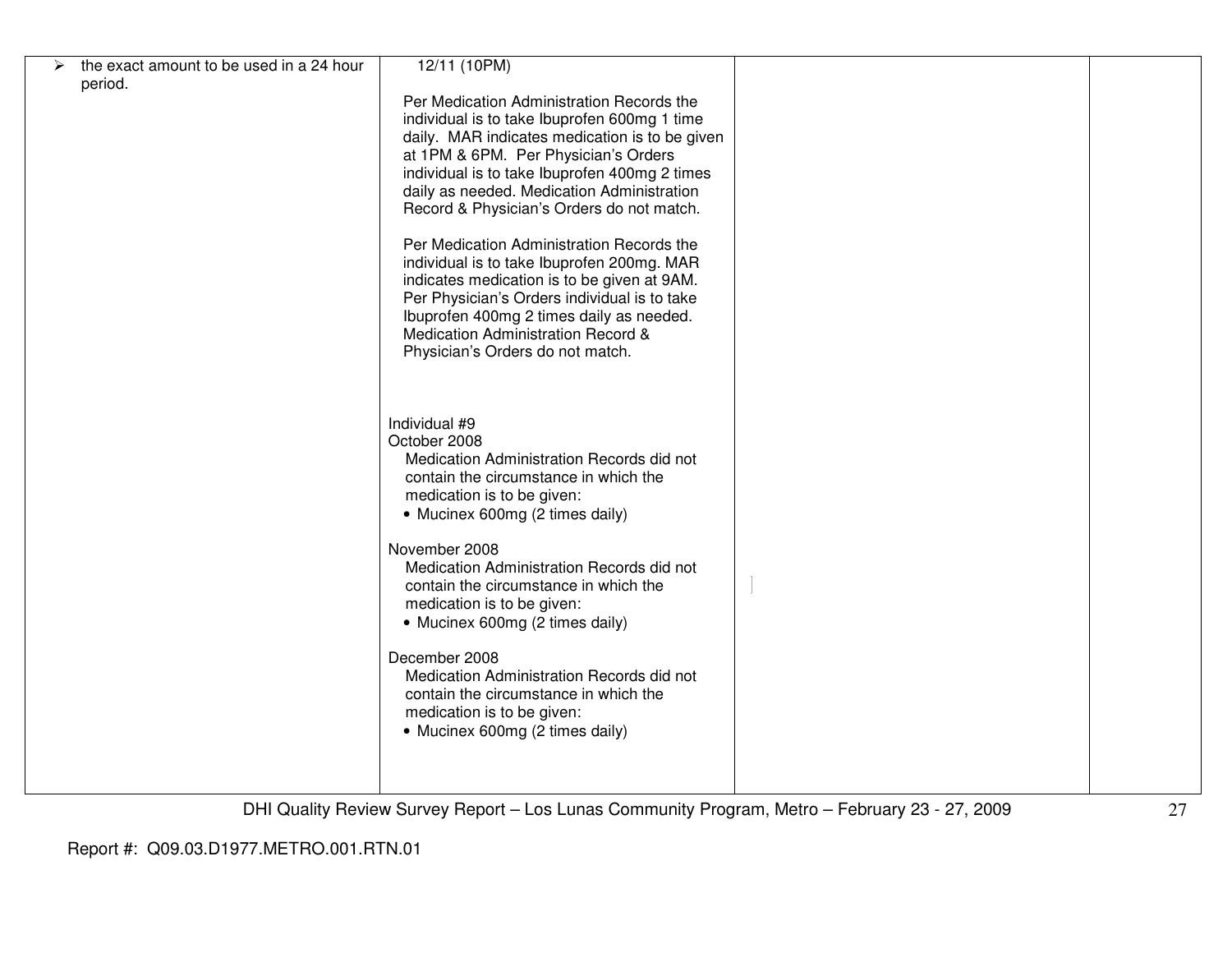| | | | |
|---|---|---|---|
| ➢ the exact amount to be used in a 24 hour period. | 12/11 (10PM)<br><br>Per Medication Administration Records the individual is to take Ibuprofen 600mg 1 time daily. MAR indicates medication is to be given at 1PM & 6PM. Per Physician's Orders individual is to take Ibuprofen 400mg 2 times daily as needed. Medication Administration Record & Physician's Orders do not match.<br><br>Per Medication Administration Records the individual is to take Ibuprofen 200mg. MAR indicates medication is to be given at 9AM. Per Physician's Orders individual is to take Ibuprofen 400mg 2 times daily as needed. Medication Administration Record & Physician's Orders do not match.<br><br>Individual #9<br>October 2008<br>Medication Administration Records did not contain the circumstance in which the medication is to be given:<br>• Mucinex 600mg (2 times daily)<br><br>November 2008<br>Medication Administration Records did not contain the circumstance in which the medication is to be given:<br>• Mucinex 600mg (2 times daily)<br><br>December 2008<br>Medication Administration Records did not contain the circumstance in which the medication is to be given:<br>• Mucinex 600mg (2 times daily) | | |

DHI Quality Review Survey Report – Los Lunas Community Program, Metro – February 23 - 27, 2009

Report #: Q09.03.D1977.METRO.001.RTN.01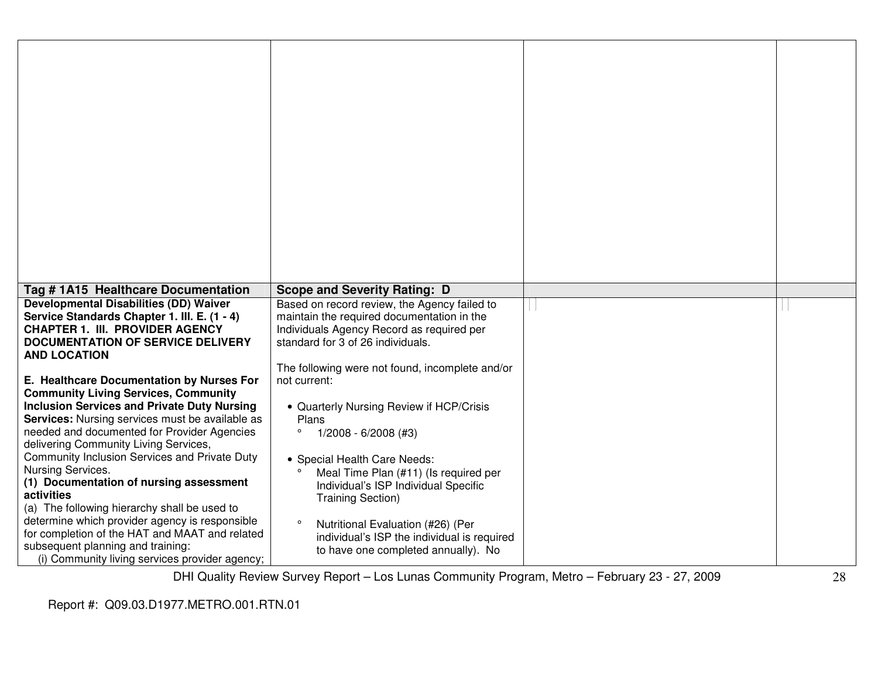| Tag # 1A15 Healthcare Documentation | Scope and Severity Rating: D | | |
|---|---|---|---|
| **Developmental Disabilities (DD) Waiver Service Standards Chapter 1. III. E. (1 - 4) CHAPTER 1. III. PROVIDER AGENCY DOCUMENTATION OF SERVICE DELIVERY AND LOCATION**<br><br>**E. Healthcare Documentation by Nurses For Community Living Services, Community Inclusion Services and Private Duty Nursing Services:** Nursing services must be available as needed and documented for Provider Agencies delivering Community Living Services, Community Inclusion Services and Private Duty Nursing Services.<br>**(1) Documentation of nursing assessment activities**<br>(a) The following hierarchy shall be used to determine which provider agency is responsible for completion of the HAT and MAAT and related subsequent planning and training:<br>(i) Community living services provider agency; | Based on record review, the Agency failed to maintain the required documentation in the Individuals Agency Record as required per standard for 3 of 26 individuals.<br><br>The following were not found, incomplete and/or not current:<br><br>• Quarterly Nursing Review if HCP/Crisis Plans<br>° 1/2008 - 6/2008 (#3)<br><br>• Special Health Care Needs:<br>° Meal Time Plan (#11) (Is required per Individual's ISP Individual Specific Training Section)<br><br>° Nutritional Evaluation (#26) (Per individual's ISP the individual is required to have one completed annually). No | | |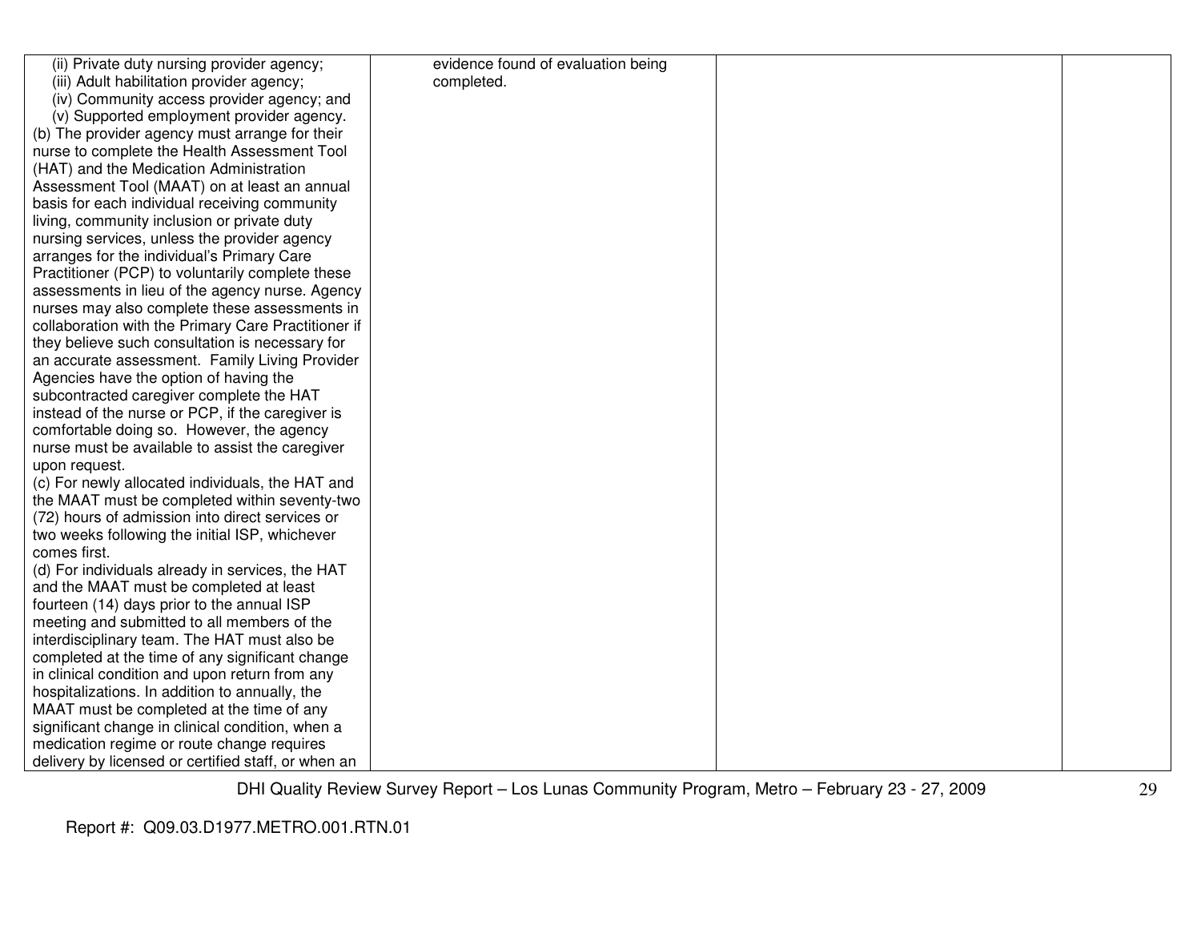| | | | |
|---|---|---|---|
| (ii) Private duty nursing provider agency;<br>(iii) Adult habilitation provider agency;<br>(iv) Community access provider agency; and<br>(v) Supported employment provider agency.<br>(b) The provider agency must arrange for their nurse to complete the Health Assessment Tool (HAT) and the Medication Administration Assessment Tool (MAAT) on at least an annual basis for each individual receiving community living, community inclusion or private duty nursing services, unless the provider agency arranges for the individual's Primary Care Practitioner (PCP) to voluntarily complete these assessments in lieu of the agency nurse. Agency nurses may also complete these assessments in collaboration with the Primary Care Practitioner if they believe such consultation is necessary for an accurate assessment. Family Living Provider Agencies have the option of having the subcontracted caregiver complete the HAT instead of the nurse or PCP, if the caregiver is comfortable doing so. However, the agency nurse must be available to assist the caregiver upon request.<br>(c) For newly allocated individuals, the HAT and the MAAT must be completed within seventy-two (72) hours of admission into direct services or two weeks following the initial ISP, whichever comes first.<br>(d) For individuals already in services, the HAT and the MAAT must be completed at least fourteen (14) days prior to the annual ISP meeting and submitted to all members of the interdisciplinary team. The HAT must also be completed at the time of any significant change in clinical condition and upon return from any hospitalizations. In addition to annually, the MAAT must be completed at the time of any significant change in clinical condition, when a medication regime or route change requires delivery by licensed or certified staff, or when an | evidence found of evaluation being completed. | | |

Report #: Q09.03.D1977.METRO.001.RTN.01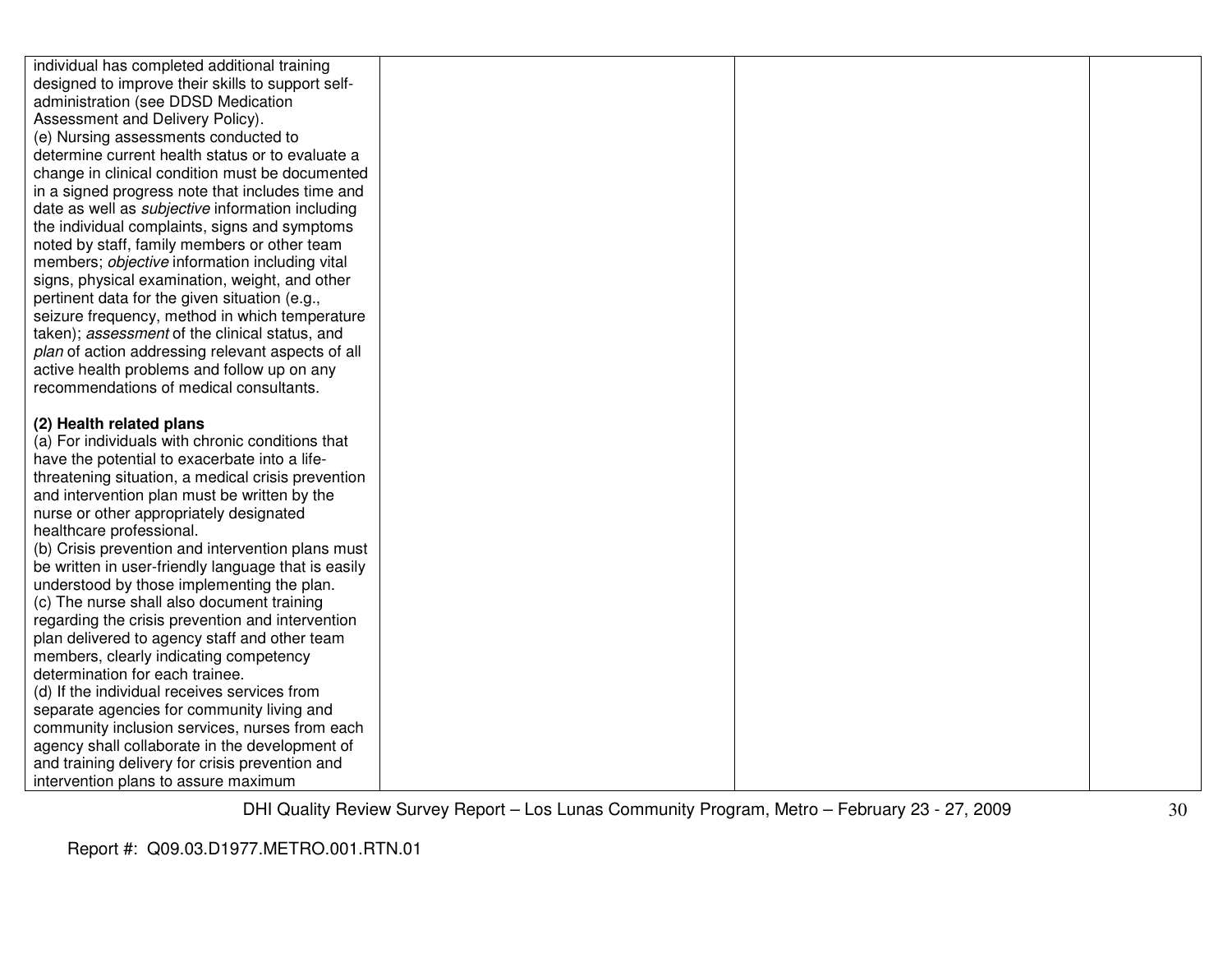| | | | |
|---|---|---|---|
| individual has completed additional training designed to improve their skills to support self-administration (see DDSD Medication Assessment and Delivery Policy).<br>(e) Nursing assessments conducted to determine current health status or to evaluate a change in clinical condition must be documented in a signed progress note that includes time and date as well as *subjective* information including the individual complaints, signs and symptoms noted by staff, family members or other team members; *objective* information including vital signs, physical examination, weight, and other pertinent data for the given situation (e.g., seizure frequency, method in which temperature taken); *assessment* of the clinical status, and *plan* of action addressing relevant aspects of all active health problems and follow up on any recommendations of medical consultants.<br><br>**(2) Health related plans**<br>(a) For individuals with chronic conditions that have the potential to exacerbate into a life-threatening situation, a medical crisis prevention and intervention plan must be written by the nurse or other appropriately designated healthcare professional.<br>(b) Crisis prevention and intervention plans must be written in user-friendly language that is easily understood by those implementing the plan.<br>(c) The nurse shall also document training regarding the crisis prevention and intervention plan delivered to agency staff and other team members, clearly indicating competency determination for each trainee.<br>(d) If the individual receives services from separate agencies for community living and community inclusion services, nurses from each agency shall collaborate in the development of and training delivery for crisis prevention and intervention plans to assure maximum | | | |

Report #: Q09.03.D1977.METRO.001.RTN.01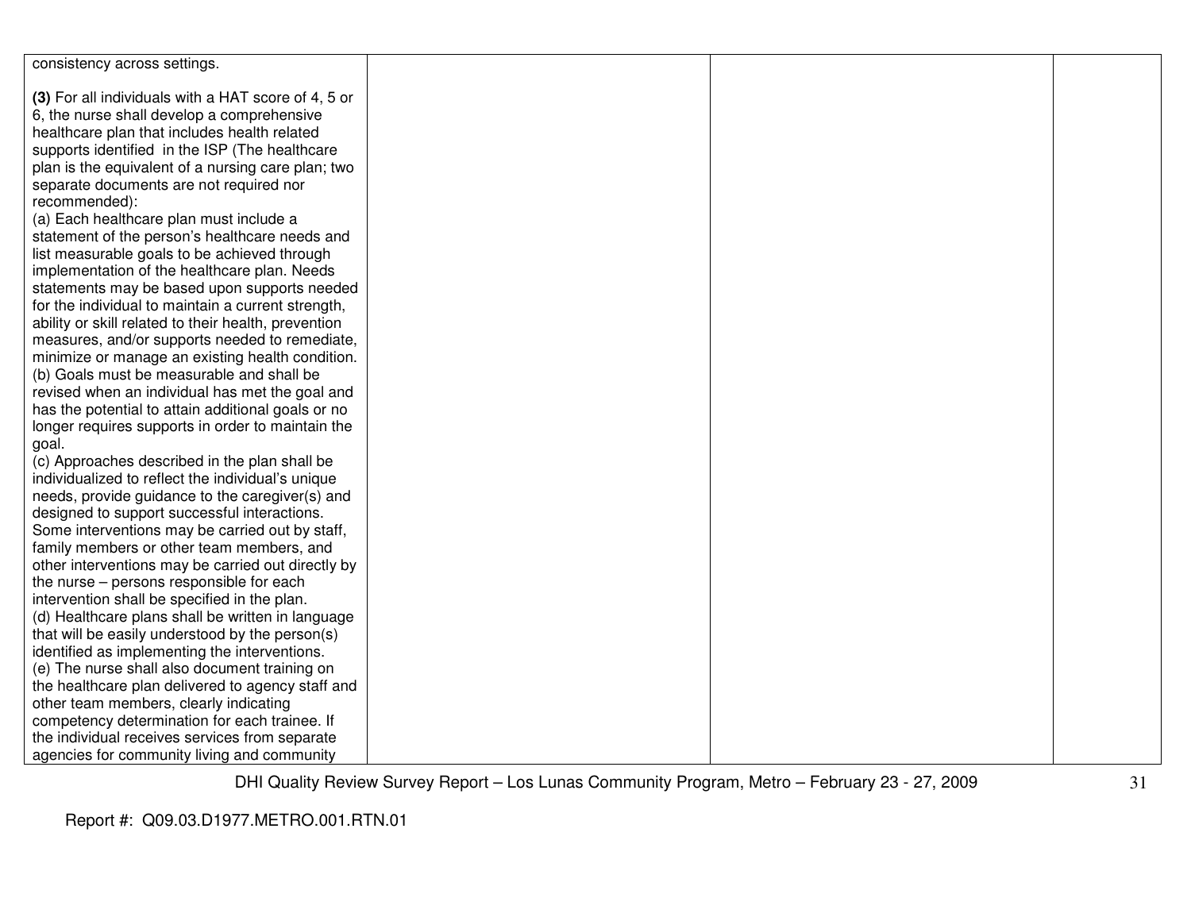| | | | |
|---|---|---|---|
| consistency across settings.<br><br>**(3)** For all individuals with a HAT score of 4, 5 or 6, the nurse shall develop a comprehensive healthcare plan that includes health related supports identified in the ISP (The healthcare plan is the equivalent of a nursing care plan; two separate documents are not required nor recommended):<br>(a) Each healthcare plan must include a statement of the person's healthcare needs and list measurable goals to be achieved through implementation of the healthcare plan. Needs statements may be based upon supports needed for the individual to maintain a current strength, ability or skill related to their health, prevention measures, and/or supports needed to remediate, minimize or manage an existing health condition.<br>(b) Goals must be measurable and shall be revised when an individual has met the goal and has the potential to attain additional goals or no longer requires supports in order to maintain the goal.<br>(c) Approaches described in the plan shall be individualized to reflect the individual's unique needs, provide guidance to the caregiver(s) and designed to support successful interactions. Some interventions may be carried out by staff, family members or other team members, and other interventions may be carried out directly by the nurse – persons responsible for each intervention shall be specified in the plan.<br>(d) Healthcare plans shall be written in language that will be easily understood by the person(s) identified as implementing the interventions.<br>(e) The nurse shall also document training on the healthcare plan delivered to agency staff and other team members, clearly indicating competency determination for each trainee. If the individual receives services from separate agencies for community living and community | | | |

Report #: Q09.03.D1977.METRO.001.RTN.01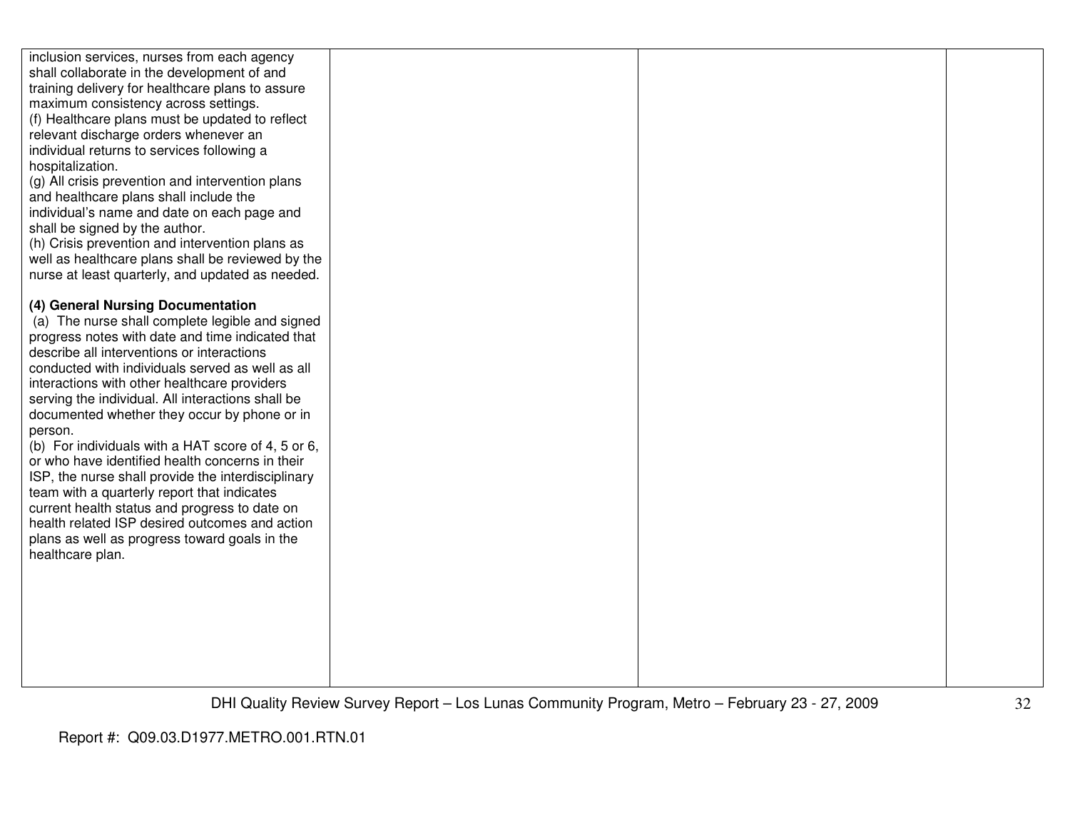| | | | |
|---|---|---|---|
| inclusion services, nurses from each agency shall collaborate in the development of and training delivery for healthcare plans to assure maximum consistency across settings.<br>(f) Healthcare plans must be updated to reflect relevant discharge orders whenever an individual returns to services following a hospitalization.<br>(g) All crisis prevention and intervention plans and healthcare plans shall include the individual's name and date on each page and shall be signed by the author.<br>(h) Crisis prevention and intervention plans as well as healthcare plans shall be reviewed by the nurse at least quarterly, and updated as needed.<br><br>**(4) General Nursing Documentation**<br>(a) The nurse shall complete legible and signed progress notes with date and time indicated that describe all interventions or interactions conducted with individuals served as well as all interactions with other healthcare providers serving the individual. All interactions shall be documented whether they occur by phone or in person.<br>(b) For individuals with a HAT score of 4, 5 or 6, or who have identified health concerns in their ISP, the nurse shall provide the interdisciplinary team with a quarterly report that indicates current health status and progress to date on health related ISP desired outcomes and action plans as well as progress toward goals in the healthcare plan. | | | |

Report #: Q09.03.D1977.METRO.001.RTN.01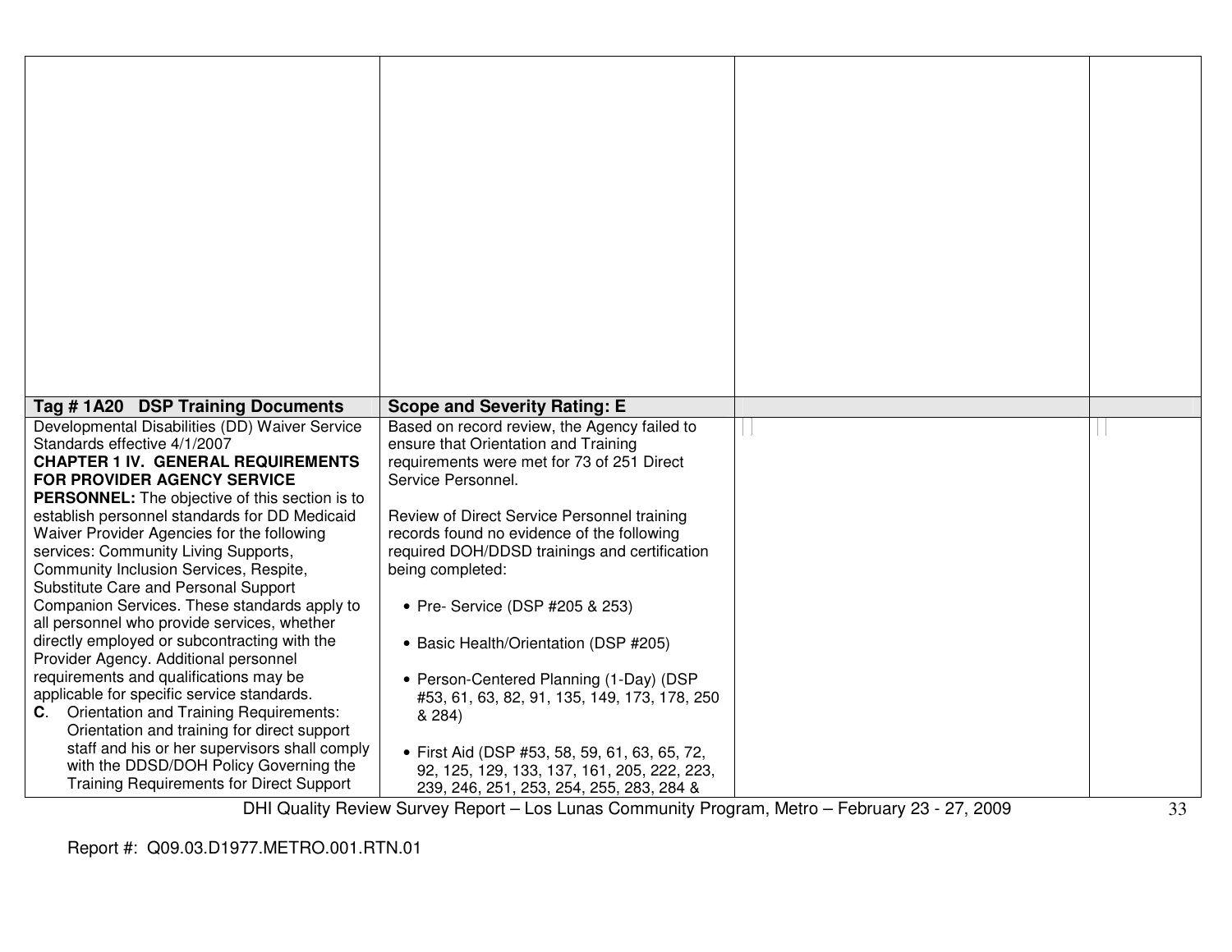| Tag # 1A20 DSP Training Documents | Scope and Severity Rating: E | | |
|---|---|---|---|
| Developmental Disabilities (DD) Waiver Service Standards effective 4/1/2007<br>**CHAPTER 1 IV. GENERAL REQUIREMENTS FOR PROVIDER AGENCY SERVICE PERSONNEL:** The objective of this section is to establish personnel standards for DD Medicaid Waiver Provider Agencies for the following services: Community Living Supports, Community Inclusion Services, Respite, Substitute Care and Personal Support Companion Services. These standards apply to all personnel who provide services, whether directly employed or subcontracting with the Provider Agency. Additional personnel requirements and qualifications may be applicable for specific service standards.<br>**C**. Orientation and Training Requirements: Orientation and training for direct support staff and his or her supervisors shall comply with the DDSD/DOH Policy Governing the Training Requirements for Direct Support | Based on record review, the Agency failed to ensure that Orientation and Training requirements were met for 73 of 251 Direct Service Personnel.<br><br>Review of Direct Service Personnel training records found no evidence of the following required DOH/DDSD trainings and certification being completed:<br><br>• Pre- Service (DSP #205 & 253)<br><br>• Basic Health/Orientation (DSP #205)<br><br>• Person-Centered Planning (1-Day) (DSP #53, 61, 63, 82, 91, 135, 149, 173, 178, 250 & 284)<br><br>• First Aid (DSP #53, 58, 59, 61, 63, 65, 72, 92, 125, 129, 133, 137, 161, 205, 222, 223, 239, 246, 251, 253, 254, 255, 283, 284 & | | |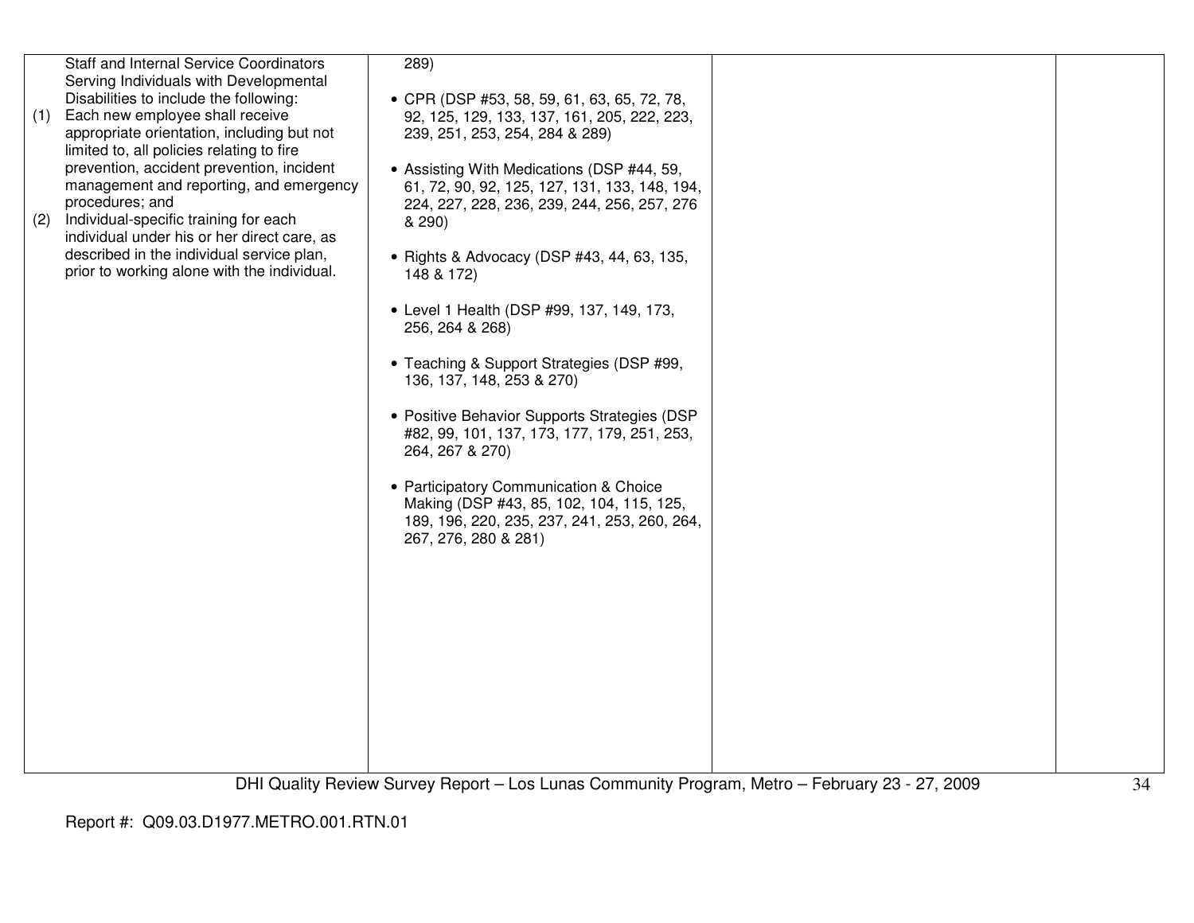| | | | |
|---|---|---|---|
| Staff and Internal Service Coordinators Serving Individuals with Developmental Disabilities to include the following:<br>(1) Each new employee shall receive appropriate orientation, including but not limited to, all policies relating to fire prevention, accident prevention, incident management and reporting, and emergency procedures; and<br>(2) Individual-specific training for each individual under his or her direct care, as described in the individual service plan, prior to working alone with the individual. | 289)<br><br>• CPR (DSP #53, 58, 59, 61, 63, 65, 72, 78, 92, 125, 129, 133, 137, 161, 205, 222, 223, 239, 251, 253, 254, 284 & 289)<br><br>• Assisting With Medications (DSP #44, 59, 61, 72, 90, 92, 125, 127, 131, 133, 148, 194, 224, 227, 228, 236, 239, 244, 256, 257, 276 & 290)<br><br>• Rights & Advocacy (DSP #43, 44, 63, 135, 148 & 172)<br><br>• Level 1 Health (DSP #99, 137, 149, 173, 256, 264 & 268)<br><br>• Teaching & Support Strategies (DSP #99, 136, 137, 148, 253 & 270)<br><br>• Positive Behavior Supports Strategies (DSP #82, 99, 101, 137, 173, 177, 179, 251, 253, 264, 267 & 270)<br><br>• Participatory Communication & Choice Making (DSP #43, 85, 102, 104, 115, 125, 189, 196, 220, 235, 237, 241, 253, 260, 264, 267, 276, 280 & 281) | | |

DHI Quality Review Survey Report – Los Lunas Community Program, Metro – February 23 - 27, 2009

Report #: Q09.03.D1977.METRO.001.RTN.01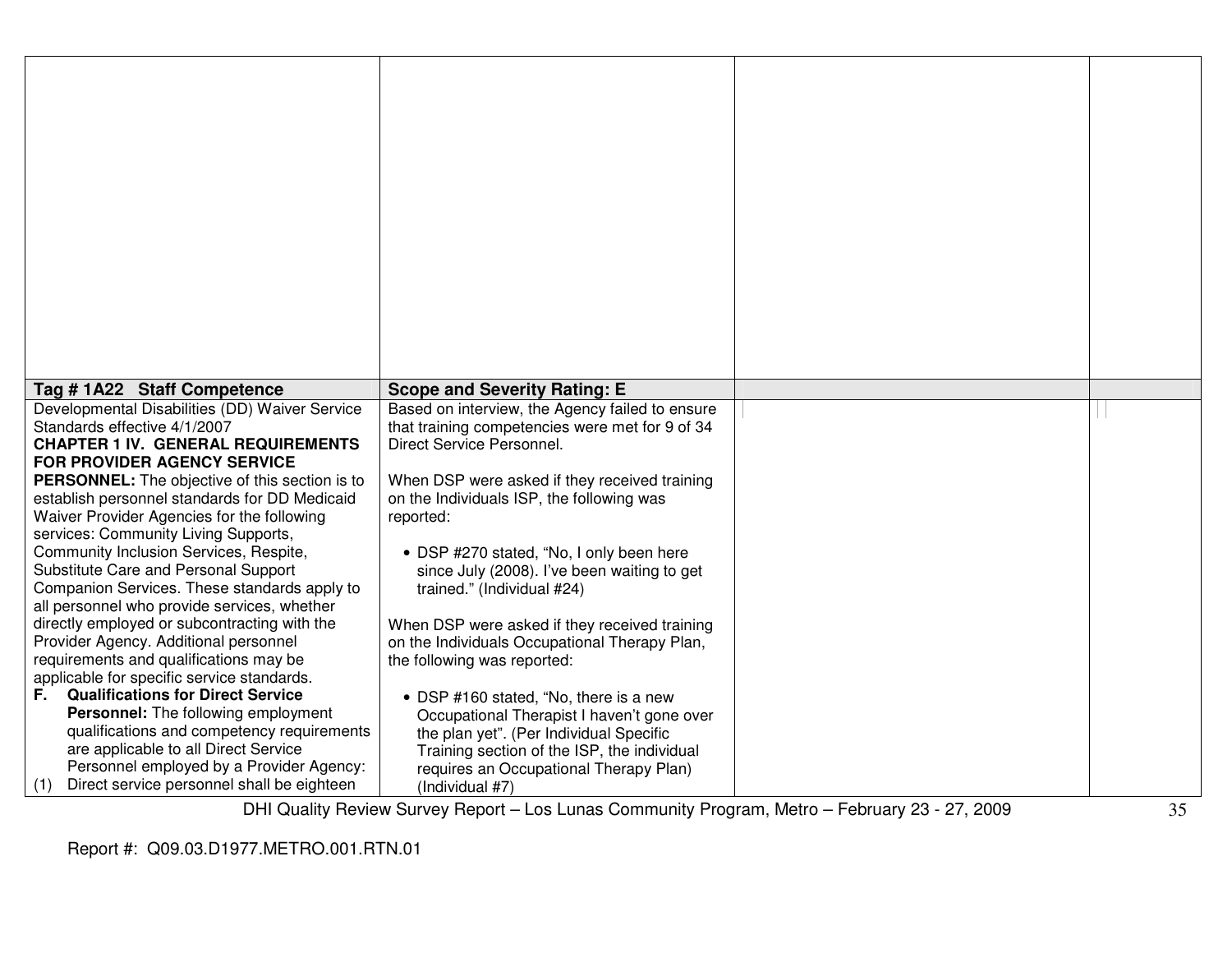| | | | |
|---|---|---|---|
| | | | |
| **Tag # 1A22 Staff Competence** | **Scope and Severity Rating: E** | | |
| Developmental Disabilities (DD) Waiver Service Standards effective 4/1/2007<br>**CHAPTER 1 IV. GENERAL REQUIREMENTS FOR PROVIDER AGENCY SERVICE PERSONNEL:** The objective of this section is to establish personnel standards for DD Medicaid Waiver Provider Agencies for the following services: Community Living Supports, Community Inclusion Services, Respite, Substitute Care and Personal Support Companion Services. These standards apply to all personnel who provide services, whether directly employed or subcontracting with the Provider Agency. Additional personnel requirements and qualifications may be applicable for specific service standards.<br>**F. Qualifications for Direct Service Personnel:** The following employment qualifications and competency requirements are applicable to all Direct Service Personnel employed by a Provider Agency:<br>(1) Direct service personnel shall be eighteen | Based on interview, the Agency failed to ensure that training competencies were met for 9 of 34 Direct Service Personnel.<br><br>When DSP were asked if they received training on the Individuals ISP, the following was reported:<br><br>• DSP #270 stated, "No, I only been here since July (2008). I've been waiting to get trained." (Individual #24)<br><br>When DSP were asked if they received training on the Individuals Occupational Therapy Plan, the following was reported:<br><br>• DSP #160 stated, "No, there is a new Occupational Therapist I haven't gone over the plan yet". (Per Individual Specific Training section of the ISP, the individual requires an Occupational Therapy Plan) (Individual #7) | | |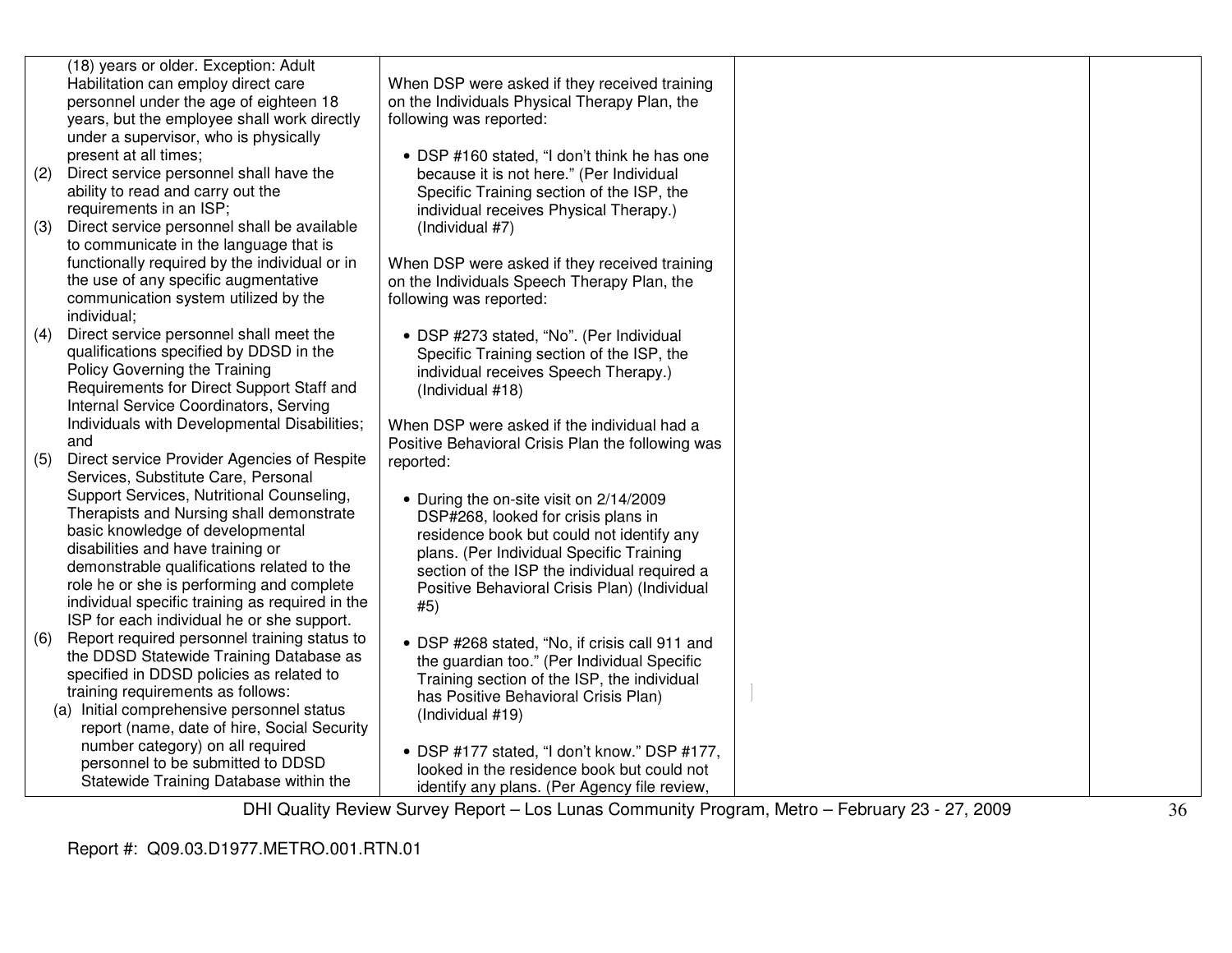| | | | |
|---|---|---|---|
| (18) years or older. Exception: Adult Habilitation can employ direct care personnel under the age of eighteen 18 years, but the employee shall work directly under a supervisor, who is physically present at all times;<br>(2) Direct service personnel shall have the ability to read and carry out the requirements in an ISP;<br>(3) Direct service personnel shall be available to communicate in the language that is functionally required by the individual or in the use of any specific augmentative communication system utilized by the individual;<br>(4) Direct service personnel shall meet the qualifications specified by DDSD in the Policy Governing the Training Requirements for Direct Support Staff and Internal Service Coordinators, Serving Individuals with Developmental Disabilities; and<br>(5) Direct service Provider Agencies of Respite Services, Substitute Care, Personal Support Services, Nutritional Counseling, Therapists and Nursing shall demonstrate basic knowledge of developmental disabilities and have training or demonstrable qualifications related to the role he or she is performing and complete individual specific training as required in the ISP for each individual he or she support.<br>(6) Report required personnel training status to the DDSD Statewide Training Database as specified in DDSD policies as related to training requirements as follows:<br>(a) Initial comprehensive personnel status report (name, date of hire, Social Security number category) on all required personnel to be submitted to DDSD Statewide Training Database within the | When DSP were asked if they received training on the Individuals Physical Therapy Plan, the following was reported:<br><br>• DSP #160 stated, "I don't think he has one because it is not here." (Per Individual Specific Training section of the ISP, the individual receives Physical Therapy.) (Individual #7)<br><br>When DSP were asked if they received training on the Individuals Speech Therapy Plan, the following was reported:<br><br>• DSP #273 stated, "No". (Per Individual Specific Training section of the ISP, the individual receives Speech Therapy.) (Individual #18)<br><br>When DSP were asked if the individual had a Positive Behavioral Crisis Plan the following was reported:<br><br>• During the on-site visit on 2/14/2009 DSP#268, looked for crisis plans in residence book but could not identify any plans. (Per Individual Specific Training section of the ISP the individual required a Positive Behavioral Crisis Plan) (Individual #5)<br><br>• DSP #268 stated, "No, if crisis call 911 and the guardian too." (Per Individual Specific Training section of the ISP, the individual has Positive Behavioral Crisis Plan) (Individual #19)<br><br>• DSP #177 stated, "I don't know." DSP #177, looked in the residence book but could not identify any plans. (Per Agency file review, | | |

Report #: Q09.03.D1977.METRO.001.RTN.01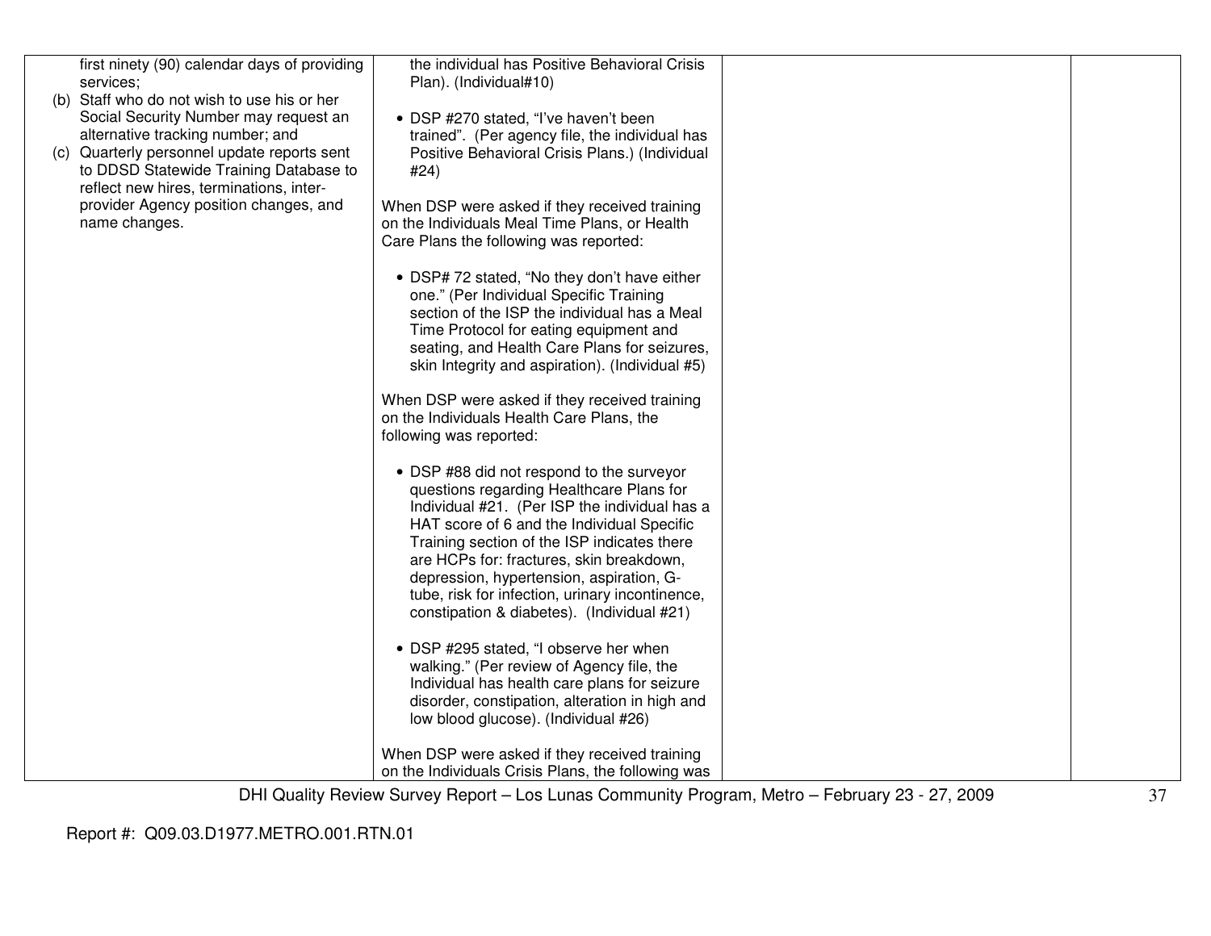| | | | |
|---|---|---|---|
| first ninety (90) calendar days of providing services;<br>(b) Staff who do not wish to use his or her Social Security Number may request an alternative tracking number; and<br>(c) Quarterly personnel update reports sent to DDSD Statewide Training Database to reflect new hires, terminations, inter-provider Agency position changes, and name changes. | the individual has Positive Behavioral Crisis Plan). (Individual#10)<br><br>• DSP #270 stated, "I've haven't been trained". (Per agency file, the individual has Positive Behavioral Crisis Plans.) (Individual #24)<br><br>When DSP were asked if they received training on the Individuals Meal Time Plans, or Health Care Plans the following was reported:<br><br>• DSP# 72 stated, "No they don't have either one." (Per Individual Specific Training section of the ISP the individual has a Meal Time Protocol for eating equipment and seating, and Health Care Plans for seizures, skin Integrity and aspiration). (Individual #5)<br><br>When DSP were asked if they received training on the Individuals Health Care Plans, the following was reported:<br><br>• DSP #88 did not respond to the surveyor questions regarding Healthcare Plans for Individual #21. (Per ISP the individual has a HAT score of 6 and the Individual Specific Training section of the ISP indicates there are HCPs for: fractures, skin breakdown, depression, hypertension, aspiration, G-tube, risk for infection, urinary incontinence, constipation & diabetes). (Individual #21)<br><br>• DSP #295 stated, "I observe her when walking." (Per review of Agency file, the Individual has health care plans for seizure disorder, constipation, alteration in high and low blood glucose). (Individual #26)<br><br>When DSP were asked if they received training on the Individuals Crisis Plans, the following was | | |

Report #: Q09.03.D1977.METRO.001.RTN.01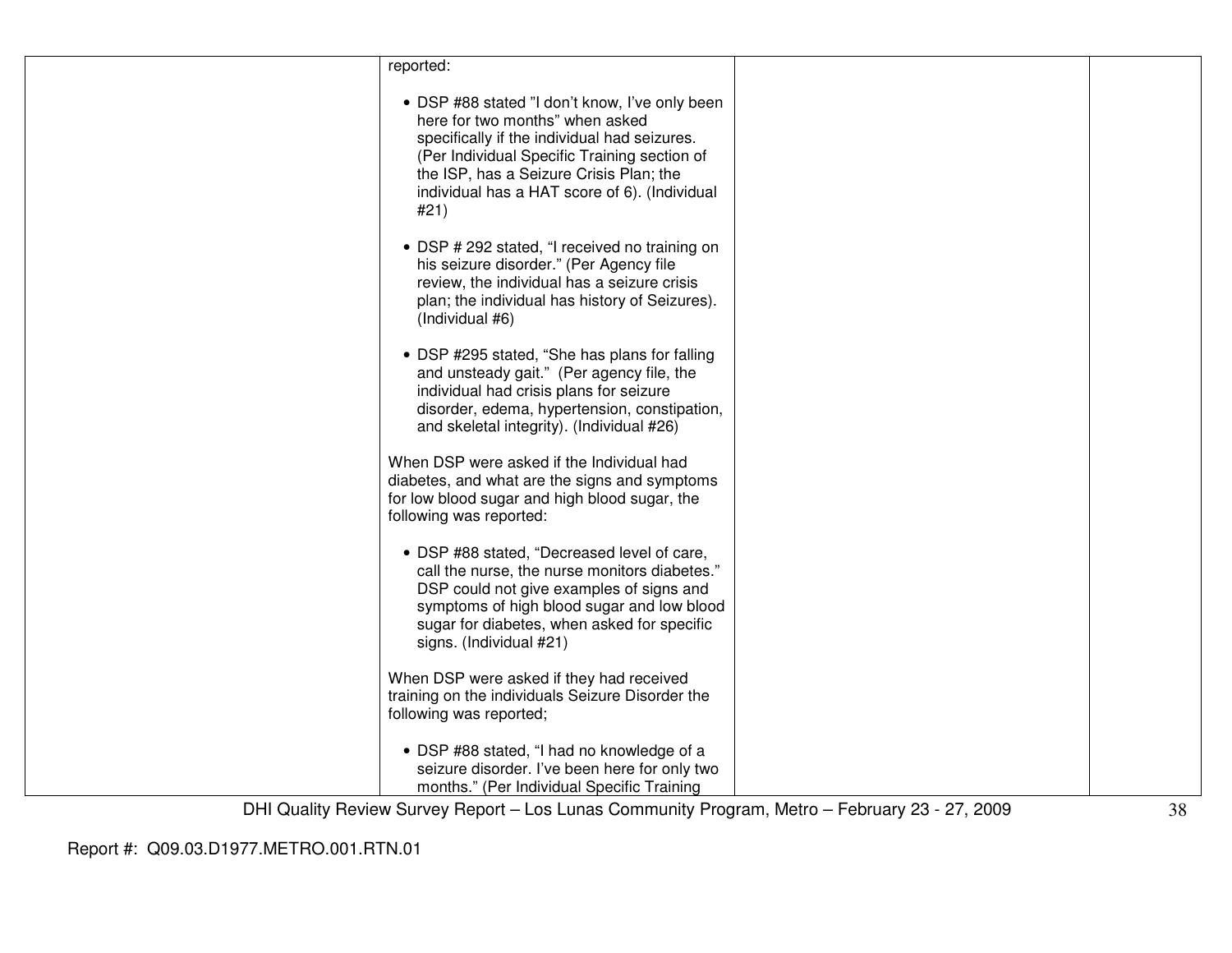| | | | |
|---|---|---|---|
| | reported:<br><br>• DSP #88 stated "I don't know, I've only been here for two months" when asked specifically if the individual had seizures. (Per Individual Specific Training section of the ISP, has a Seizure Crisis Plan; the individual has a HAT score of 6). (Individual #21)<br><br>• DSP # 292 stated, "I received no training on his seizure disorder." (Per Agency file review, the individual has a seizure crisis plan; the individual has history of Seizures). (Individual #6)<br><br>• DSP #295 stated, "She has plans for falling and unsteady gait." (Per agency file, the individual had crisis plans for seizure disorder, edema, hypertension, constipation, and skeletal integrity). (Individual #26)<br><br>When DSP were asked if the Individual had diabetes, and what are the signs and symptoms for low blood sugar and high blood sugar, the following was reported:<br><br>• DSP #88 stated, "Decreased level of care, call the nurse, the nurse monitors diabetes." DSP could not give examples of signs and symptoms of high blood sugar and low blood sugar for diabetes, when asked for specific signs. (Individual #21)<br><br>When DSP were asked if they had received training on the individuals Seizure Disorder the following was reported;<br><br>• DSP #88 stated, "I had no knowledge of a seizure disorder. I've been here for only two months." (Per Individual Specific Training | | |

DHI Quality Review Survey Report – Los Lunas Community Program, Metro – February 23 - 27, 2009

Report #: Q09.03.D1977.METRO.001.RTN.01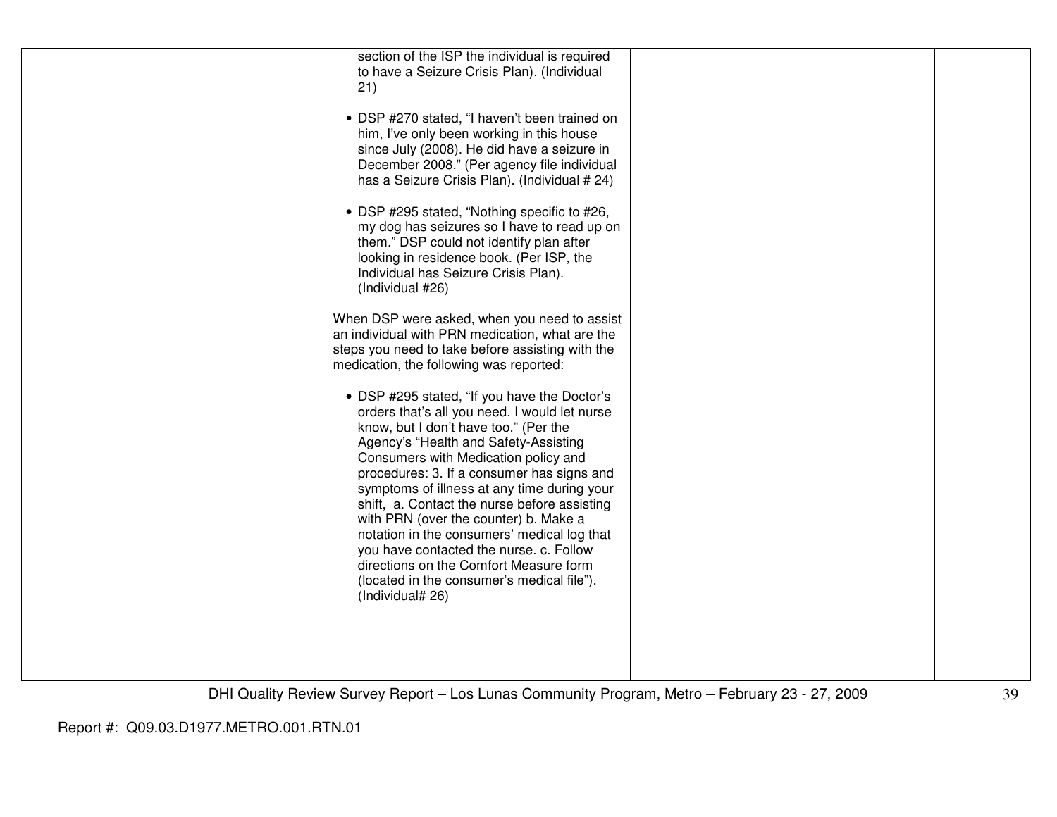| | | | |
|---|---|---|---|
| | section of the ISP the individual is required to have a Seizure Crisis Plan). (Individual 21)<br><br>• DSP #270 stated, "I haven't been trained on him, I've only been working in this house since July (2008). He did have a seizure in December 2008." (Per agency file individual has a Seizure Crisis Plan). (Individual # 24)<br><br>• DSP #295 stated, "Nothing specific to #26, my dog has seizures so I have to read up on them." DSP could not identify plan after looking in residence book. (Per ISP, the Individual has Seizure Crisis Plan). (Individual #26)<br><br>When DSP were asked, when you need to assist an individual with PRN medication, what are the steps you need to take before assisting with the medication, the following was reported:<br><br>• DSP #295 stated, "If you have the Doctor's orders that's all you need. I would let nurse know, but I don't have too." (Per the Agency's "Health and Safety-Assisting Consumers with Medication policy and procedures: 3. If a consumer has signs and symptoms of illness at any time during your shift, a. Contact the nurse before assisting with PRN (over the counter) b. Make a notation in the consumers' medical log that you have contacted the nurse. c. Follow directions on the Comfort Measure form (located in the consumer's medical file"). (Individual# 26) | | |

Report #: Q09.03.D1977.METRO.001.RTN.01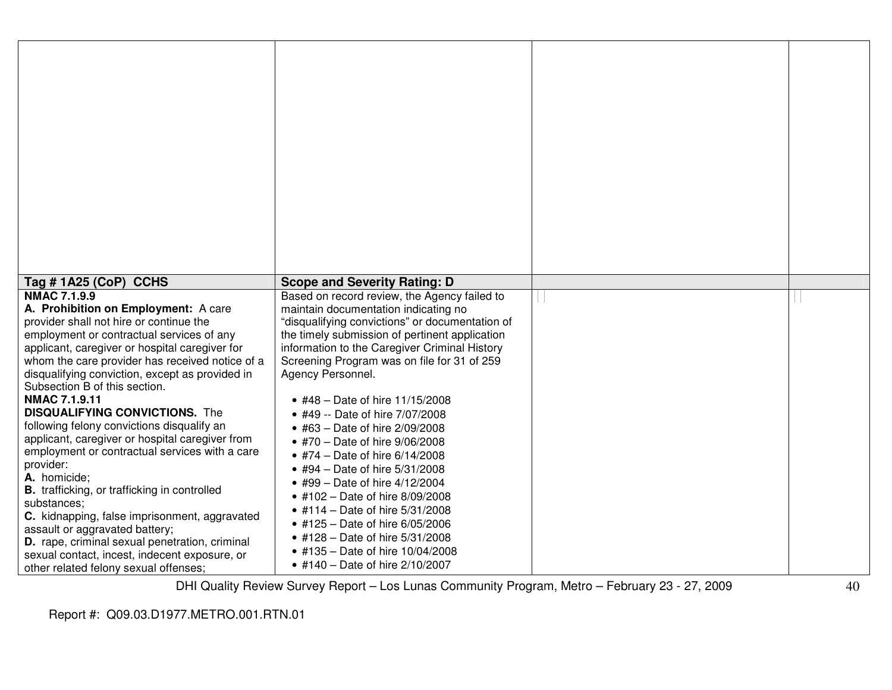| | | | |
|---|---|---|---|
| | | | |
| **Tag # 1A25 (CoP) CCHS** | **Scope and Severity Rating: D** | | |
| **NMAC 7.1.9.9**<br>**A. Prohibition on Employment:** A care provider shall not hire or continue the employment or contractual services of any applicant, caregiver or hospital caregiver for whom the care provider has received notice of a disqualifying conviction, except as provided in Subsection B of this section.<br>**NMAC 7.1.9.11**<br>**DISQUALIFYING CONVICTIONS.** The following felony convictions disqualify an applicant, caregiver or hospital caregiver from employment or contractual services with a care provider:<br>**A.** homicide;<br>**B.** trafficking, or trafficking in controlled substances;<br>**C.** kidnapping, false imprisonment, aggravated assault or aggravated battery;<br>**D.** rape, criminal sexual penetration, criminal sexual contact, incest, indecent exposure, or other related felony sexual offenses; | Based on record review, the Agency failed to maintain documentation indicating no "disqualifying convictions" or documentation of the timely submission of pertinent application information to the Caregiver Criminal History Screening Program was on file for 31 of 259 Agency Personnel.<br><br>• #48 – Date of hire 11/15/2008<br>• #49 -- Date of hire 7/07/2008<br>• #63 – Date of hire 2/09/2008<br>• #70 – Date of hire 9/06/2008<br>• #74 – Date of hire 6/14/2008<br>• #94 – Date of hire 5/31/2008<br>• #99 – Date of hire 4/12/2004<br>• #102 – Date of hire 8/09/2008<br>• #114 – Date of hire 5/31/2008<br>• #125 – Date of hire 6/05/2006<br>• #128 – Date of hire 5/31/2008<br>• #135 – Date of hire 10/04/2008<br>• #140 – Date of hire 2/10/2007 | | |

Report #: Q09.03.D1977.METRO.001.RTN.01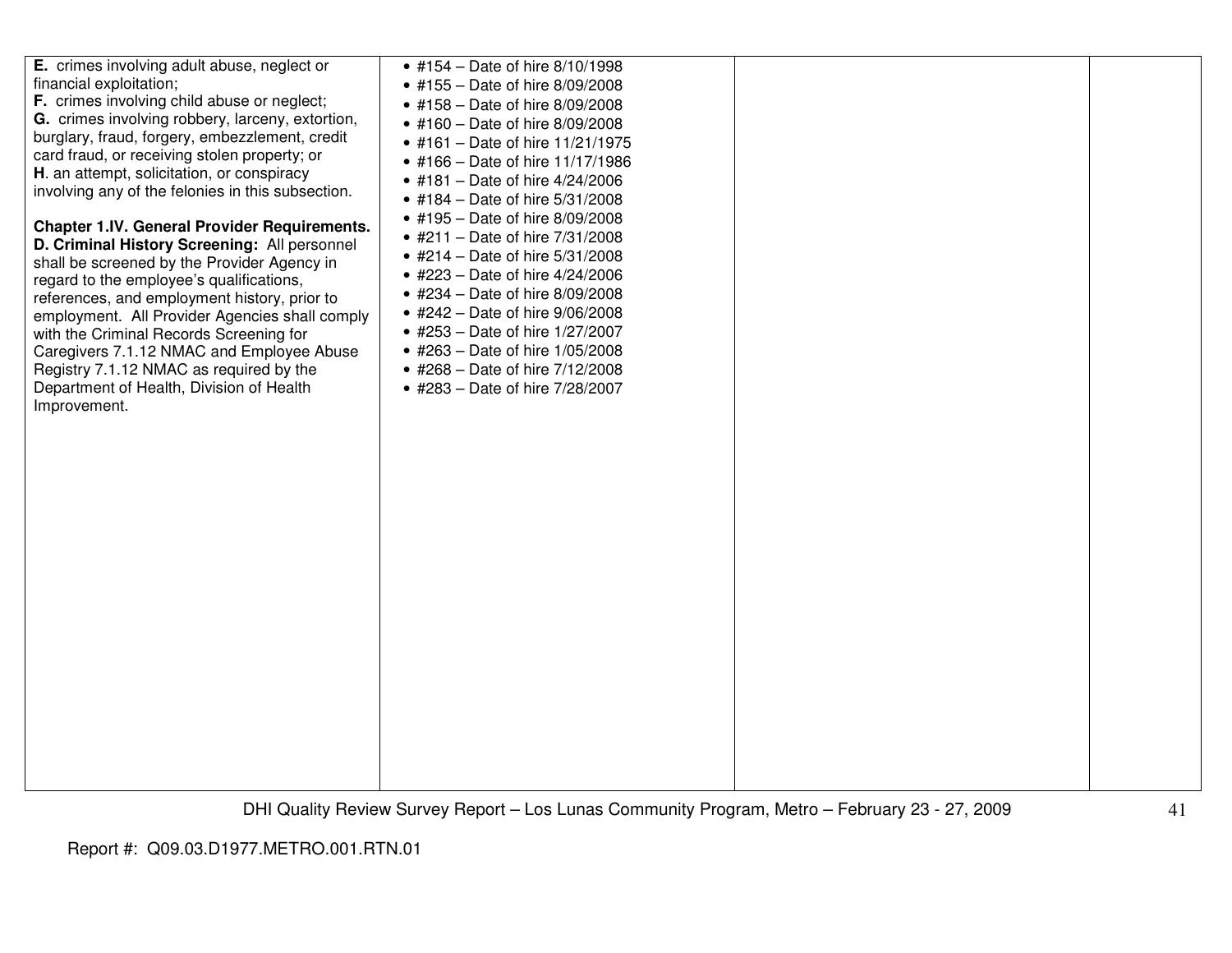| | | | |
|---|---|---|---|
| **E.** crimes involving adult abuse, neglect or financial exploitation;<br>**F.** crimes involving child abuse or neglect;<br>**G.** crimes involving robbery, larceny, extortion, burglary, fraud, forgery, embezzlement, credit card fraud, or receiving stolen property; or<br>**H**. an attempt, solicitation, or conspiracy involving any of the felonies in this subsection.<br><br>**Chapter 1.IV. General Provider Requirements. D. Criminal History Screening:** All personnel shall be screened by the Provider Agency in regard to the employee's qualifications, references, and employment history, prior to employment. All Provider Agencies shall comply with the Criminal Records Screening for Caregivers 7.1.12 NMAC and Employee Abuse Registry 7.1.12 NMAC as required by the Department of Health, Division of Health Improvement. | • #154 – Date of hire 8/10/1998<br>• #155 – Date of hire 8/09/2008<br>• #158 – Date of hire 8/09/2008<br>• #160 – Date of hire 8/09/2008<br>• #161 – Date of hire 11/21/1975<br>• #166 – Date of hire 11/17/1986<br>• #181 – Date of hire 4/24/2006<br>• #184 – Date of hire 5/31/2008<br>• #195 – Date of hire 8/09/2008<br>• #211 – Date of hire 7/31/2008<br>• #214 – Date of hire 5/31/2008<br>• #223 – Date of hire 4/24/2006<br>• #234 – Date of hire 8/09/2008<br>• #242 – Date of hire 9/06/2008<br>• #253 – Date of hire 1/27/2007<br>• #263 – Date of hire 1/05/2008<br>• #268 – Date of hire 7/12/2008<br>• #283 – Date of hire 7/28/2007 | | |

Report #: Q09.03.D1977.METRO.001.RTN.01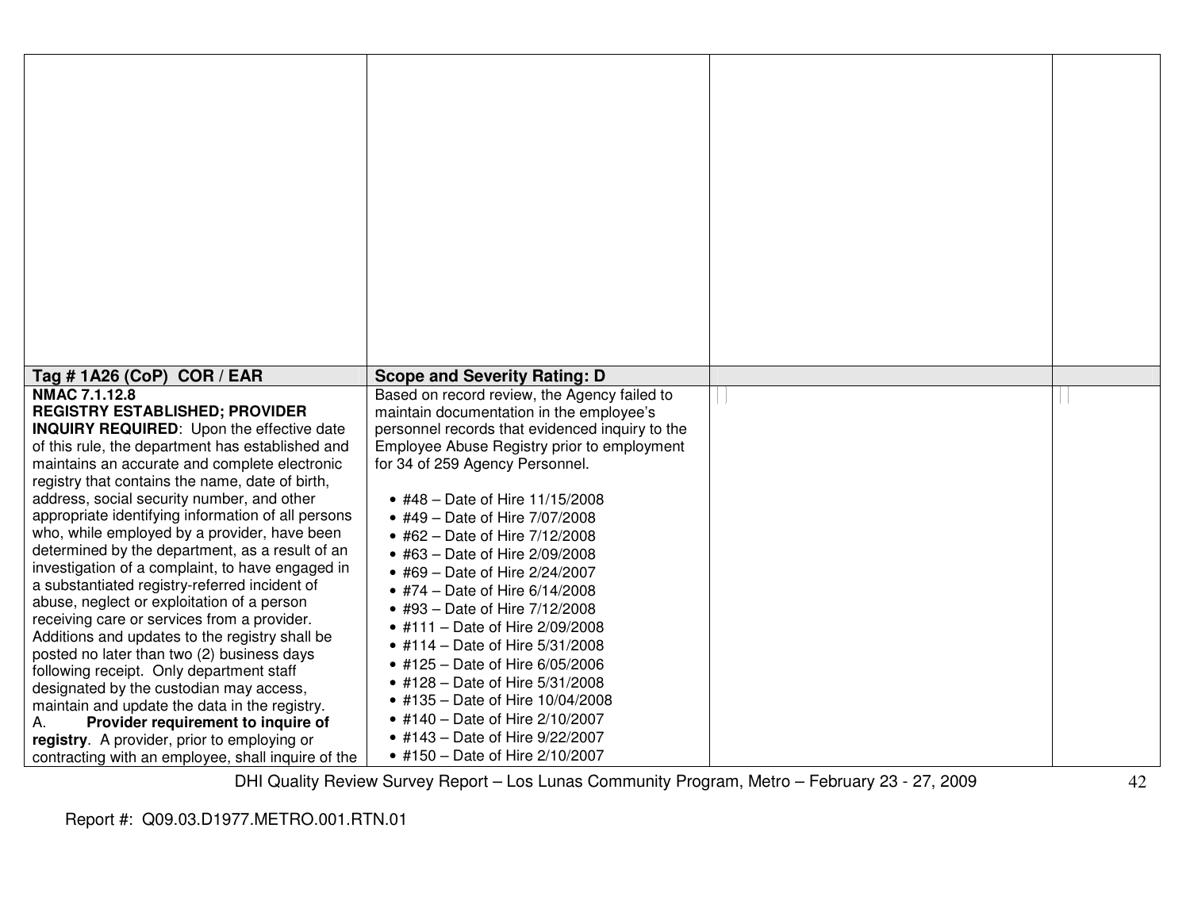| Tag # 1A26 (CoP) COR / EAR | Scope and Severity Rating: D | | |
|---|---|---|---|
| **NMAC 7.1.12.8**<br>**REGISTRY ESTABLISHED; PROVIDER INQUIRY REQUIRED**: Upon the effective date of this rule, the department has established and maintains an accurate and complete electronic registry that contains the name, date of birth, address, social security number, and other appropriate identifying information of all persons who, while employed by a provider, have been determined by the department, as a result of an investigation of a complaint, to have engaged in a substantiated registry-referred incident of abuse, neglect or exploitation of a person receiving care or services from a provider. Additions and updates to the registry shall be posted no later than two (2) business days following receipt. Only department staff designated by the custodian may access, maintain and update the data in the registry.<br>A. **Provider requirement to inquire of registry**. A provider, prior to employing or contracting with an employee, shall inquire of the | Based on record review, the Agency failed to maintain documentation in the employee's personnel records that evidenced inquiry to the Employee Abuse Registry prior to employment for 34 of 259 Agency Personnel.<br><br>• #48 – Date of Hire 11/15/2008<br>• #49 – Date of Hire 7/07/2008<br>• #62 – Date of Hire 7/12/2008<br>• #63 – Date of Hire 2/09/2008<br>• #69 – Date of Hire 2/24/2007<br>• #74 – Date of Hire 6/14/2008<br>• #93 – Date of Hire 7/12/2008<br>• #111 – Date of Hire 2/09/2008<br>• #114 – Date of Hire 5/31/2008<br>• #125 – Date of Hire 6/05/2006<br>• #128 – Date of Hire 5/31/2008<br>• #135 – Date of Hire 10/04/2008<br>• #140 – Date of Hire 2/10/2007<br>• #143 – Date of Hire 9/22/2007<br>• #150 – Date of Hire 2/10/2007 | | |

DHI Quality Review Survey Report – Los Lunas Community Program, Metro – February 23 - 27, 2009

Report #: Q09.03.D1977.METRO.001.RTN.01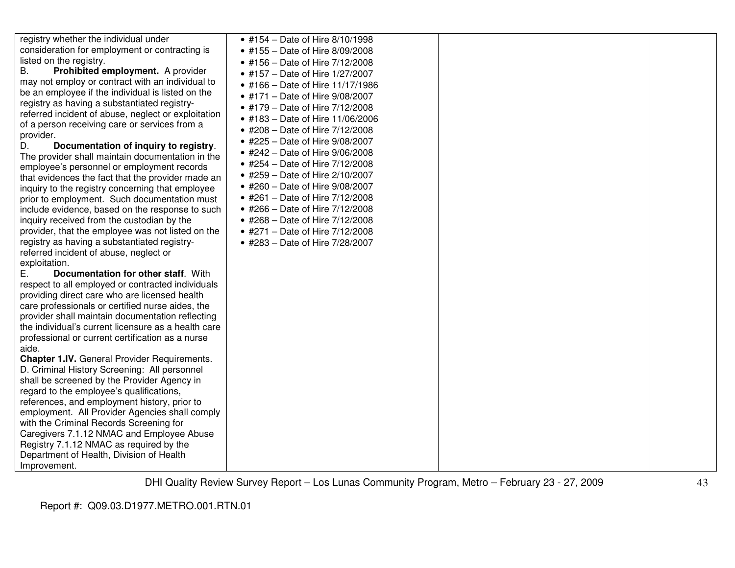| | | | |
|---|---|---|---|
| registry whether the individual under consideration for employment or contracting is listed on the registry.<br>B. **Prohibited employment.** A provider may not employ or contract with an individual to be an employee if the individual is listed on the registry as having a substantiated registry-referred incident of abuse, neglect or exploitation of a person receiving care or services from a provider.<br>D. **Documentation of inquiry to registry**. The provider shall maintain documentation in the employee's personnel or employment records that evidences the fact that the provider made an inquiry to the registry concerning that employee prior to employment. Such documentation must include evidence, based on the response to such inquiry received from the custodian by the provider, that the employee was not listed on the registry as having a substantiated registry-referred incident of abuse, neglect or exploitation.<br>E. **Documentation for other staff**. With respect to all employed or contracted individuals providing direct care who are licensed health care professionals or certified nurse aides, the provider shall maintain documentation reflecting the individual's current licensure as a health care professional or current certification as a nurse aide.<br>**Chapter 1.IV.** General Provider Requirements. D. Criminal History Screening: All personnel shall be screened by the Provider Agency in regard to the employee's qualifications, references, and employment history, prior to employment. All Provider Agencies shall comply with the Criminal Records Screening for Caregivers 7.1.12 NMAC and Employee Abuse Registry 7.1.12 NMAC as required by the Department of Health, Division of Health Improvement. | • #154 – Date of Hire 8/10/1998<br>• #155 – Date of Hire 8/09/2008<br>• #156 – Date of Hire 7/12/2008<br>• #157 – Date of Hire 1/27/2007<br>• #166 – Date of Hire 11/17/1986<br>• #171 – Date of Hire 9/08/2007<br>• #179 – Date of Hire 7/12/2008<br>• #183 – Date of Hire 11/06/2006<br>• #208 – Date of Hire 7/12/2008<br>• #225 – Date of Hire 9/08/2007<br>• #242 – Date of Hire 9/06/2008<br>• #254 – Date of Hire 7/12/2008<br>• #259 – Date of Hire 2/10/2007<br>• #260 – Date of Hire 9/08/2007<br>• #261 – Date of Hire 7/12/2008<br>• #266 – Date of Hire 7/12/2008<br>• #268 – Date of Hire 7/12/2008<br>• #271 – Date of Hire 7/12/2008<br>• #283 – Date of Hire 7/28/2007 | | |

DHI Quality Review Survey Report – Los Lunas Community Program, Metro – February 23 - 27, 2009

Report #: Q09.03.D1977.METRO.001.RTN.01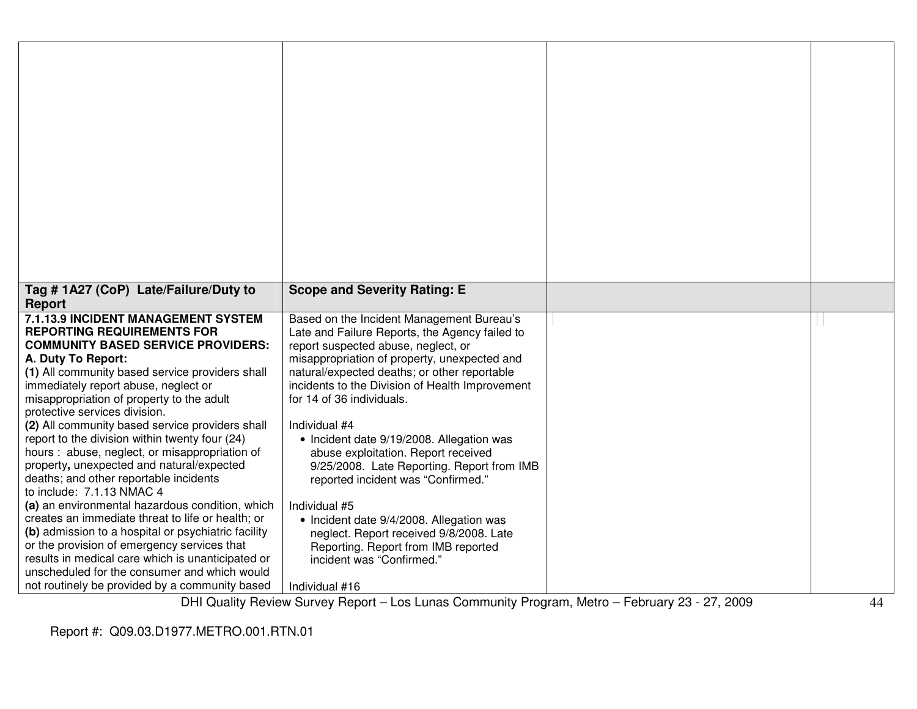| | | | |
|---|---|---|---|
| | | | |
| **Tag # 1A27 (CoP) Late/Failure/Duty to Report** | **Scope and Severity Rating: E** | | |
| **7.1.13.9 INCIDENT MANAGEMENT SYSTEM REPORTING REQUIREMENTS FOR COMMUNITY BASED SERVICE PROVIDERS:**<br>**A. Duty To Report:**<br>**(1)** All community based service providers shall immediately report abuse, neglect or misappropriation of property to the adult protective services division.<br>**(2)** All community based service providers shall report to the division within twenty four (24) hours : abuse, neglect, or misappropriation of property**,** unexpected and natural/expected deaths; and other reportable incidents to include: 7.1.13 NMAC 4<br>**(a)** an environmental hazardous condition, which creates an immediate threat to life or health; or<br>**(b)** admission to a hospital or psychiatric facility or the provision of emergency services that results in medical care which is unanticipated or unscheduled for the consumer and which would not routinely be provided by a community based | Based on the Incident Management Bureau's Late and Failure Reports, the Agency failed to report suspected abuse, neglect, or misappropriation of property, unexpected and natural/expected deaths; or other reportable incidents to the Division of Health Improvement for 14 of 36 individuals.<br><br>Individual #4<br>• Incident date 9/19/2008. Allegation was abuse exploitation. Report received 9/25/2008. Late Reporting. Report from IMB reported incident was "Confirmed."<br><br>Individual #5<br>• Incident date 9/4/2008. Allegation was neglect. Report received 9/8/2008. Late Reporting. Report from IMB reported incident was "Confirmed."<br><br>Individual #16 | | |

Report #: Q09.03.D1977.METRO.001.RTN.01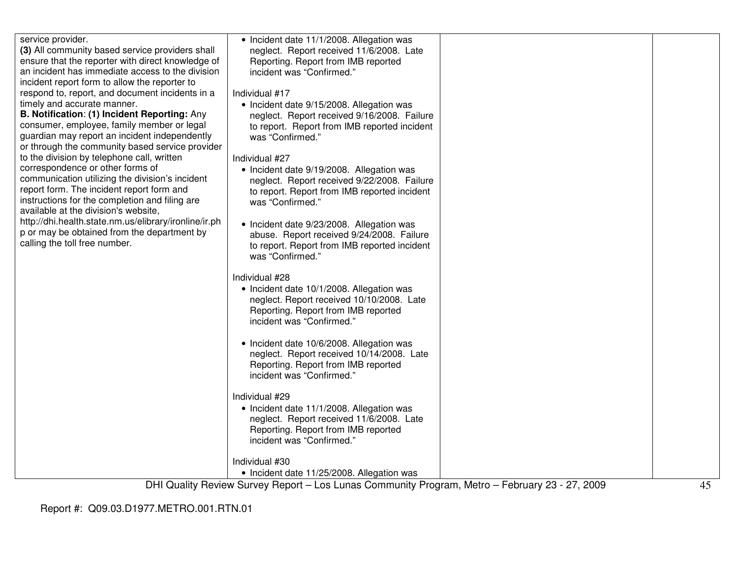| | | | |
|---|---|---|---|
| service provider.<br>**(3)** All community based service providers shall ensure that the reporter with direct knowledge of an incident has immediate access to the division incident report form to allow the reporter to respond to, report, and document incidents in a timely and accurate manner.<br>**B. Notification**: **(1) Incident Reporting:** Any consumer, employee, family member or legal guardian may report an incident independently or through the community based service provider to the division by telephone call, written correspondence or other forms of communication utilizing the division's incident report form. The incident report form and instructions for the completion and filing are available at the division's website, http://dhi.health.state.nm.us/elibrary/ironline/ir.php or may be obtained from the department by calling the toll free number. | • Incident date 11/1/2008. Allegation was neglect. Report received 11/6/2008. Late Reporting. Report from IMB reported incident was "Confirmed."<br><br>Individual #17<br>• Incident date 9/15/2008. Allegation was neglect. Report received 9/16/2008. Failure to report. Report from IMB reported incident was "Confirmed."<br><br>Individual #27<br>• Incident date 9/19/2008. Allegation was neglect. Report received 9/22/2008. Failure to report. Report from IMB reported incident was "Confirmed."<br><br>• Incident date 9/23/2008. Allegation was abuse. Report received 9/24/2008. Failure to report. Report from IMB reported incident was "Confirmed."<br><br>Individual #28<br>• Incident date 10/1/2008. Allegation was neglect. Report received 10/10/2008. Late Reporting. Report from IMB reported incident was "Confirmed."<br><br>• Incident date 10/6/2008. Allegation was neglect. Report received 10/14/2008. Late Reporting. Report from IMB reported incident was "Confirmed."<br><br>Individual #29<br>• Incident date 11/1/2008. Allegation was neglect. Report received 11/6/2008. Late Reporting. Report from IMB reported incident was "Confirmed."<br><br>Individual #30<br>• Incident date 11/25/2008. Allegation was | | |

Report #: Q09.03.D1977.METRO.001.RTN.01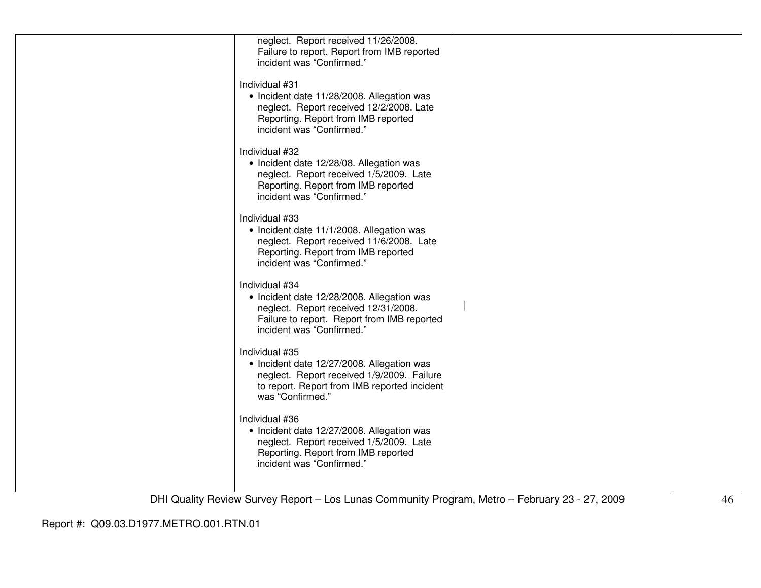| | | | |
|---|---|---|---|
| | neglect. Report received 11/26/2008. Failure to report. Report from IMB reported incident was "Confirmed."<br><br>Individual #31<br>• Incident date 11/28/2008. Allegation was neglect. Report received 12/2/2008. Late Reporting. Report from IMB reported incident was "Confirmed."<br><br>Individual #32<br>• Incident date 12/28/08. Allegation was neglect. Report received 1/5/2009. Late Reporting. Report from IMB reported incident was "Confirmed."<br><br>Individual #33<br>• Incident date 11/1/2008. Allegation was neglect. Report received 11/6/2008. Late Reporting. Report from IMB reported incident was "Confirmed."<br><br>Individual #34<br>• Incident date 12/28/2008. Allegation was neglect. Report received 12/31/2008. Failure to report. Report from IMB reported incident was "Confirmed."<br><br>Individual #35<br>• Incident date 12/27/2008. Allegation was neglect. Report received 1/9/2009. Failure to report. Report from IMB reported incident was "Confirmed."<br><br>Individual #36<br>• Incident date 12/27/2008. Allegation was neglect. Report received 1/5/2009. Late Reporting. Report from IMB reported incident was "Confirmed." | | |

DHI Quality Review Survey Report – Los Lunas Community Program, Metro – February 23 - 27, 2009

Report #: Q09.03.D1977.METRO.001.RTN.01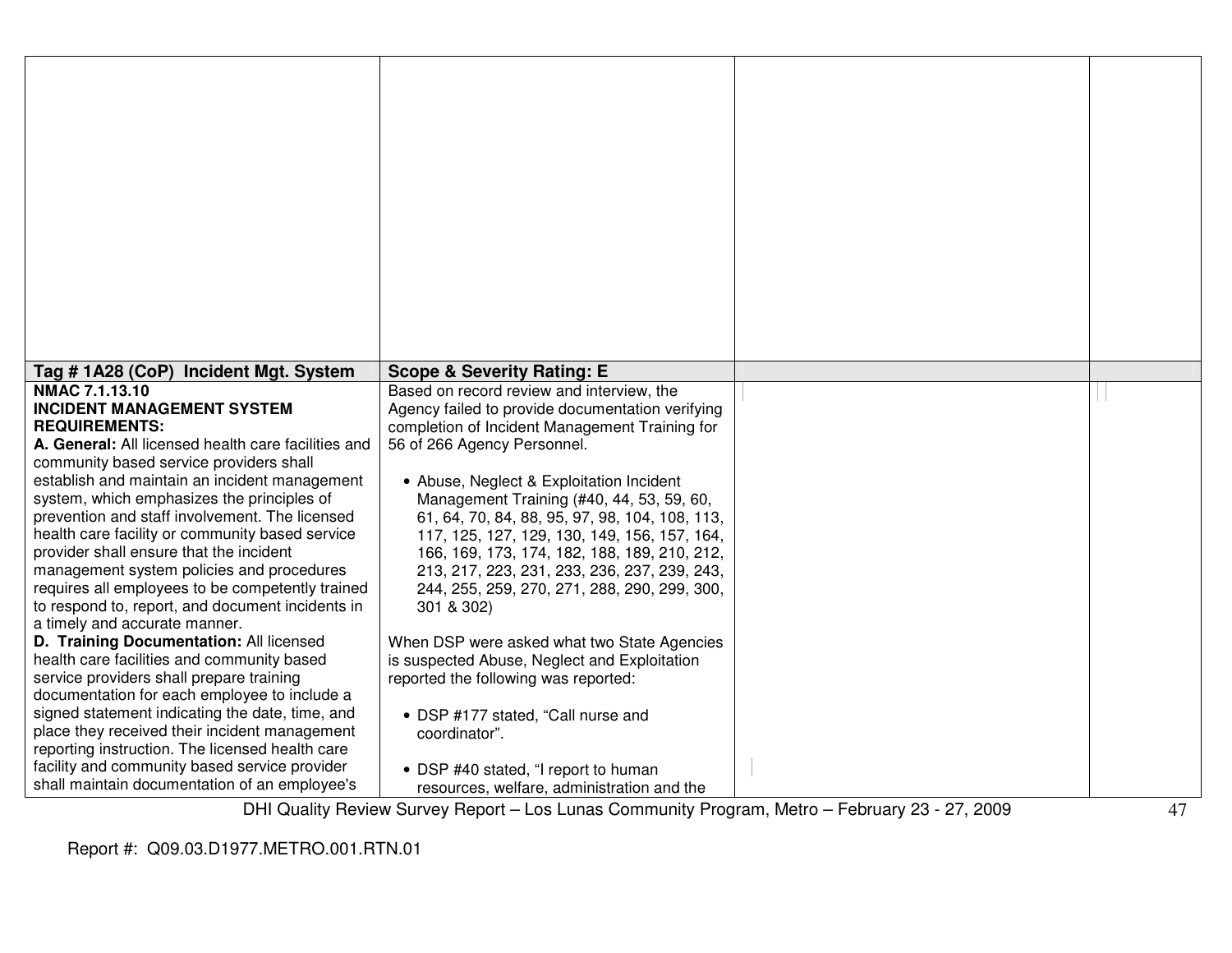| | | | |
|---|---|---|---|
| | | | |
| **Tag # 1A28 (CoP) Incident Mgt. System** | **Scope & Severity Rating: E** | | |
| **NMAC 7.1.13.10**<br>**INCIDENT MANAGEMENT SYSTEM REQUIREMENTS:**<br>**A. General:** All licensed health care facilities and community based service providers shall establish and maintain an incident management system, which emphasizes the principles of prevention and staff involvement. The licensed health care facility or community based service provider shall ensure that the incident management system policies and procedures requires all employees to be competently trained to respond to, report, and document incidents in a timely and accurate manner.<br>**D. Training Documentation:** All licensed health care facilities and community based service providers shall prepare training documentation for each employee to include a signed statement indicating the date, time, and place they received their incident management reporting instruction. The licensed health care facility and community based service provider shall maintain documentation of an employee's | Based on record review and interview, the Agency failed to provide documentation verifying completion of Incident Management Training for 56 of 266 Agency Personnel.<br><br>• Abuse, Neglect & Exploitation Incident Management Training (#40, 44, 53, 59, 60, 61, 64, 70, 84, 88, 95, 97, 98, 104, 108, 113, 117, 125, 127, 129, 130, 149, 156, 157, 164, 166, 169, 173, 174, 182, 188, 189, 210, 212, 213, 217, 223, 231, 233, 236, 237, 239, 243, 244, 255, 259, 270, 271, 288, 290, 299, 300, 301 & 302)<br><br>When DSP were asked what two State Agencies is suspected Abuse, Neglect and Exploitation reported the following was reported:<br><br>• DSP #177 stated, "Call nurse and coordinator".<br><br>• DSP #40 stated, "I report to human resources, welfare, administration and the | | |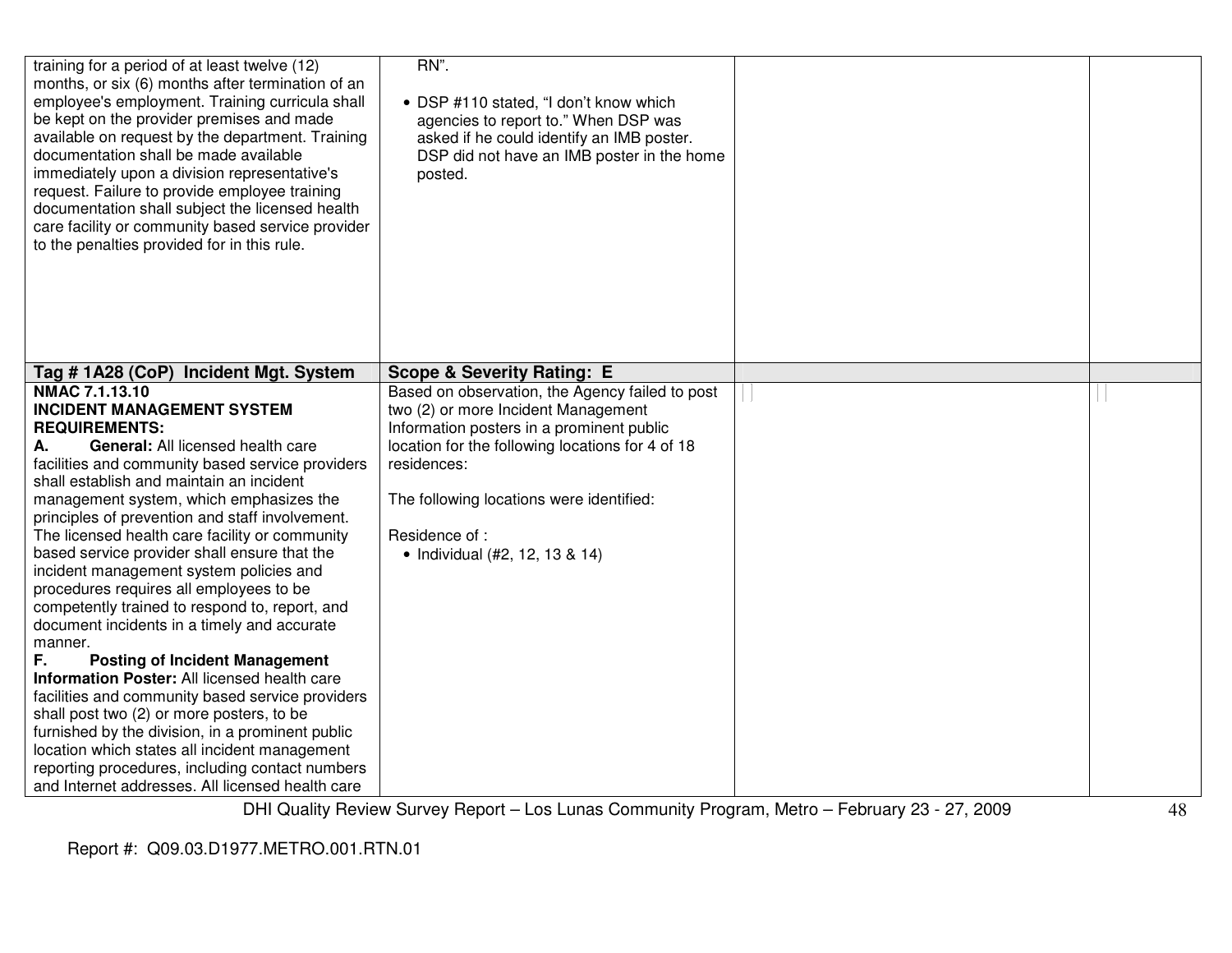| | | | |
|---|---|---|---|
| training for a period of at least twelve (12) months, or six (6) months after termination of an employee's employment. Training curricula shall be kept on the provider premises and made available on request by the department. Training documentation shall be made available immediately upon a division representative's request. Failure to provide employee training documentation shall subject the licensed health care facility or community based service provider to the penalties provided for in this rule. | RN".<br><br>• DSP #110 stated, "I don't know which agencies to report to." When DSP was asked if he could identify an IMB poster. DSP did not have an IMB poster in the home posted. | | |
| **Tag # 1A28 (CoP) Incident Mgt. System** | **Scope & Severity Rating: E** | | |
| **NMAC 7.1.13.10**<br>**INCIDENT MANAGEMENT SYSTEM REQUIREMENTS:**<br>**A. General:** All licensed health care facilities and community based service providers shall establish and maintain an incident management system, which emphasizes the principles of prevention and staff involvement. The licensed health care facility or community based service provider shall ensure that the incident management system policies and procedures requires all employees to be competently trained to respond to, report, and document incidents in a timely and accurate manner.<br>**F. Posting of Incident Management Information Poster:** All licensed health care facilities and community based service providers shall post two (2) or more posters, to be furnished by the division, in a prominent public location which states all incident management reporting procedures, including contact numbers and Internet addresses. All licensed health care | Based on observation, the Agency failed to post two (2) or more Incident Management Information posters in a prominent public location for the following locations for 4 of 18 residences:<br><br>The following locations were identified:<br><br>Residence of :<br>• Individual (#2, 12, 13 & 14) | | |

Report #: Q09.03.D1977.METRO.001.RTN.01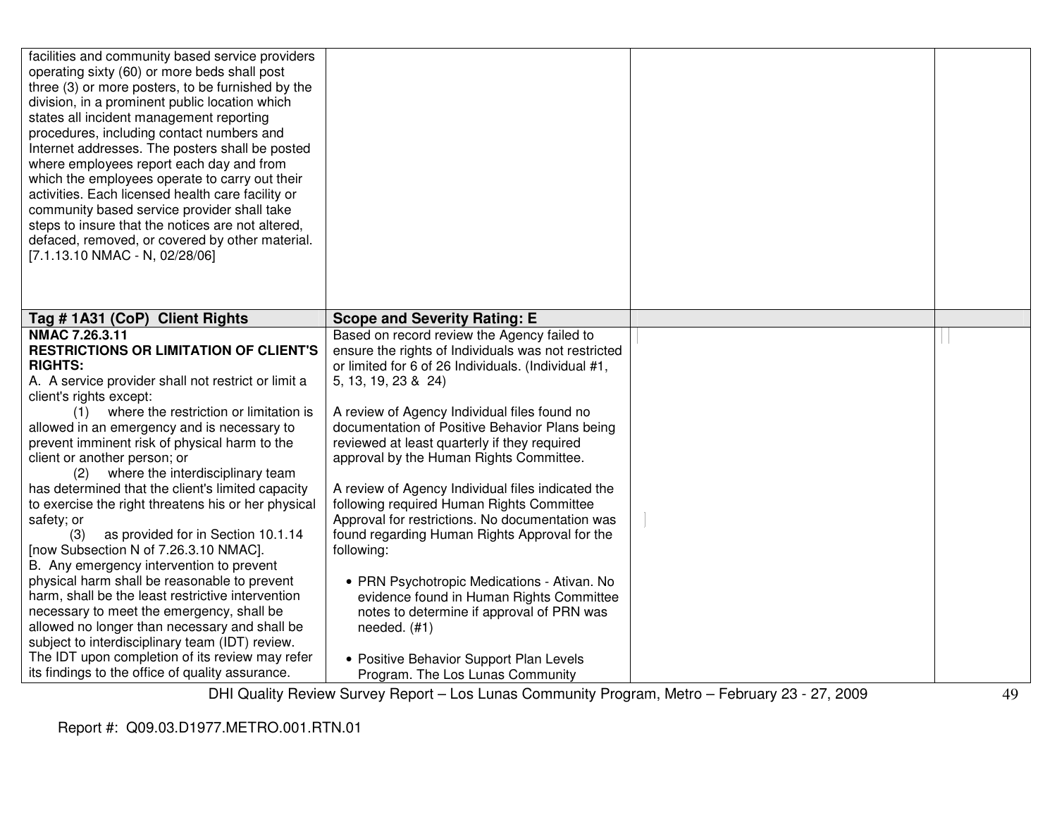| | | | |
|---|---|---|---|
| facilities and community based service providers operating sixty (60) or more beds shall post three (3) or more posters, to be furnished by the division, in a prominent public location which states all incident management reporting procedures, including contact numbers and Internet addresses. The posters shall be posted where employees report each day and from which the employees operate to carry out their activities. Each licensed health care facility or community based service provider shall take steps to insure that the notices are not altered, defaced, removed, or covered by other material. [7.1.13.10 NMAC - N, 02/28/06] | | | |
| **Tag # 1A31 (CoP) Client Rights** | **Scope and Severity Rating: E** | | |
| **NMAC 7.26.3.11**<br>**RESTRICTIONS OR LIMITATION OF CLIENT'S RIGHTS:**<br>A. A service provider shall not restrict or limit a client's rights except:<br>(1) where the restriction or limitation is allowed in an emergency and is necessary to prevent imminent risk of physical harm to the client or another person; or<br>(2) where the interdisciplinary team has determined that the client's limited capacity to exercise the right threatens his or her physical safety; or<br>(3) as provided for in Section 10.1.14 [now Subsection N of 7.26.3.10 NMAC].<br>B. Any emergency intervention to prevent physical harm shall be reasonable to prevent harm, shall be the least restrictive intervention necessary to meet the emergency, shall be allowed no longer than necessary and shall be subject to interdisciplinary team (IDT) review. The IDT upon completion of its review may refer its findings to the office of quality assurance. | Based on record review the Agency failed to ensure the rights of Individuals was not restricted or limited for 6 of 26 Individuals. (Individual #1, 5, 13, 19, 23 & 24)<br><br>A review of Agency Individual files found no documentation of Positive Behavior Plans being reviewed at least quarterly if they required approval by the Human Rights Committee.<br><br>A review of Agency Individual files indicated the following required Human Rights Committee Approval for restrictions. No documentation was found regarding Human Rights Approval for the following:<br><br>• PRN Psychotropic Medications - Ativan. No evidence found in Human Rights Committee notes to determine if approval of PRN was needed. (#1)<br><br>• Positive Behavior Support Plan Levels Program. The Los Lunas Community | | |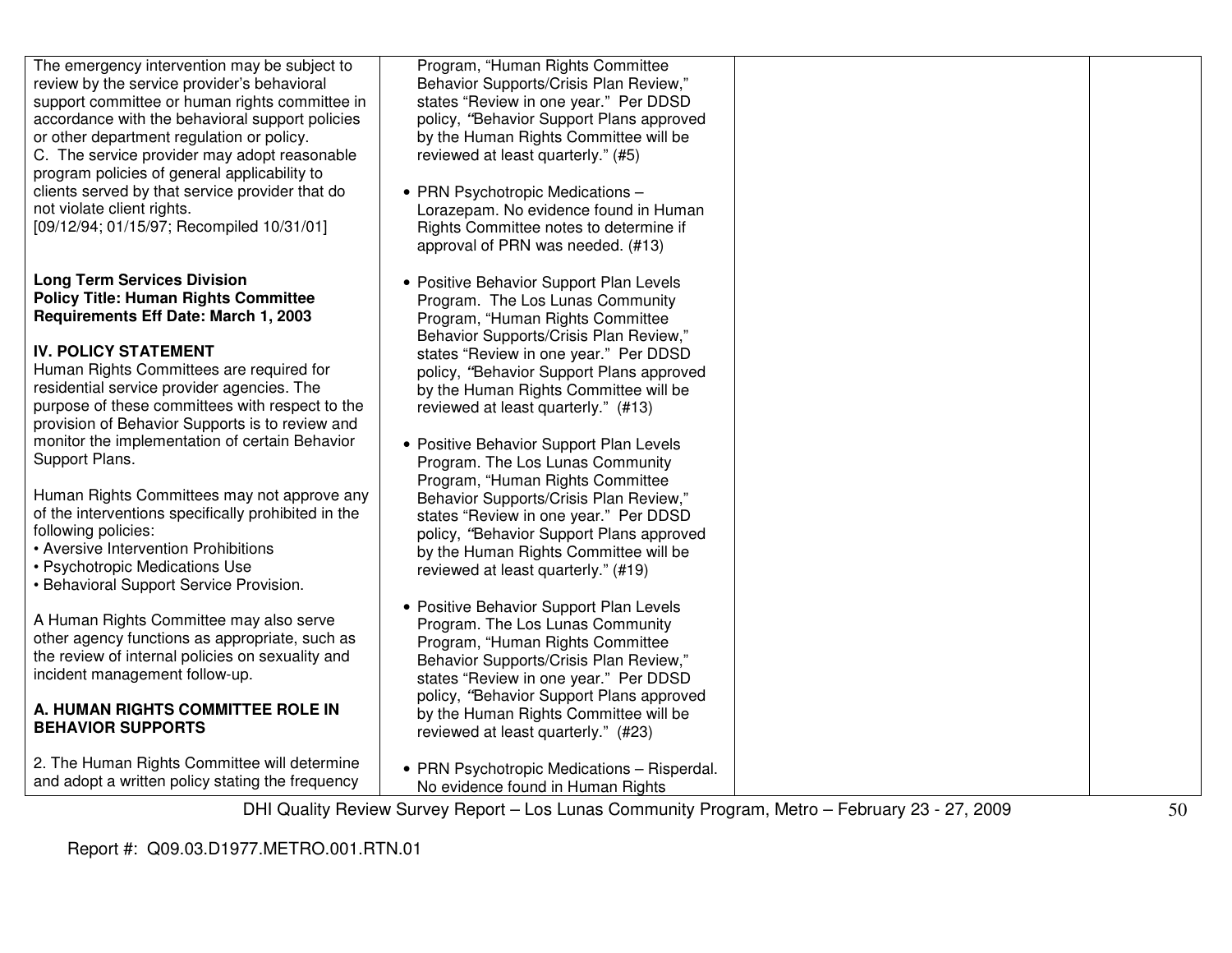| | | | |
|---|---|---|---|
| The emergency intervention may be subject to review by the service provider's behavioral support committee or human rights committee in accordance with the behavioral support policies or other department regulation or policy.<br>C. The service provider may adopt reasonable program policies of general applicability to clients served by that service provider that do not violate client rights.<br>[09/12/94; 01/15/97; Recompiled 10/31/01]<br><br>**Long Term Services Division**<br>**Policy Title: Human Rights Committee Requirements Eff Date: March 1, 2003**<br><br>**IV. POLICY STATEMENT**<br>Human Rights Committees are required for residential service provider agencies. The purpose of these committees with respect to the provision of Behavior Supports is to review and monitor the implementation of certain Behavior Support Plans.<br><br>Human Rights Committees may not approve any of the interventions specifically prohibited in the following policies:<br>• Aversive Intervention Prohibitions<br>• Psychotropic Medications Use<br>• Behavioral Support Service Provision.<br><br>A Human Rights Committee may also serve other agency functions as appropriate, such as the review of internal policies on sexuality and incident management follow-up.<br><br>**A. HUMAN RIGHTS COMMITTEE ROLE IN BEHAVIOR SUPPORTS**<br><br>2. The Human Rights Committee will determine and adopt a written policy stating the frequency | Program, "Human Rights Committee Behavior Supports/Crisis Plan Review," states "Review in one year." Per DDSD policy, "Behavior Support Plans approved by the Human Rights Committee will be reviewed at least quarterly." (#5)<br><br>• PRN Psychotropic Medications – Lorazepam. No evidence found in Human Rights Committee notes to determine if approval of PRN was needed. (#13)<br><br>• Positive Behavior Support Plan Levels Program. The Los Lunas Community Program, "Human Rights Committee Behavior Supports/Crisis Plan Review," states "Review in one year." Per DDSD policy, "Behavior Support Plans approved by the Human Rights Committee will be reviewed at least quarterly." (#13)<br><br>• Positive Behavior Support Plan Levels Program. The Los Lunas Community Program, "Human Rights Committee Behavior Supports/Crisis Plan Review," states "Review in one year." Per DDSD policy, "Behavior Support Plans approved by the Human Rights Committee will be reviewed at least quarterly." (#19)<br><br>• Positive Behavior Support Plan Levels Program. The Los Lunas Community Program, "Human Rights Committee Behavior Supports/Crisis Plan Review," states "Review in one year." Per DDSD policy, "Behavior Support Plans approved by the Human Rights Committee will be reviewed at least quarterly." (#23)<br><br>• PRN Psychotropic Medications – Risperdal. No evidence found in Human Rights | | |

DHI Quality Review Survey Report – Los Lunas Community Program, Metro – February 23 - 27, 2009

Report #: Q09.03.D1977.METRO.001.RTN.01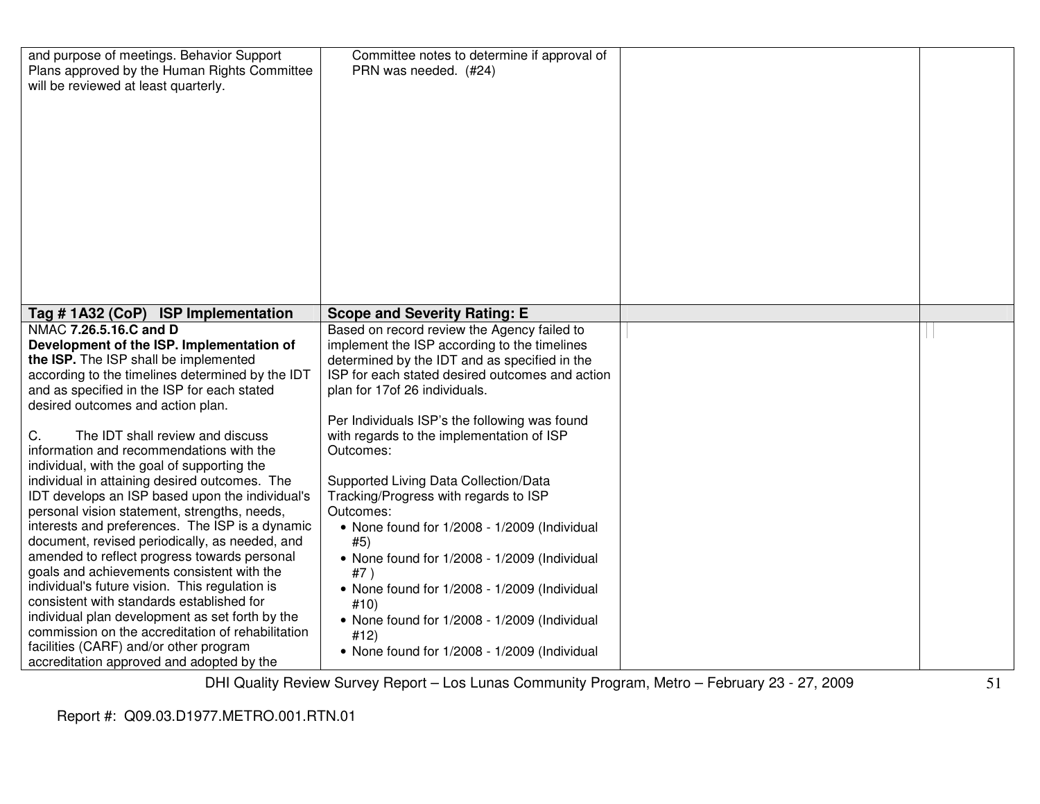| | | | |
|---|---|---|---|
| and purpose of meetings. Behavior Support Plans approved by the Human Rights Committee will be reviewed at least quarterly. | Committee notes to determine if approval of PRN was needed. (#24) | | |
| **Tag # 1A32 (CoP) ISP Implementation** | **Scope and Severity Rating: E** | | |
| NMAC **7.26.5.16.C and D** **Development of the ISP. Implementation of the ISP.** The ISP shall be implemented according to the timelines determined by the IDT and as specified in the ISP for each stated desired outcomes and action plan.<br><br>C. The IDT shall review and discuss information and recommendations with the individual, with the goal of supporting the individual in attaining desired outcomes. The IDT develops an ISP based upon the individual's personal vision statement, strengths, needs, interests and preferences. The ISP is a dynamic document, revised periodically, as needed, and amended to reflect progress towards personal goals and achievements consistent with the individual's future vision. This regulation is consistent with standards established for individual plan development as set forth by the commission on the accreditation of rehabilitation facilities (CARF) and/or other program accreditation approved and adopted by the | Based on record review the Agency failed to implement the ISP according to the timelines determined by the IDT and as specified in the ISP for each stated desired outcomes and action plan for 17of 26 individuals.<br><br>Per Individuals ISP's the following was found with regards to the implementation of ISP Outcomes:<br><br>Supported Living Data Collection/Data Tracking/Progress with regards to ISP Outcomes:<br>• None found for 1/2008 - 1/2009 (Individual #5)<br>• None found for 1/2008 - 1/2009 (Individual #7 )<br>• None found for 1/2008 - 1/2009 (Individual #10)<br>• None found for 1/2008 - 1/2009 (Individual #12)<br>• None found for 1/2008 - 1/2009 (Individual | | |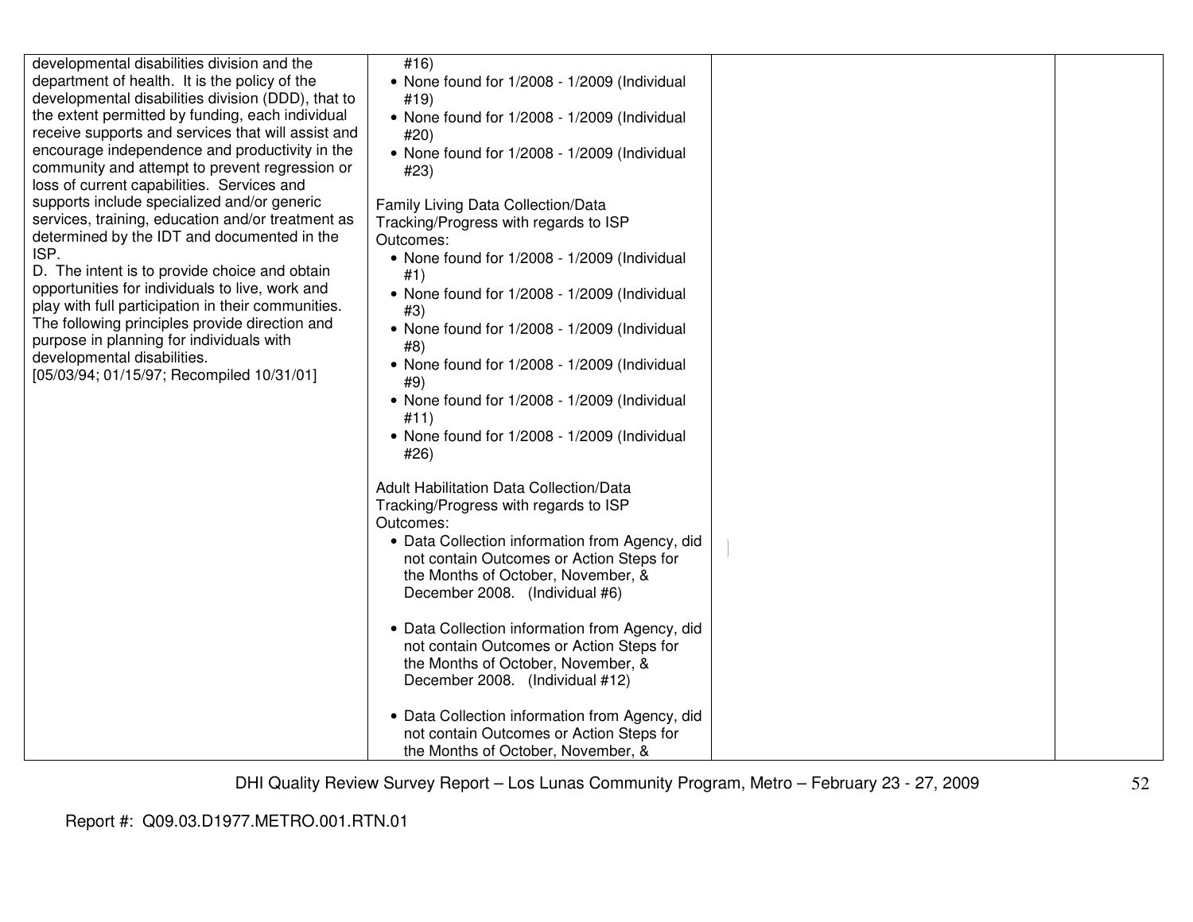| | | | |
|---|---|---|---|
| developmental disabilities division and the department of health. It is the policy of the developmental disabilities division (DDD), that to the extent permitted by funding, each individual receive supports and services that will assist and encourage independence and productivity in the community and attempt to prevent regression or loss of current capabilities. Services and supports include specialized and/or generic services, training, education and/or treatment as determined by the IDT and documented in the ISP.<br>D. The intent is to provide choice and obtain opportunities for individuals to live, work and play with full participation in their communities. The following principles provide direction and purpose in planning for individuals with developmental disabilities.<br>[05/03/94; 01/15/97; Recompiled 10/31/01] | #16)<br>• None found for 1/2008 - 1/2009 (Individual #19)<br>• None found for 1/2008 - 1/2009 (Individual #20)<br>• None found for 1/2008 - 1/2009 (Individual #23)<br><br>Family Living Data Collection/Data Tracking/Progress with regards to ISP Outcomes:<br>• None found for 1/2008 - 1/2009 (Individual #1)<br>• None found for 1/2008 - 1/2009 (Individual #3)<br>• None found for 1/2008 - 1/2009 (Individual #8)<br>• None found for 1/2008 - 1/2009 (Individual #9)<br>• None found for 1/2008 - 1/2009 (Individual #11)<br>• None found for 1/2008 - 1/2009 (Individual #26)<br><br>Adult Habilitation Data Collection/Data Tracking/Progress with regards to ISP Outcomes:<br>• Data Collection information from Agency, did not contain Outcomes or Action Steps for the Months of October, November, & December 2008. (Individual #6)<br><br>• Data Collection information from Agency, did not contain Outcomes or Action Steps for the Months of October, November, & December 2008. (Individual #12)<br><br>• Data Collection information from Agency, did not contain Outcomes or Action Steps for the Months of October, November, & | | |

DHI Quality Review Survey Report – Los Lunas Community Program, Metro – February 23 - 27, 2009

Report #: Q09.03.D1977.METRO.001.RTN.01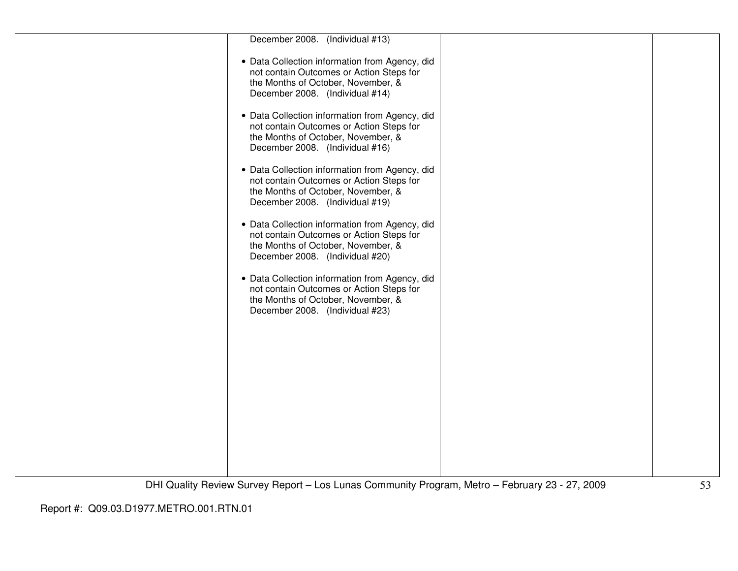| | | | |
|---|---|---|---|
| | December 2008. (Individual #13)<br><br>• Data Collection information from Agency, did not contain Outcomes or Action Steps for the Months of October, November, & December 2008. (Individual #14)<br><br>• Data Collection information from Agency, did not contain Outcomes or Action Steps for the Months of October, November, & December 2008. (Individual #16)<br><br>• Data Collection information from Agency, did not contain Outcomes or Action Steps for the Months of October, November, & December 2008. (Individual #19)<br><br>• Data Collection information from Agency, did not contain Outcomes or Action Steps for the Months of October, November, & December 2008. (Individual #20)<br><br>• Data Collection information from Agency, did not contain Outcomes or Action Steps for the Months of October, November, & December 2008. (Individual #23) | | |

Report #: Q09.03.D1977.METRO.001.RTN.01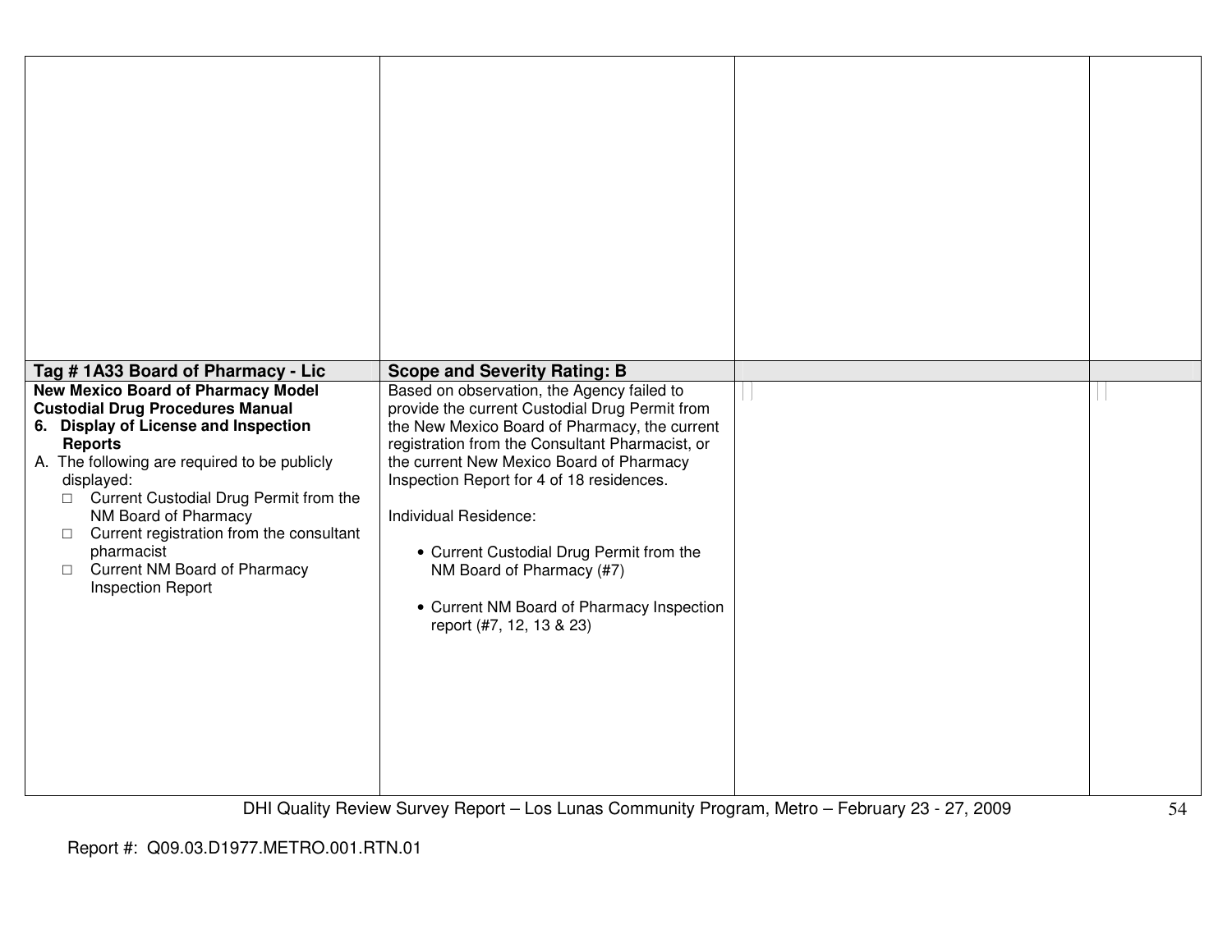| | | | |
|---|---|---|---|
| | | | |
| **Tag # 1A33 Board of Pharmacy - Lic** | **Scope and Severity Rating: B** | | |
| **New Mexico Board of Pharmacy Model Custodial Drug Procedures Manual**<br>**6. Display of License and Inspection Reports**<br>A. The following are required to be publicly displayed:<br>□ Current Custodial Drug Permit from the NM Board of Pharmacy<br>□ Current registration from the consultant pharmacist<br>□ Current NM Board of Pharmacy Inspection Report | Based on observation, the Agency failed to provide the current Custodial Drug Permit from the New Mexico Board of Pharmacy, the current registration from the Consultant Pharmacist, or the current New Mexico Board of Pharmacy Inspection Report for 4 of 18 residences.<br><br>Individual Residence:<br><br>• Current Custodial Drug Permit from the NM Board of Pharmacy (#7)<br><br>• Current NM Board of Pharmacy Inspection report (#7, 12, 13 & 23) | | |

DHI Quality Review Survey Report – Los Lunas Community Program, Metro – February 23 - 27, 2009

Report #: Q09.03.D1977.METRO.001.RTN.01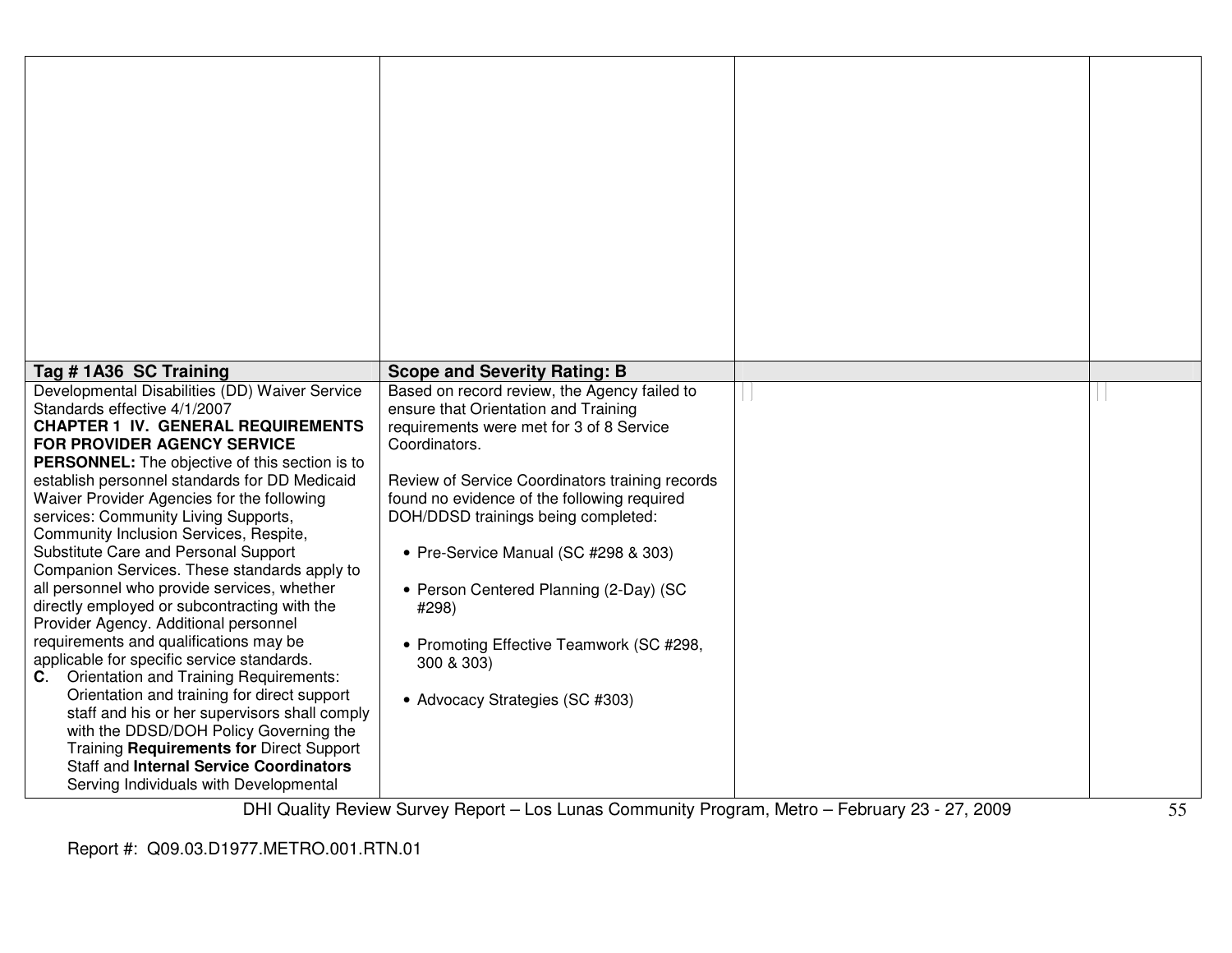| Tag # 1A36 SC Training | Scope and Severity Rating: B | | |
|---|---|---|---|
| Developmental Disabilities (DD) Waiver Service Standards effective 4/1/2007<br>**CHAPTER 1 IV. GENERAL REQUIREMENTS FOR PROVIDER AGENCY SERVICE PERSONNEL:** The objective of this section is to establish personnel standards for DD Medicaid Waiver Provider Agencies for the following services: Community Living Supports, Community Inclusion Services, Respite, Substitute Care and Personal Support Companion Services. These standards apply to all personnel who provide services, whether directly employed or subcontracting with the Provider Agency. Additional personnel requirements and qualifications may be applicable for specific service standards.<br>**C**. Orientation and Training Requirements: Orientation and training for direct support staff and his or her supervisors shall comply with the DDSD/DOH Policy Governing the Training **Requirements for** Direct Support Staff and **Internal Service Coordinators** Serving Individuals with Developmental | Based on record review, the Agency failed to ensure that Orientation and Training requirements were met for 3 of 8 Service Coordinators.<br><br>Review of Service Coordinators training records found no evidence of the following required DOH/DDSD trainings being completed:<br><br>• Pre-Service Manual (SC #298 & 303)<br><br>• Person Centered Planning (2-Day) (SC #298)<br><br>• Promoting Effective Teamwork (SC #298, 300 & 303)<br><br>• Advocacy Strategies (SC #303) | | |

Report #: Q09.03.D1977.METRO.001.RTN.01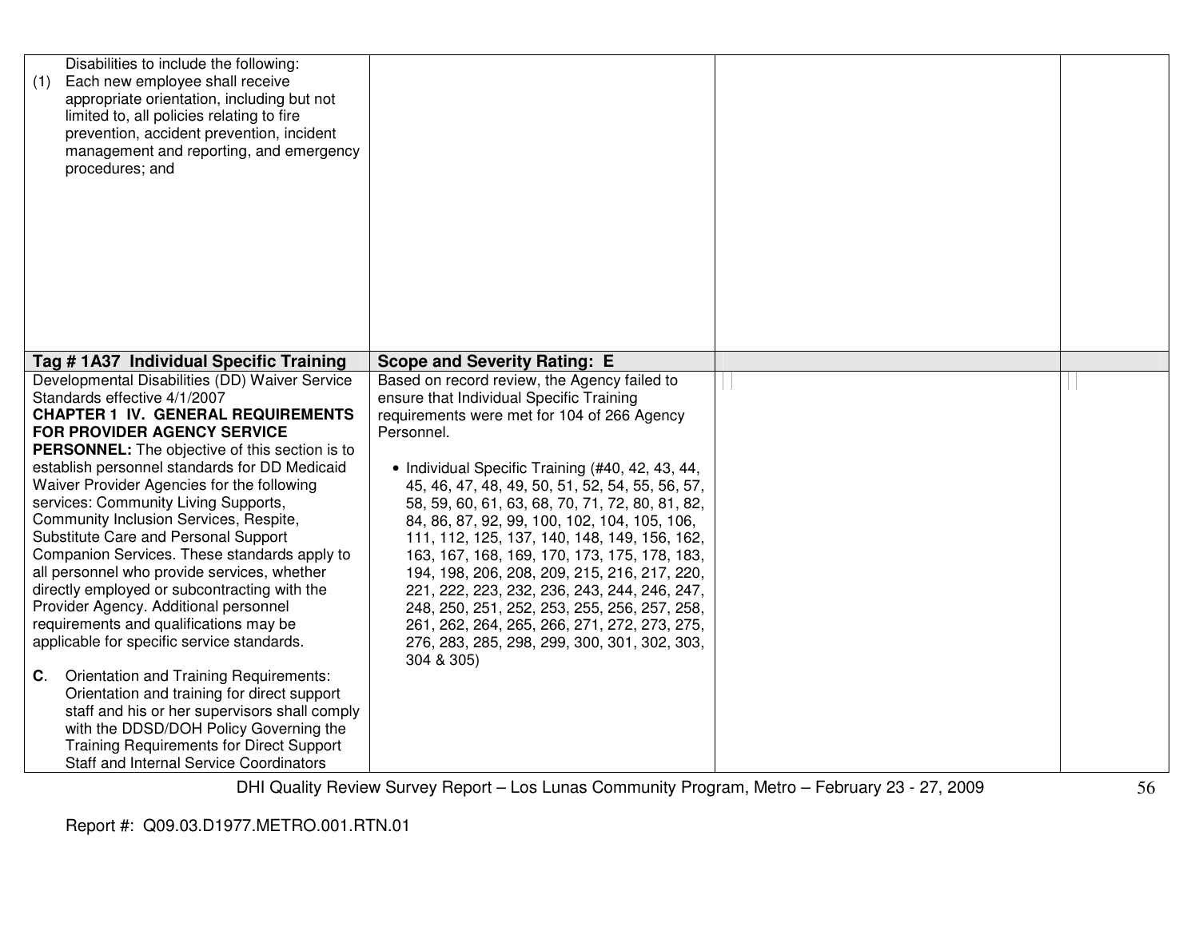| | | | |
|---|---|---|---|
| Disabilities to include the following:<br>(1) Each new employee shall receive appropriate orientation, including but not limited to, all policies relating to fire prevention, accident prevention, incident management and reporting, and emergency procedures; and | | | |
| **Tag # 1A37 Individual Specific Training** | **Scope and Severity Rating: E** | | |
| Developmental Disabilities (DD) Waiver Service Standards effective 4/1/2007<br>**CHAPTER 1 IV. GENERAL REQUIREMENTS FOR PROVIDER AGENCY SERVICE PERSONNEL:** The objective of this section is to establish personnel standards for DD Medicaid Waiver Provider Agencies for the following services: Community Living Supports, Community Inclusion Services, Respite, Substitute Care and Personal Support Companion Services. These standards apply to all personnel who provide services, whether directly employed or subcontracting with the Provider Agency. Additional personnel requirements and qualifications may be applicable for specific service standards.<br><br>**C**. Orientation and Training Requirements: Orientation and training for direct support staff and his or her supervisors shall comply with the DDSD/DOH Policy Governing the Training Requirements for Direct Support Staff and Internal Service Coordinators | Based on record review, the Agency failed to ensure that Individual Specific Training requirements were met for 104 of 266 Agency Personnel.<br><br>• Individual Specific Training (#40, 42, 43, 44, 45, 46, 47, 48, 49, 50, 51, 52, 54, 55, 56, 57, 58, 59, 60, 61, 63, 68, 70, 71, 72, 80, 81, 82, 84, 86, 87, 92, 99, 100, 102, 104, 105, 106, 111, 112, 125, 137, 140, 148, 149, 156, 162, 163, 167, 168, 169, 170, 173, 175, 178, 183, 194, 198, 206, 208, 209, 215, 216, 217, 220, 221, 222, 223, 232, 236, 243, 244, 246, 247, 248, 250, 251, 252, 253, 255, 256, 257, 258, 261, 262, 264, 265, 266, 271, 272, 273, 275, 276, 283, 285, 298, 299, 300, 301, 302, 303, 304 & 305) | | |

Report #: Q09.03.D1977.METRO.001.RTN.01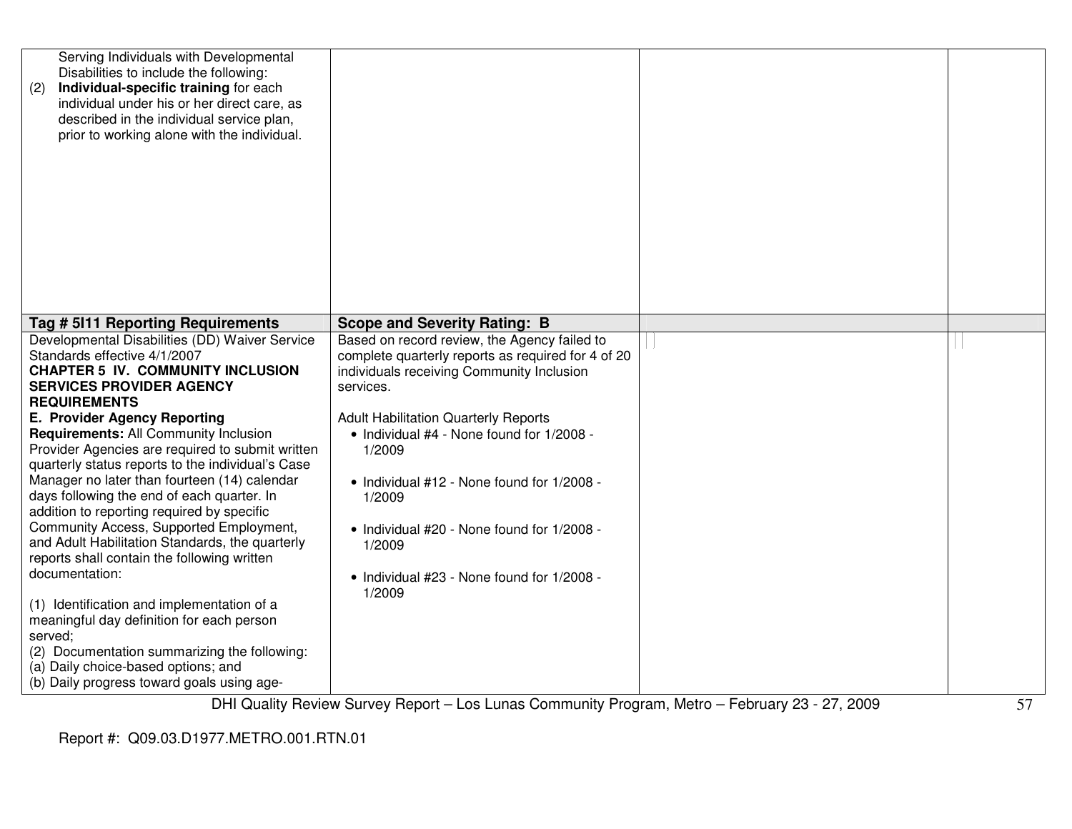| | | | |
|---|---|---|---|
| Serving Individuals with Developmental Disabilities to include the following:<br>(2) **Individual-specific training** for each individual under his or her direct care, as described in the individual service plan, prior to working alone with the individual. | | | |
| **Tag # 5I11 Reporting Requirements** | **Scope and Severity Rating: B** | | |
| Developmental Disabilities (DD) Waiver Service Standards effective 4/1/2007<br>**CHAPTER 5 IV. COMMUNITY INCLUSION SERVICES PROVIDER AGENCY REQUIREMENTS**<br>**E. Provider Agency Reporting Requirements:** All Community Inclusion Provider Agencies are required to submit written quarterly status reports to the individual's Case Manager no later than fourteen (14) calendar days following the end of each quarter. In addition to reporting required by specific Community Access, Supported Employment, and Adult Habilitation Standards, the quarterly reports shall contain the following written documentation:<br><br>(1) Identification and implementation of a meaningful day definition for each person served;<br>(2) Documentation summarizing the following:<br>(a) Daily choice-based options; and<br>(b) Daily progress toward goals using age- | Based on record review, the Agency failed to complete quarterly reports as required for 4 of 20 individuals receiving Community Inclusion services.<br><br>Adult Habilitation Quarterly Reports<br>• Individual #4 - None found for 1/2008 - 1/2009<br><br>• Individual #12 - None found for 1/2008 - 1/2009<br><br>• Individual #20 - None found for 1/2008 - 1/2009<br><br>• Individual #23 - None found for 1/2008 - 1/2009 | | |

Report #: Q09.03.D1977.METRO.001.RTN.01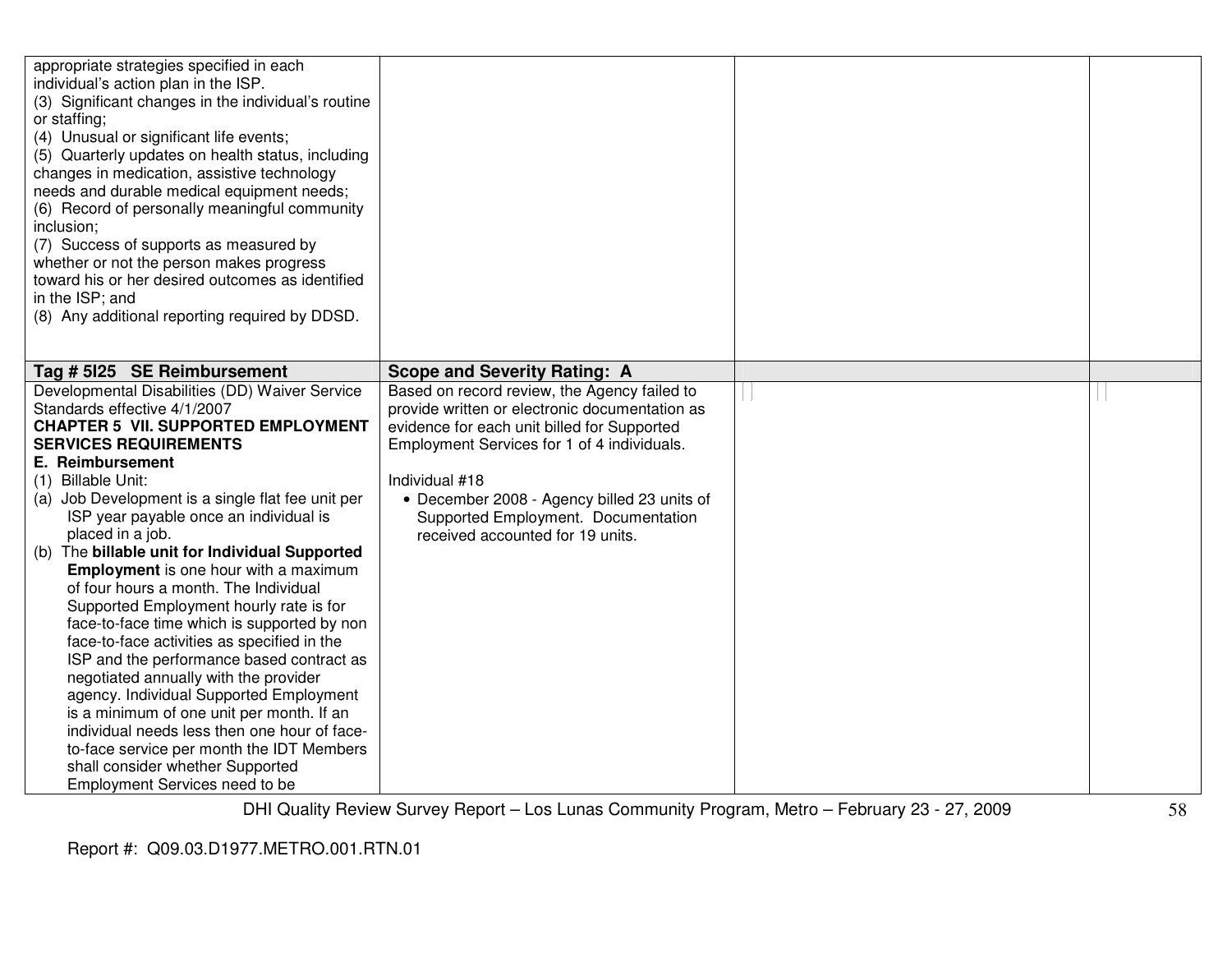| | | | |
|---|---|---|---|
| appropriate strategies specified in each individual's action plan in the ISP.<br>(3) Significant changes in the individual's routine or staffing;<br>(4) Unusual or significant life events;<br>(5) Quarterly updates on health status, including changes in medication, assistive technology needs and durable medical equipment needs;<br>(6) Record of personally meaningful community inclusion;<br>(7) Success of supports as measured by whether or not the person makes progress toward his or her desired outcomes as identified in the ISP; and<br>(8) Any additional reporting required by DDSD. | | | |
| **Tag # 5I25 SE Reimbursement** | **Scope and Severity Rating: A** | | |
| Developmental Disabilities (DD) Waiver Service Standards effective 4/1/2007<br>**CHAPTER 5 VII. SUPPORTED EMPLOYMENT SERVICES REQUIREMENTS**<br>**E. Reimbursement**<br>(1) Billable Unit:<br>(a) Job Development is a single flat fee unit per ISP year payable once an individual is placed in a job.<br>(b) The **billable unit for Individual Supported Employment** is one hour with a maximum of four hours a month. The Individual Supported Employment hourly rate is for face-to-face time which is supported by non face-to-face activities as specified in the ISP and the performance based contract as negotiated annually with the provider agency. Individual Supported Employment is a minimum of one unit per month. If an individual needs less then one hour of face-to-face service per month the IDT Members shall consider whether Supported Employment Services need to be | Based on record review, the Agency failed to provide written or electronic documentation as evidence for each unit billed for Supported Employment Services for 1 of 4 individuals.<br><br>Individual #18<br>• December 2008 - Agency billed 23 units of Supported Employment. Documentation received accounted for 19 units. | | |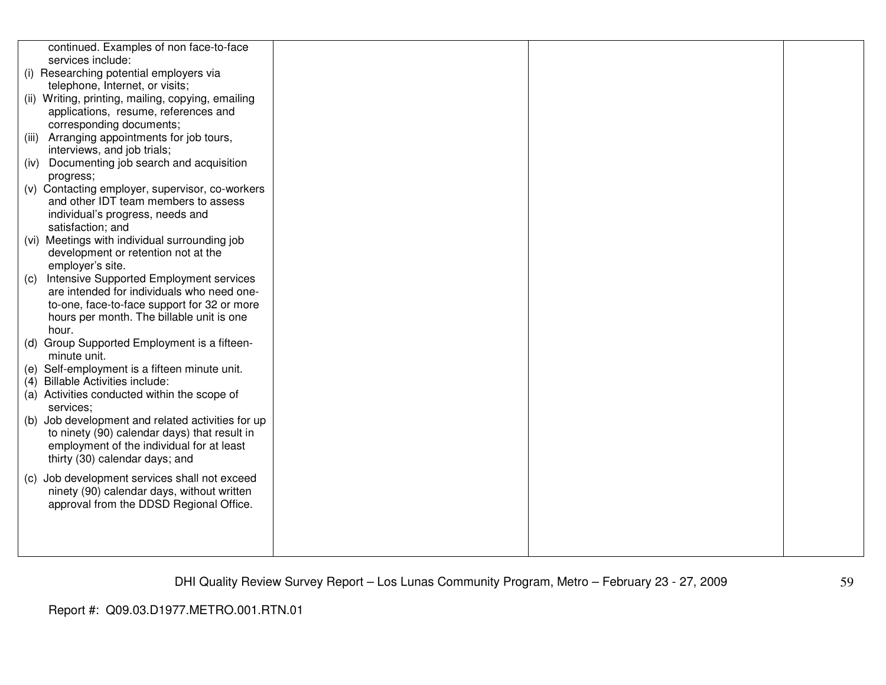| | | | |
|---|---|---|---|
| continued. Examples of non face-to-face services include:<br>(i) Researching potential employers via telephone, Internet, or visits;<br>(ii) Writing, printing, mailing, copying, emailing applications, resume, references and corresponding documents;<br>(iii) Arranging appointments for job tours, interviews, and job trials;<br>(iv) Documenting job search and acquisition progress;<br>(v) Contacting employer, supervisor, co-workers and other IDT team members to assess individual's progress, needs and satisfaction; and<br>(vi) Meetings with individual surrounding job development or retention not at the employer's site.<br>(c) Intensive Supported Employment services are intended for individuals who need one-to-one, face-to-face support for 32 or more hours per month. The billable unit is one hour.<br>(d) Group Supported Employment is a fifteen-minute unit.<br>(e) Self-employment is a fifteen minute unit.<br>(4) Billable Activities include:<br>(a) Activities conducted within the scope of services;<br>(b) Job development and related activities for up to ninety (90) calendar days) that result in employment of the individual for at least thirty (30) calendar days; and<br>(c) Job development services shall not exceed ninety (90) calendar days, without written approval from the DDSD Regional Office. | | | |

DHI Quality Review Survey Report – Los Lunas Community Program, Metro – February 23 - 27, 2009

Report #: Q09.03.D1977.METRO.001.RTN.01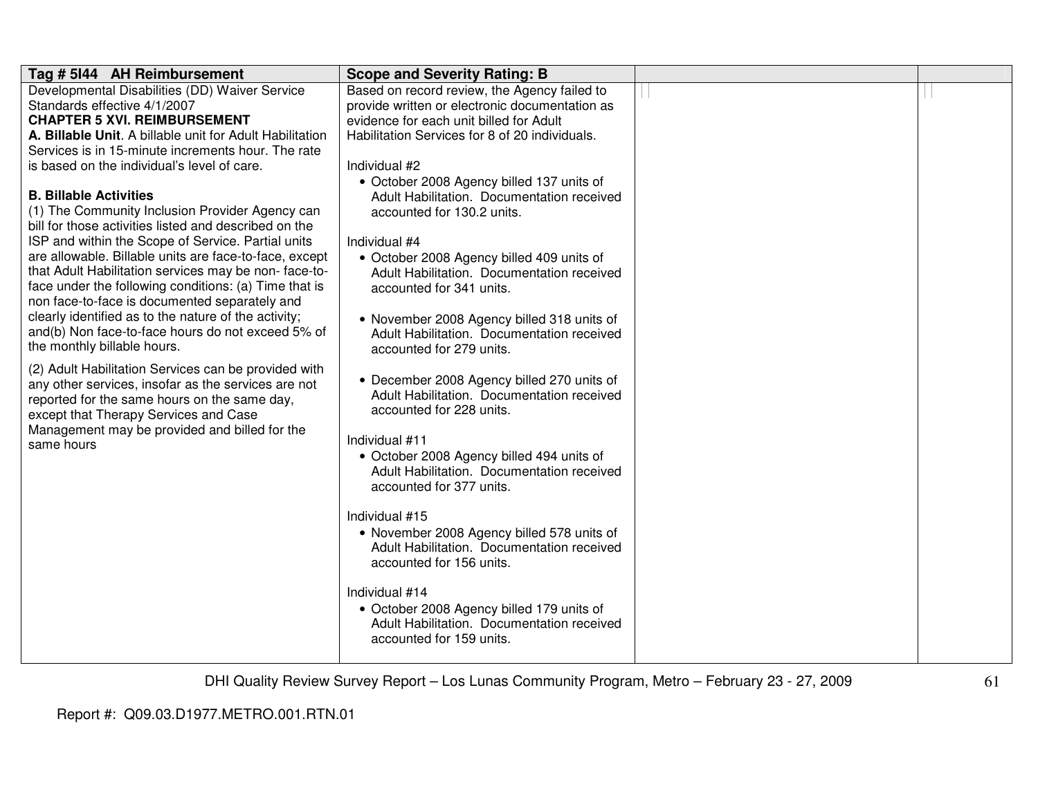| Tag # 5I44 AH Reimbursement | Scope and Severity Rating: B | | |
|---|---|---|---|
| Developmental Disabilities (DD) Waiver Service Standards effective 4/1/2007<br>**CHAPTER 5 XVI. REIMBURSEMENT**<br>**A. Billable Unit**. A billable unit for Adult Habilitation Services is in 15-minute increments hour. The rate is based on the individual's level of care.<br><br>**B. Billable Activities**<br>(1) The Community Inclusion Provider Agency can bill for those activities listed and described on the ISP and within the Scope of Service. Partial units are allowable. Billable units are face-to-face, except that Adult Habilitation services may be non- face-to-face under the following conditions: (a) Time that is non face-to-face is documented separately and clearly identified as to the nature of the activity; and(b) Non face-to-face hours do not exceed 5% of the monthly billable hours.<br><br>(2) Adult Habilitation Services can be provided with any other services, insofar as the services are not reported for the same hours on the same day, except that Therapy Services and Case Management may be provided and billed for the same hours | Based on record review, the Agency failed to provide written or electronic documentation as evidence for each unit billed for Adult Habilitation Services for 8 of 20 individuals.<br><br>Individual #2<br>• October 2008 Agency billed 137 units of Adult Habilitation. Documentation received accounted for 130.2 units.<br><br>Individual #4<br>• October 2008 Agency billed 409 units of Adult Habilitation. Documentation received accounted for 341 units.<br><br>• November 2008 Agency billed 318 units of Adult Habilitation. Documentation received accounted for 279 units.<br><br>• December 2008 Agency billed 270 units of Adult Habilitation. Documentation received accounted for 228 units.<br><br>Individual #11<br>• October 2008 Agency billed 494 units of Adult Habilitation. Documentation received accounted for 377 units.<br><br>Individual #15<br>• November 2008 Agency billed 578 units of Adult Habilitation. Documentation received accounted for 156 units.<br><br>Individual #14<br>• October 2008 Agency billed 179 units of Adult Habilitation. Documentation received accounted for 159 units. | | |

DHI Quality Review Survey Report – Los Lunas Community Program, Metro – February 23 - 27, 2009

Report #: Q09.03.D1977.METRO.001.RTN.01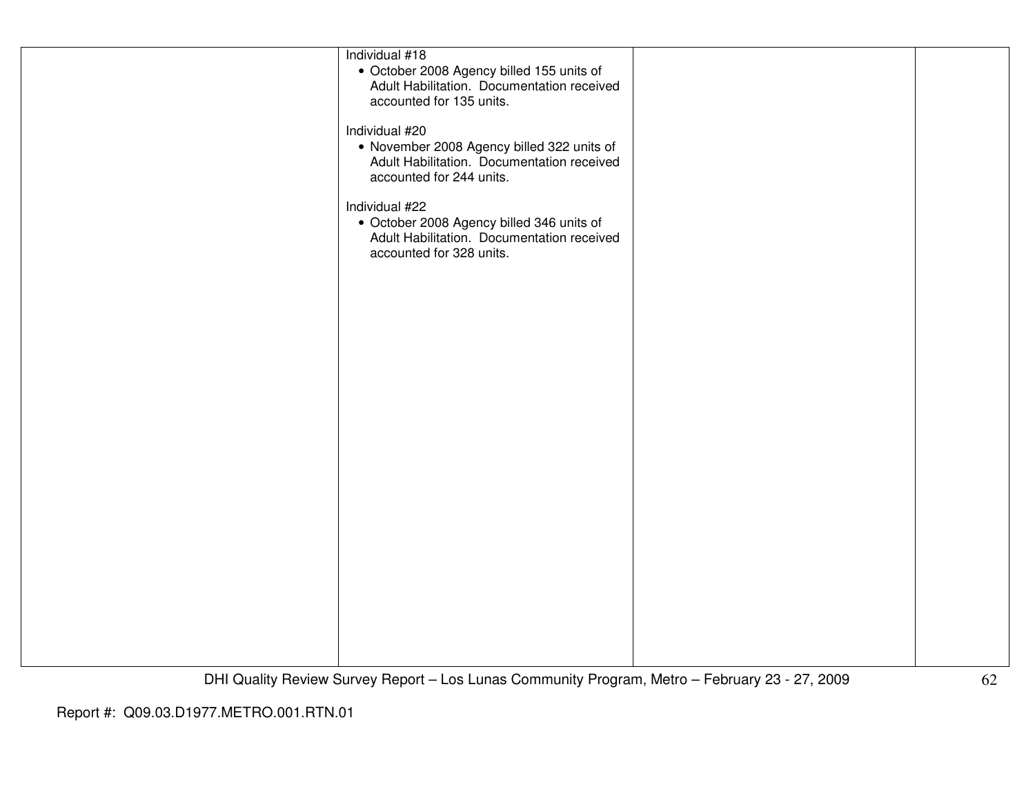| | | | |
|---|---|---|---|
| | Individual #18<br>• October 2008 Agency billed 155 units of Adult Habilitation. Documentation received accounted for 135 units.<br><br>Individual #20<br>• November 2008 Agency billed 322 units of Adult Habilitation. Documentation received accounted for 244 units.<br><br>Individual #22<br>• October 2008 Agency billed 346 units of Adult Habilitation. Documentation received accounted for 328 units. | | |

Report #: Q09.03.D1977.METRO.001.RTN.01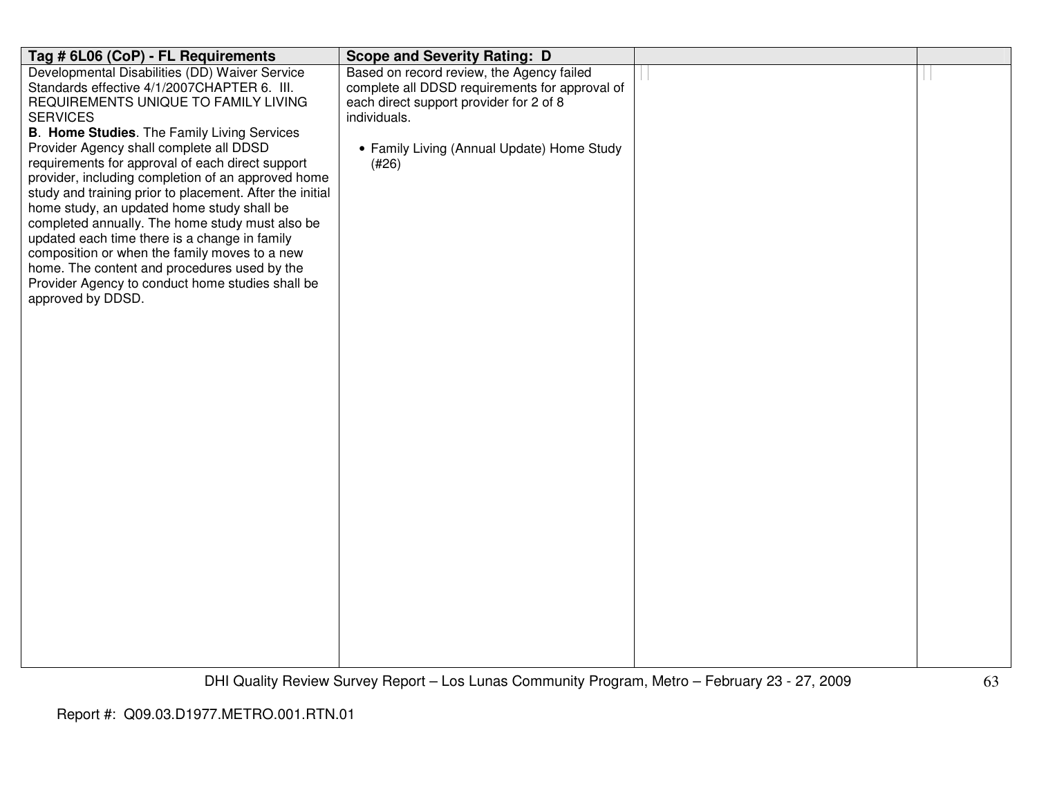| Tag # 6L06 (CoP) - FL Requirements | Scope and Severity Rating: D | | |
|---|---|---|---|
| Developmental Disabilities (DD) Waiver Service Standards effective 4/1/2007CHAPTER 6. III. REQUIREMENTS UNIQUE TO FAMILY LIVING SERVICES<br>**B**. **Home Studies**. The Family Living Services Provider Agency shall complete all DDSD requirements for approval of each direct support provider, including completion of an approved home study and training prior to placement. After the initial home study, an updated home study shall be completed annually. The home study must also be updated each time there is a change in family composition or when the family moves to a new home. The content and procedures used by the Provider Agency to conduct home studies shall be approved by DDSD. | Based on record review, the Agency failed complete all DDSD requirements for approval of each direct support provider for 2 of 8 individuals.<br><br>• Family Living (Annual Update) Home Study (#26) | | |

Report #: Q09.03.D1977.METRO.001.RTN.01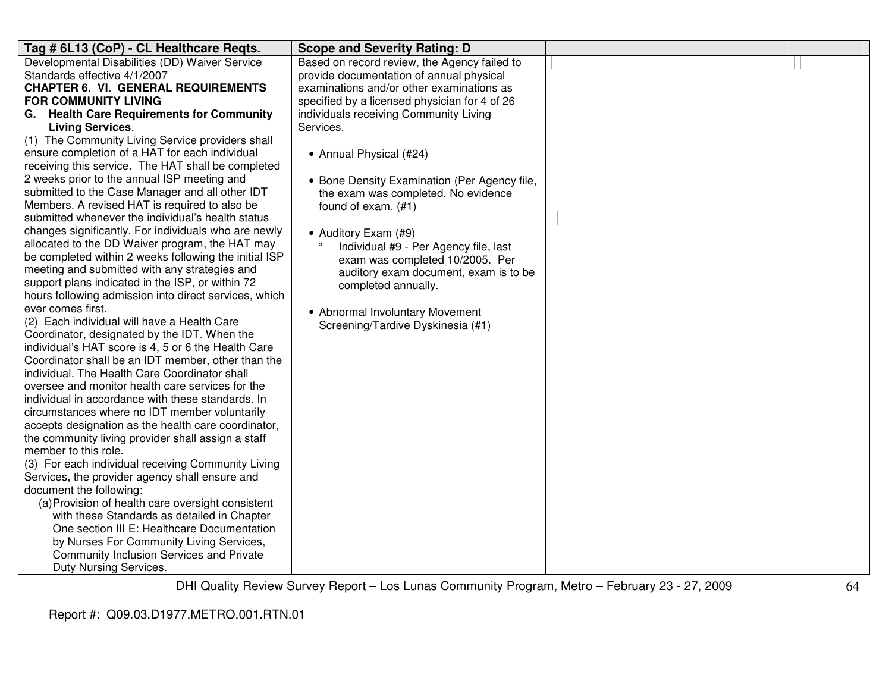| Tag # 6L13 (CoP) - CL Healthcare Reqts. | Scope and Severity Rating: D | | |
|---|---|---|---|
| Developmental Disabilities (DD) Waiver Service Standards effective 4/1/2007<br>**CHAPTER 6. VI. GENERAL REQUIREMENTS FOR COMMUNITY LIVING**<br>**G. Health Care Requirements for Community Living Services**.<br>(1) The Community Living Service providers shall ensure completion of a HAT for each individual receiving this service. The HAT shall be completed 2 weeks prior to the annual ISP meeting and submitted to the Case Manager and all other IDT Members. A revised HAT is required to also be submitted whenever the individual's health status changes significantly. For individuals who are newly allocated to the DD Waiver program, the HAT may be completed within 2 weeks following the initial ISP meeting and submitted with any strategies and support plans indicated in the ISP, or within 72 hours following admission into direct services, which ever comes first.<br>(2) Each individual will have a Health Care Coordinator, designated by the IDT. When the individual's HAT score is 4, 5 or 6 the Health Care Coordinator shall be an IDT member, other than the individual. The Health Care Coordinator shall oversee and monitor health care services for the individual in accordance with these standards. In circumstances where no IDT member voluntarily accepts designation as the health care coordinator, the community living provider shall assign a staff member to this role.<br>(3) For each individual receiving Community Living Services, the provider agency shall ensure and document the following:<br>(a) Provision of health care oversight consistent with these Standards as detailed in Chapter One section III E: Healthcare Documentation by Nurses For Community Living Services, Community Inclusion Services and Private Duty Nursing Services. | Based on record review, the Agency failed to provide documentation of annual physical examinations and/or other examinations as specified by a licensed physician for 4 of 26 individuals receiving Community Living Services.<br><br>• Annual Physical (#24)<br><br>• Bone Density Examination (Per Agency file, the exam was completed. No evidence found of exam. (#1)<br><br>• Auditory Exam (#9)<br>&nbsp;&nbsp;° Individual #9 - Per Agency file, last exam was completed 10/2005. Per auditory exam document, exam is to be completed annually.<br><br>• Abnormal Involuntary Movement Screening/Tardive Dyskinesia (#1) | | |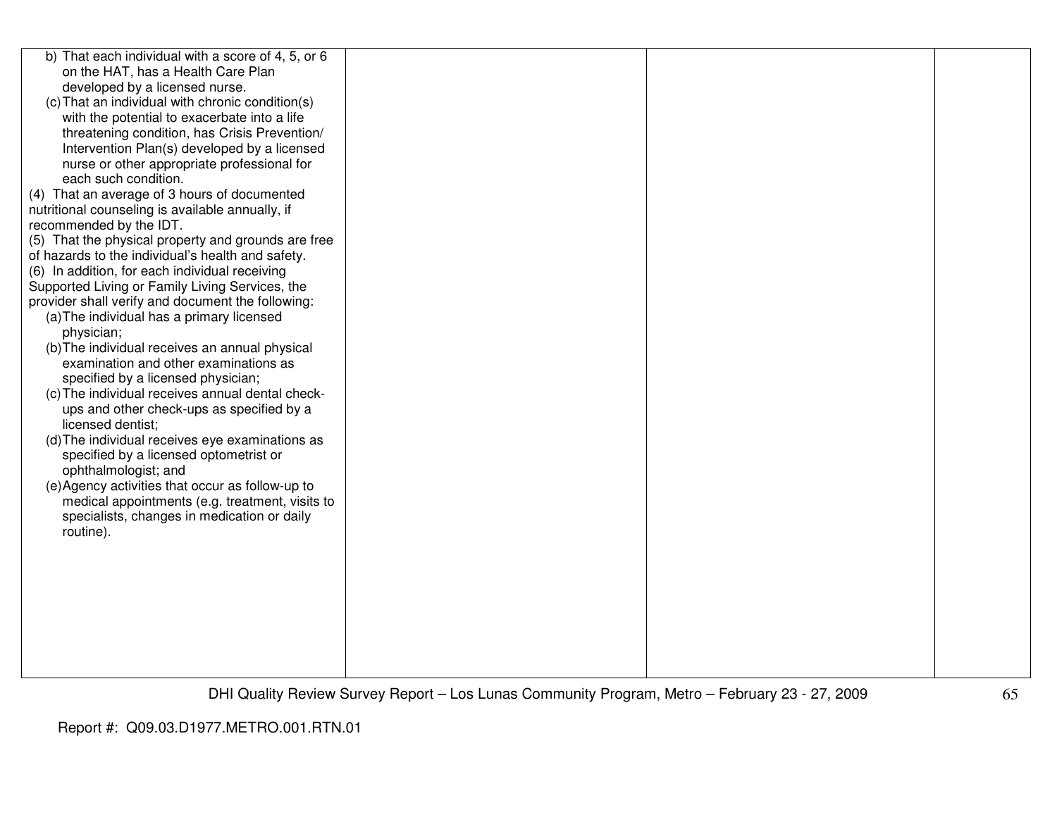| | | | |
|---|---|---|---|
| b) That each individual with a score of 4, 5, or 6 on the HAT, has a Health Care Plan developed by a licensed nurse.<br>(c) That an individual with chronic condition(s) with the potential to exacerbate into a life threatening condition, has Crisis Prevention/ Intervention Plan(s) developed by a licensed nurse or other appropriate professional for each such condition.<br>(4) That an average of 3 hours of documented nutritional counseling is available annually, if recommended by the IDT.<br>(5) That the physical property and grounds are free of hazards to the individual's health and safety.<br>(6) In addition, for each individual receiving Supported Living or Family Living Services, the provider shall verify and document the following:<br>(a) The individual has a primary licensed physician;<br>(b) The individual receives an annual physical examination and other examinations as specified by a licensed physician;<br>(c) The individual receives annual dental check-ups and other check-ups as specified by a licensed dentist;<br>(d) The individual receives eye examinations as specified by a licensed optometrist or ophthalmologist; and<br>(e) Agency activities that occur as follow-up to medical appointments (e.g. treatment, visits to specialists, changes in medication or daily routine). | | | |

DHI Quality Review Survey Report – Los Lunas Community Program, Metro – February 23 - 27, 2009

Report #: Q09.03.D1977.METRO.001.RTN.01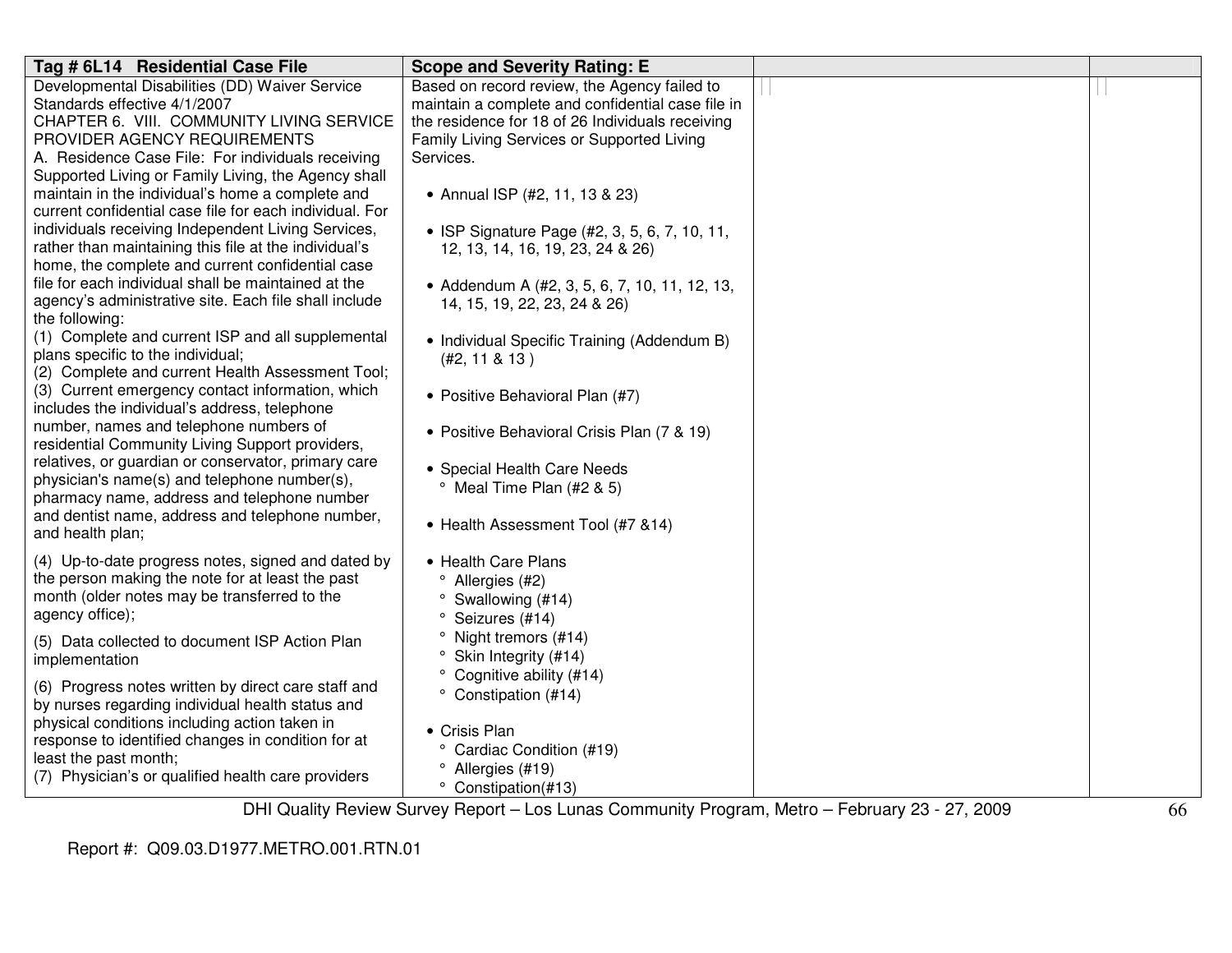| Tag # 6L14 Residential Case File | Scope and Severity Rating: E | | |
|---|---|---|---|
| Developmental Disabilities (DD) Waiver Service Standards effective 4/1/2007<br>CHAPTER 6. VIII. COMMUNITY LIVING SERVICE PROVIDER AGENCY REQUIREMENTS<br>A. Residence Case File: For individuals receiving Supported Living or Family Living, the Agency shall maintain in the individual's home a complete and current confidential case file for each individual. For individuals receiving Independent Living Services, rather than maintaining this file at the individual's home, the complete and current confidential case file for each individual shall be maintained at the agency's administrative site. Each file shall include the following:<br>(1) Complete and current ISP and all supplemental plans specific to the individual;<br>(2) Complete and current Health Assessment Tool;<br>(3) Current emergency contact information, which includes the individual's address, telephone number, names and telephone numbers of residential Community Living Support providers, relatives, or guardian or conservator, primary care physician's name(s) and telephone number(s), pharmacy name, address and telephone number and dentist name, address and telephone number, and health plan;<br>(4) Up-to-date progress notes, signed and dated by the person making the note for at least the past month (older notes may be transferred to the agency office);<br>(5) Data collected to document ISP Action Plan implementation<br>(6) Progress notes written by direct care staff and by nurses regarding individual health status and physical conditions including action taken in response to identified changes in condition for at least the past month;<br>(7) Physician's or qualified health care providers | Based on record review, the Agency failed to maintain a complete and confidential case file in the residence for 18 of 26 Individuals receiving Family Living Services or Supported Living Services.<br><br>• Annual ISP (#2, 11, 13 & 23)<br><br>• ISP Signature Page (#2, 3, 5, 6, 7, 10, 11, 12, 13, 14, 16, 19, 23, 24 & 26)<br><br>• Addendum A (#2, 3, 5, 6, 7, 10, 11, 12, 13, 14, 15, 19, 22, 23, 24 & 26)<br><br>• Individual Specific Training (Addendum B) (#2, 11 & 13 )<br><br>• Positive Behavioral Plan (#7)<br><br>• Positive Behavioral Crisis Plan (7 & 19)<br><br>• Special Health Care Needs<br>° Meal Time Plan (#2 & 5)<br><br>• Health Assessment Tool (#7 &14)<br><br>• Health Care Plans<br>° Allergies (#2)<br>° Swallowing (#14)<br>° Seizures (#14)<br>° Night tremors (#14)<br>° Skin Integrity (#14)<br>° Cognitive ability (#14)<br>° Constipation (#14)<br><br>• Crisis Plan<br>° Cardiac Condition (#19)<br>° Allergies (#19)<br>° Constipation(#13) | | |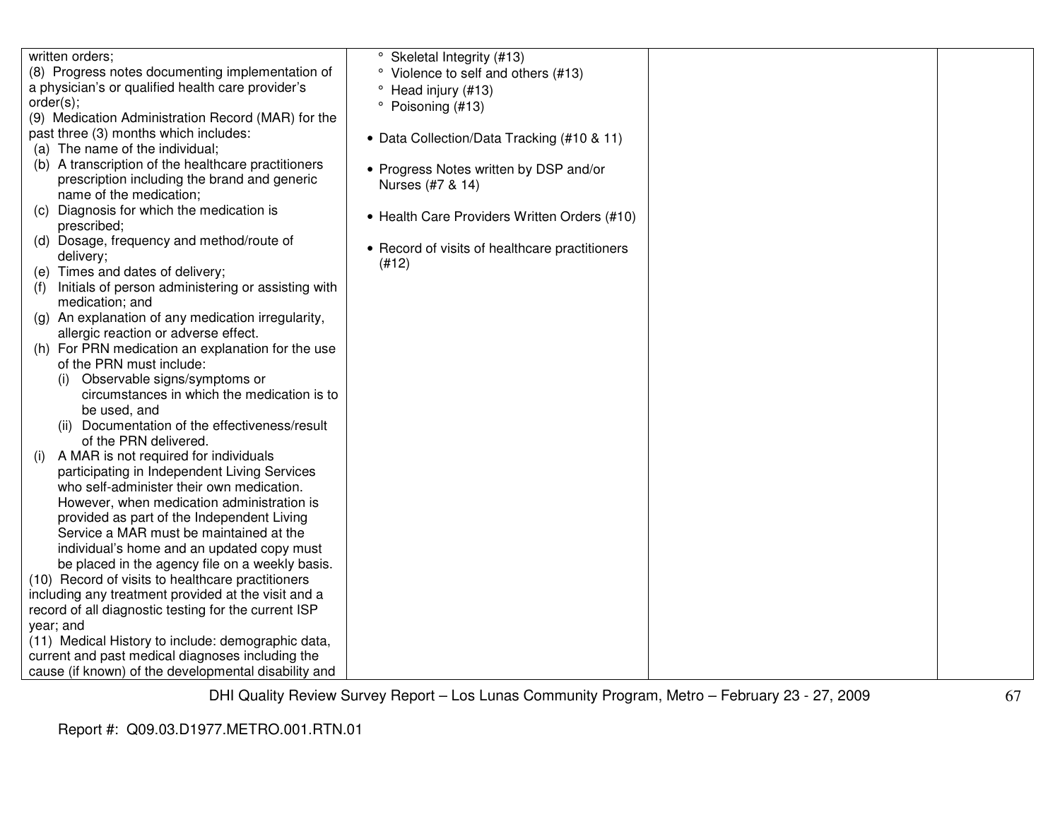| | | | |
|---|---|---|---|
| written orders;<br>(8) Progress notes documenting implementation of a physician's or qualified health care provider's order(s);<br>(9) Medication Administration Record (MAR) for the past three (3) months which includes:<br>(a) The name of the individual;<br>(b) A transcription of the healthcare practitioners prescription including the brand and generic name of the medication;<br>(c) Diagnosis for which the medication is prescribed;<br>(d) Dosage, frequency and method/route of delivery;<br>(e) Times and dates of delivery;<br>(f) Initials of person administering or assisting with medication; and<br>(g) An explanation of any medication irregularity, allergic reaction or adverse effect.<br>(h) For PRN medication an explanation for the use of the PRN must include:<br>(i) Observable signs/symptoms or circumstances in which the medication is to be used, and<br>(ii) Documentation of the effectiveness/result of the PRN delivered.<br>(i) A MAR is not required for individuals participating in Independent Living Services who self-administer their own medication. However, when medication administration is provided as part of the Independent Living Service a MAR must be maintained at the individual's home and an updated copy must be placed in the agency file on a weekly basis.<br>(10) Record of visits to healthcare practitioners including any treatment provided at the visit and a record of all diagnostic testing for the current ISP year; and<br>(11) Medical History to include: demographic data, current and past medical diagnoses including the cause (if known) of the developmental disability and | ° Skeletal Integrity (#13)<br>° Violence to self and others (#13)<br>° Head injury (#13)<br>° Poisoning (#13)<br><br>• Data Collection/Data Tracking (#10 & 11)<br><br>• Progress Notes written by DSP and/or Nurses (#7 & 14)<br><br>• Health Care Providers Written Orders (#10)<br><br>• Record of visits of healthcare practitioners (#12) | | |

Report #: Q09.03.D1977.METRO.001.RTN.01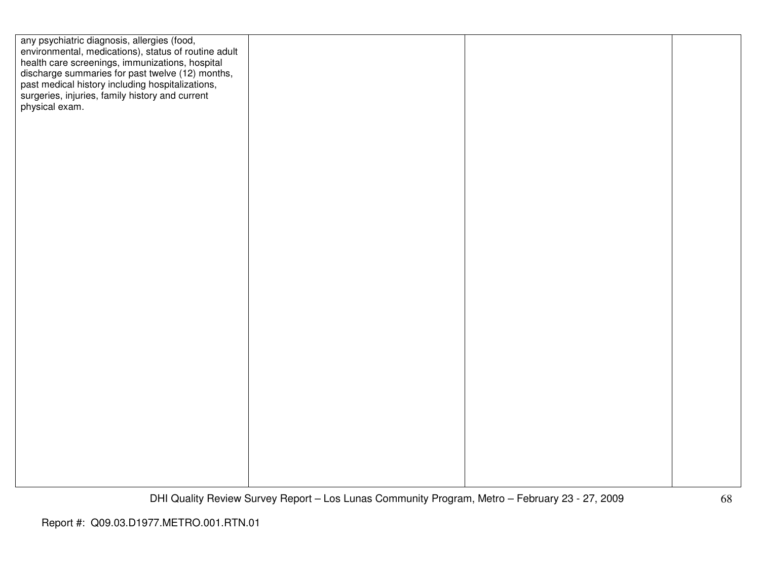| | | | |
|---|---|---|---|
| any psychiatric diagnosis, allergies (food, environmental, medications), status of routine adult health care screenings, immunizations, hospital discharge summaries for past twelve (12) months, past medical history including hospitalizations, surgeries, injuries, family history and current physical exam. | | | |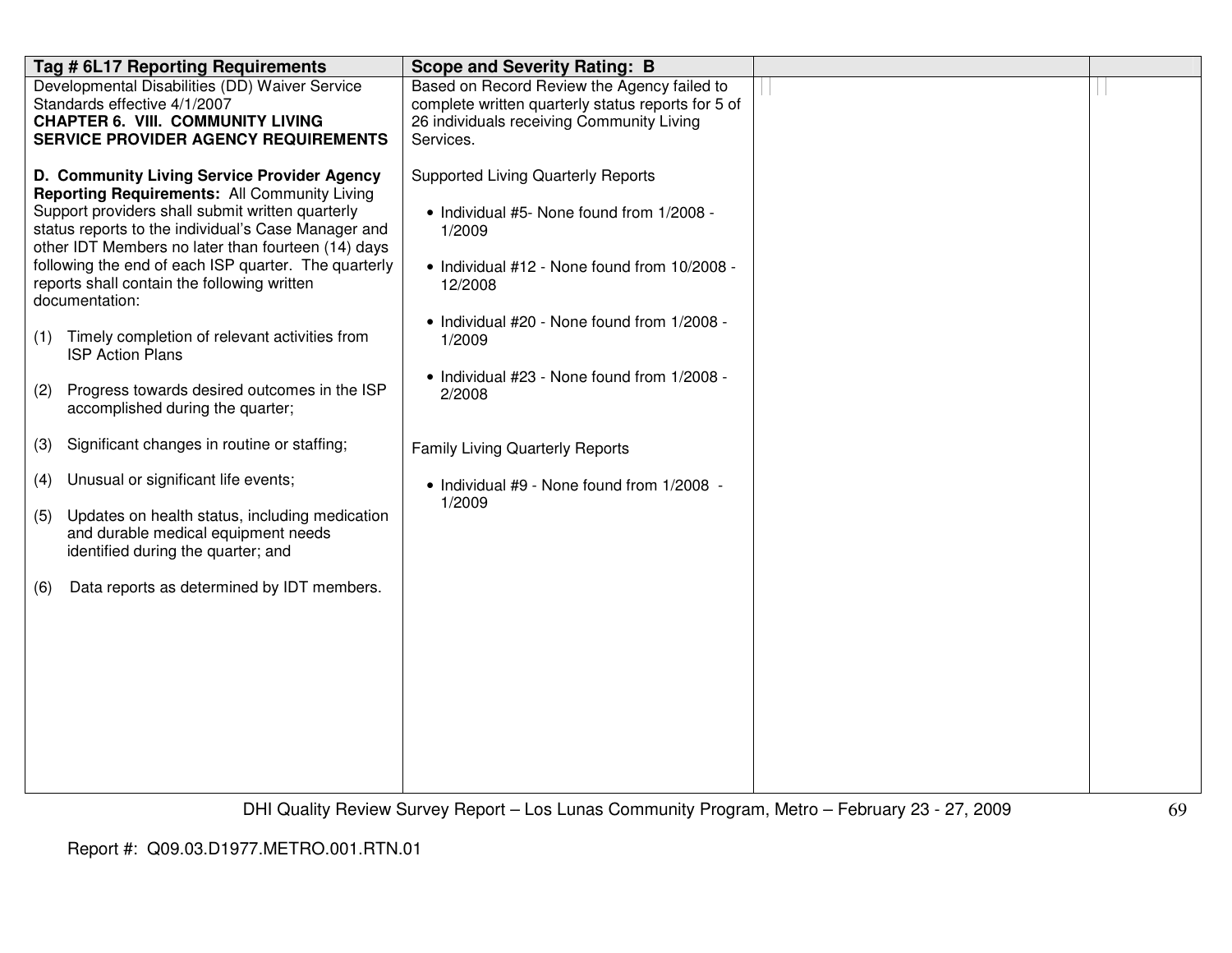| Tag # 6L17 Reporting Requirements | Scope and Severity Rating: B | | |
|---|---|---|---|
| Developmental Disabilities (DD) Waiver Service Standards effective 4/1/2007<br>**CHAPTER 6. VIII. COMMUNITY LIVING SERVICE PROVIDER AGENCY REQUIREMENTS**<br><br>**D. Community Living Service Provider Agency Reporting Requirements:** All Community Living Support providers shall submit written quarterly status reports to the individual's Case Manager and other IDT Members no later than fourteen (14) days following the end of each ISP quarter. The quarterly reports shall contain the following written documentation:<br><br>(1) Timely completion of relevant activities from ISP Action Plans<br><br>(2) Progress towards desired outcomes in the ISP accomplished during the quarter;<br><br>(3) Significant changes in routine or staffing;<br><br>(4) Unusual or significant life events;<br><br>(5) Updates on health status, including medication and durable medical equipment needs identified during the quarter; and<br><br>(6) Data reports as determined by IDT members. | Based on Record Review the Agency failed to complete written quarterly status reports for 5 of 26 individuals receiving Community Living Services.<br><br>Supported Living Quarterly Reports<br><br>• Individual #5- None found from 1/2008 - 1/2009<br><br>• Individual #12 - None found from 10/2008 - 12/2008<br><br>• Individual #20 - None found from 1/2008 - 1/2009<br><br>• Individual #23 - None found from 1/2008 - 2/2008<br><br>Family Living Quarterly Reports<br><br>• Individual #9 - None found from 1/2008 - 1/2009 | | |

DHI Quality Review Survey Report – Los Lunas Community Program, Metro – February 23 - 27, 2009

Report #: Q09.03.D1977.METRO.001.RTN.01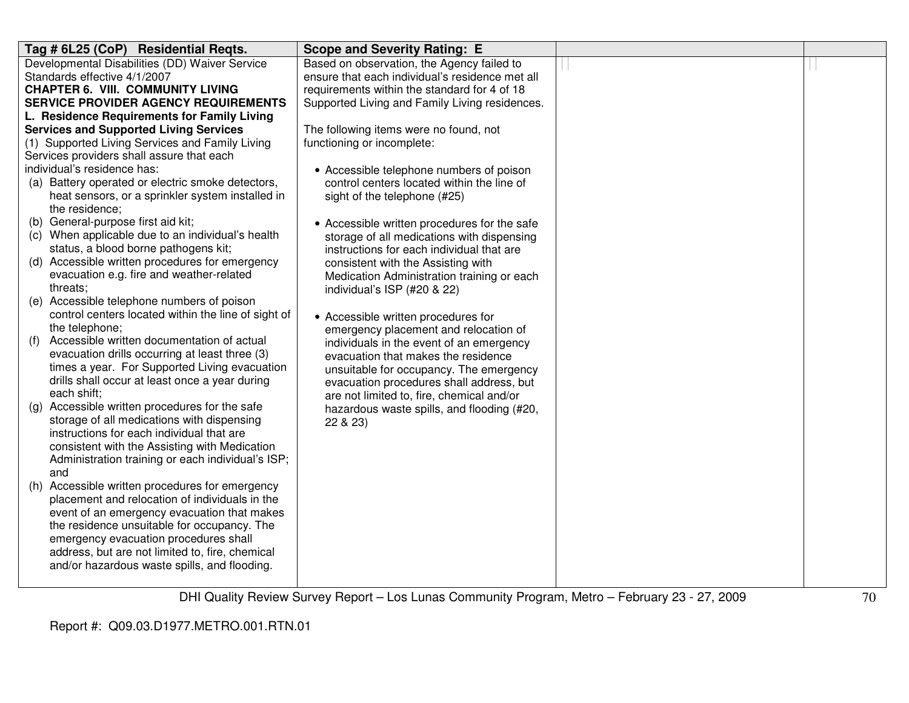| Tag # 6L25 (CoP) Residential Reqts. | Scope and Severity Rating: E | | |
|---|---|---|---|
| Developmental Disabilities (DD) Waiver Service Standards effective 4/1/2007<br>**CHAPTER 6. VIII. COMMUNITY LIVING SERVICE PROVIDER AGENCY REQUIREMENTS**<br>**L. Residence Requirements for Family Living Services and Supported Living Services**<br>(1) Supported Living Services and Family Living Services providers shall assure that each individual's residence has:<br>(a) Battery operated or electric smoke detectors, heat sensors, or a sprinkler system installed in the residence;<br>(b) General-purpose first aid kit;<br>(c) When applicable due to an individual's health status, a blood borne pathogens kit;<br>(d) Accessible written procedures for emergency evacuation e.g. fire and weather-related threats;<br>(e) Accessible telephone numbers of poison control centers located within the line of sight of the telephone;<br>(f) Accessible written documentation of actual evacuation drills occurring at least three (3) times a year. For Supported Living evacuation drills shall occur at least once a year during each shift;<br>(g) Accessible written procedures for the safe storage of all medications with dispensing instructions for each individual that are consistent with the Assisting with Medication Administration training or each individual's ISP; and<br>(h) Accessible written procedures for emergency placement and relocation of individuals in the event of an emergency evacuation that makes the residence unsuitable for occupancy. The emergency evacuation procedures shall address, but are not limited to, fire, chemical and/or hazardous waste spills, and flooding. | Based on observation, the Agency failed to ensure that each individual's residence met all requirements within the standard for 4 of 18 Supported Living and Family Living residences.<br><br>The following items were no found, not functioning or incomplete:<br><br>• Accessible telephone numbers of poison control centers located within the line of sight of the telephone (#25)<br><br>• Accessible written procedures for the safe storage of all medications with dispensing instructions for each individual that are consistent with the Assisting with Medication Administration training or each individual's ISP (#20 & 22)<br><br>• Accessible written procedures for emergency placement and relocation of individuals in the event of an emergency evacuation that makes the residence unsuitable for occupancy. The emergency evacuation procedures shall address, but are not limited to, fire, chemical and/or hazardous waste spills, and flooding (#20, 22 & 23) | | |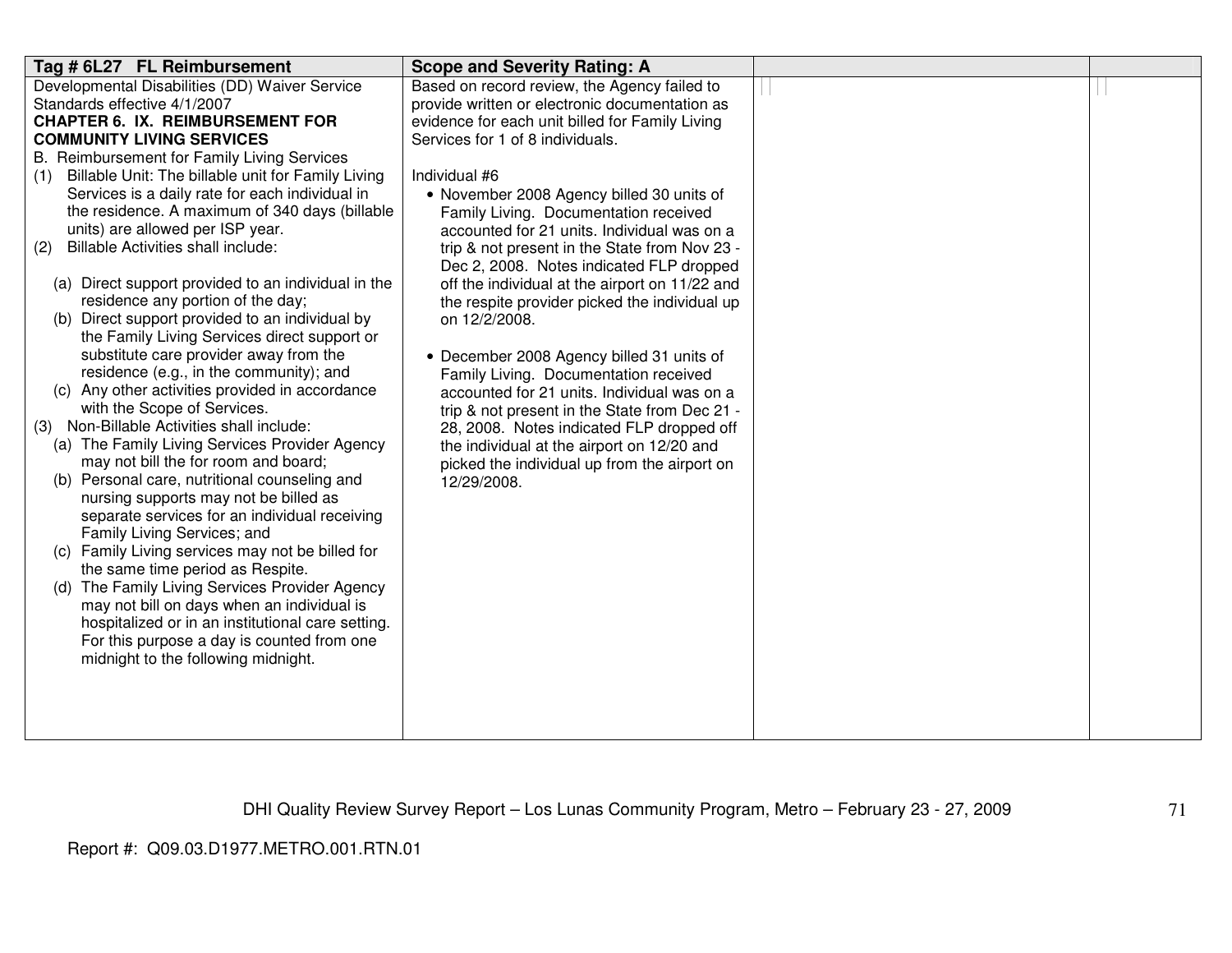| Tag # 6L27 FL Reimbursement | Scope and Severity Rating: A | | |
|---|---|---|---|
| Developmental Disabilities (DD) Waiver Service Standards effective 4/1/2007<br>**CHAPTER 6. IX. REIMBURSEMENT FOR COMMUNITY LIVING SERVICES**<br>B. Reimbursement for Family Living Services<br>(1) Billable Unit: The billable unit for Family Living Services is a daily rate for each individual in the residence. A maximum of 340 days (billable units) are allowed per ISP year.<br>(2) Billable Activities shall include:<br>(a) Direct support provided to an individual in the residence any portion of the day;<br>(b) Direct support provided to an individual by the Family Living Services direct support or substitute care provider away from the residence (e.g., in the community); and<br>(c) Any other activities provided in accordance with the Scope of Services.<br>(3) Non-Billable Activities shall include:<br>(a) The Family Living Services Provider Agency may not bill the for room and board;<br>(b) Personal care, nutritional counseling and nursing supports may not be billed as separate services for an individual receiving Family Living Services; and<br>(c) Family Living services may not be billed for the same time period as Respite.<br>(d) The Family Living Services Provider Agency may not bill on days when an individual is hospitalized or in an institutional care setting. For this purpose a day is counted from one midnight to the following midnight. | Based on record review, the Agency failed to provide written or electronic documentation as evidence for each unit billed for Family Living Services for 1 of 8 individuals.<br><br>Individual #6<br>• November 2008 Agency billed 30 units of Family Living. Documentation received accounted for 21 units. Individual was on a trip & not present in the State from Nov 23 - Dec 2, 2008. Notes indicated FLP dropped off the individual at the airport on 11/22 and the respite provider picked the individual up on 12/2/2008.<br><br>• December 2008 Agency billed 31 units of Family Living. Documentation received accounted for 21 units. Individual was on a trip & not present in the State from Dec 21 - 28, 2008. Notes indicated FLP dropped off the individual at the airport on 12/20 and picked the individual up from the airport on 12/29/2008. | | |

Report #: Q09.03.D1977.METRO.001.RTN.01